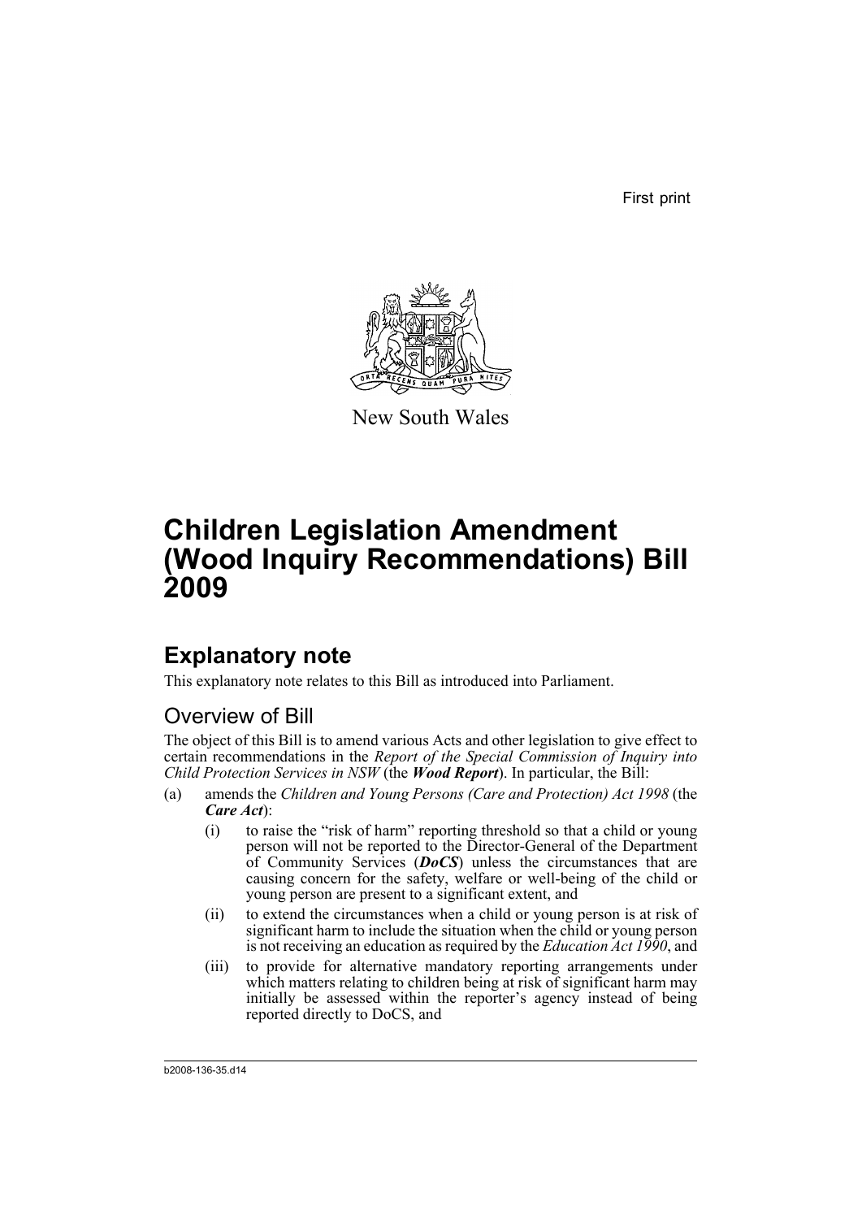First print

New South Wales

# Children Legislation Amendment (Wood Inquiry Recommendations) Bill 2009

## Explanatory note

This explanatory note relates to this Bill as introduced into Parliament.

### Overview of Bill

The object of this Bill is to amend various Acts and other legislation to give effect to certain recommendations in the *Report of the Special Commission of Inquiry into Child Protection Services in NSW* (the ***Wood Report***). In particular, the Bill:

(a) amends the *Children and Young Persons (Care and Protection) Act 1998* (the ***Care Act***):

   (i) to raise the "risk of harm" reporting threshold so that a child or young person will not be reported to the Director-General of the Department of Community Services (***DoCS***) unless the circumstances that are causing concern for the safety, welfare or well-being of the child or young person are present to a significant extent, and

   (ii) to extend the circumstances when a child or young person is at risk of significant harm to include the situation when the child or young person is not receiving an education as required by the *Education Act 1990*, and

   (iii) to provide for alternative mandatory reporting arrangements under which matters relating to children being at risk of significant harm may initially be assessed within the reporter's agency instead of being reported directly to DoCS, and

b2008-136-35.d14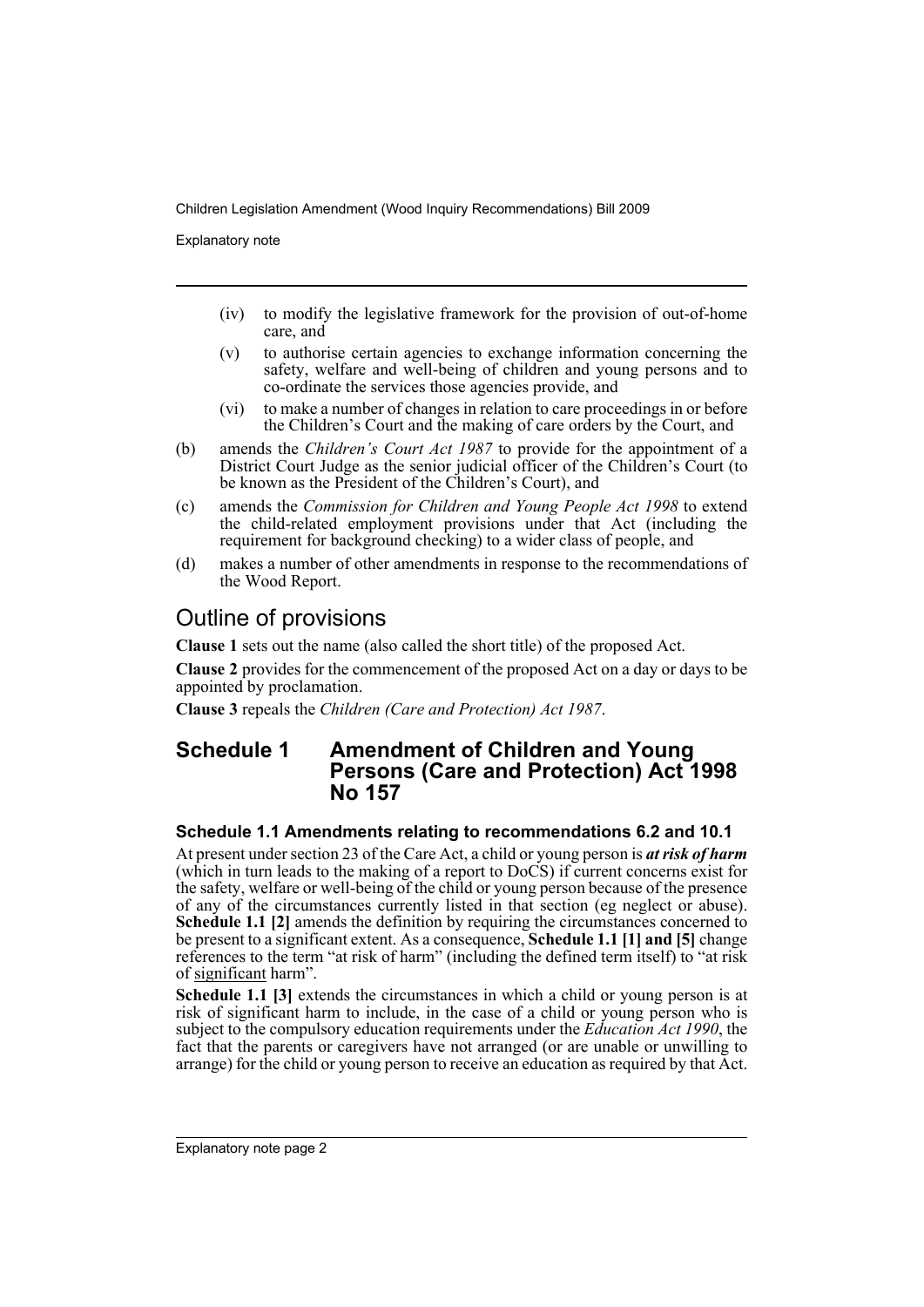(iv) to modify the legislative framework for the provision of out-of-home care, and

(v) to authorise certain agencies to exchange information concerning the safety, welfare and well-being of children and young persons and to co-ordinate the services those agencies provide, and

(vi) to make a number of changes in relation to care proceedings in or before the Children's Court and the making of care orders by the Court, and

(b) amends the *Children's Court Act 1987* to provide for the appointment of a District Court Judge as the senior judicial officer of the Children's Court (to be known as the President of the Children's Court), and

(c) amends the *Commission for Children and Young People Act 1998* to extend the child-related employment provisions under that Act (including the requirement for background checking) to a wider class of people, and

(d) makes a number of other amendments in response to the recommendations of the Wood Report.

## Outline of provisions

**Clause 1** sets out the name (also called the short title) of the proposed Act.

**Clause 2** provides for the commencement of the proposed Act on a day or days to be appointed by proclamation.

**Clause 3** repeals the *Children (Care and Protection) Act 1987*.

## Schedule 1 Amendment of Children and Young Persons (Care and Protection) Act 1998 No 157

### Schedule 1.1 Amendments relating to recommendations 6.2 and 10.1

At present under section 23 of the Care Act, a child or young person is ***at risk of harm*** (which in turn leads to the making of a report to DoCS) if current concerns exist for the safety, welfare or well-being of the child or young person because of the presence of any of the circumstances currently listed in that section (eg neglect or abuse). **Schedule 1.1 [2]** amends the definition by requiring the circumstances concerned to be present to a significant extent. As a consequence, **Schedule 1.1 [1] and [5]** change references to the term "at risk of harm" (including the defined term itself) to "at risk of <u>significant</u> harm".

**Schedule 1.1 [3]** extends the circumstances in which a child or young person is at risk of significant harm to include, in the case of a child or young person who is subject to the compulsory education requirements under the *Education Act 1990*, the fact that the parents or caregivers have not arranged (or are unable or unwilling to arrange) for the child or young person to receive an education as required by that Act.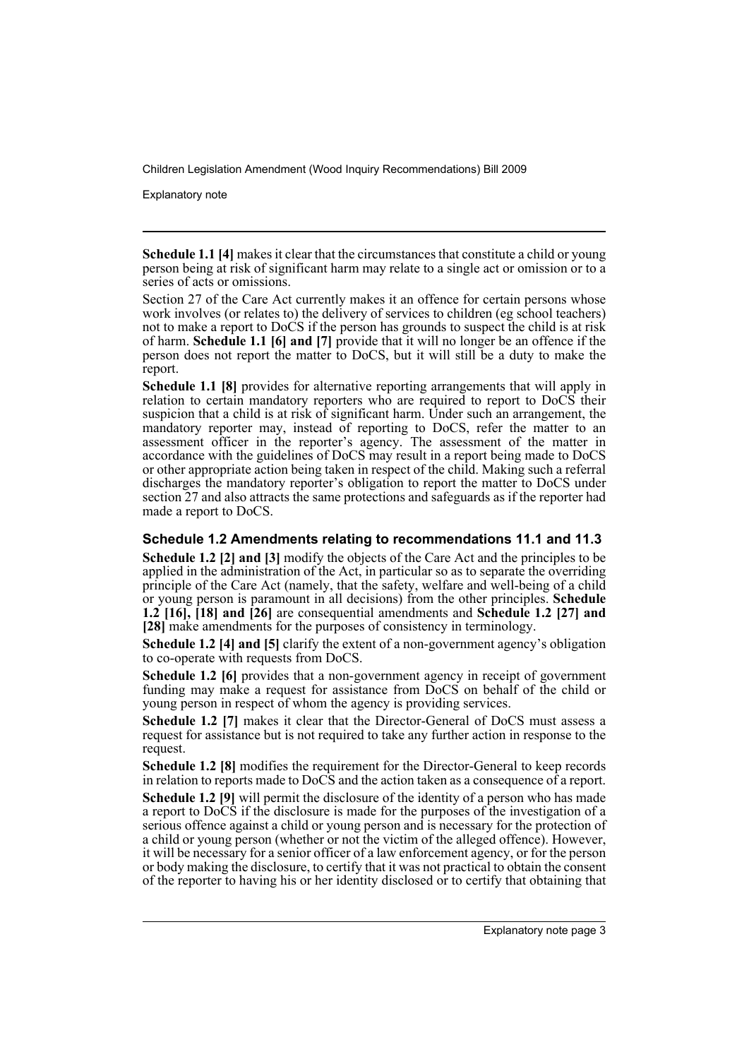**Schedule 1.1 [4]** makes it clear that the circumstances that constitute a child or young person being at risk of significant harm may relate to a single act or omission or to a series of acts or omissions.

Section 27 of the Care Act currently makes it an offence for certain persons whose work involves (or relates to) the delivery of services to children (eg school teachers) not to make a report to DoCS if the person has grounds to suspect the child is at risk of harm. **Schedule 1.1 [6] and [7]** provide that it will no longer be an offence if the person does not report the matter to DoCS, but it will still be a duty to make the report.

**Schedule 1.1 [8]** provides for alternative reporting arrangements that will apply in relation to certain mandatory reporters who are required to report to DoCS their suspicion that a child is at risk of significant harm. Under such an arrangement, the mandatory reporter may, instead of reporting to DoCS, refer the matter to an assessment officer in the reporter's agency. The assessment of the matter in accordance with the guidelines of DoCS may result in a report being made to DoCS or other appropriate action being taken in respect of the child. Making such a referral discharges the mandatory reporter's obligation to report the matter to DoCS under section 27 and also attracts the same protections and safeguards as if the reporter had made a report to DoCS.

### Schedule 1.2 Amendments relating to recommendations 11.1 and 11.3

**Schedule 1.2 [2] and [3]** modify the objects of the Care Act and the principles to be applied in the administration of the Act, in particular so as to separate the overriding principle of the Care Act (namely, that the safety, welfare and well-being of a child or young person is paramount in all decisions) from the other principles. **Schedule 1.2 [16], [18] and [26]** are consequential amendments and **Schedule 1.2 [27] and [28]** make amendments for the purposes of consistency in terminology.

**Schedule 1.2 [4] and [5]** clarify the extent of a non-government agency's obligation to co-operate with requests from DoCS.

**Schedule 1.2 [6]** provides that a non-government agency in receipt of government funding may make a request for assistance from DoCS on behalf of the child or young person in respect of whom the agency is providing services.

**Schedule 1.2 [7]** makes it clear that the Director-General of DoCS must assess a request for assistance but is not required to take any further action in response to the request.

**Schedule 1.2 [8]** modifies the requirement for the Director-General to keep records in relation to reports made to DoCS and the action taken as a consequence of a report.

**Schedule 1.2 [9]** will permit the disclosure of the identity of a person who has made a report to DoCS if the disclosure is made for the purposes of the investigation of a serious offence against a child or young person and is necessary for the protection of a child or young person (whether or not the victim of the alleged offence). However, it will be necessary for a senior officer of a law enforcement agency, or for the person or body making the disclosure, to certify that it was not practical to obtain the consent of the reporter to having his or her identity disclosed or to certify that obtaining that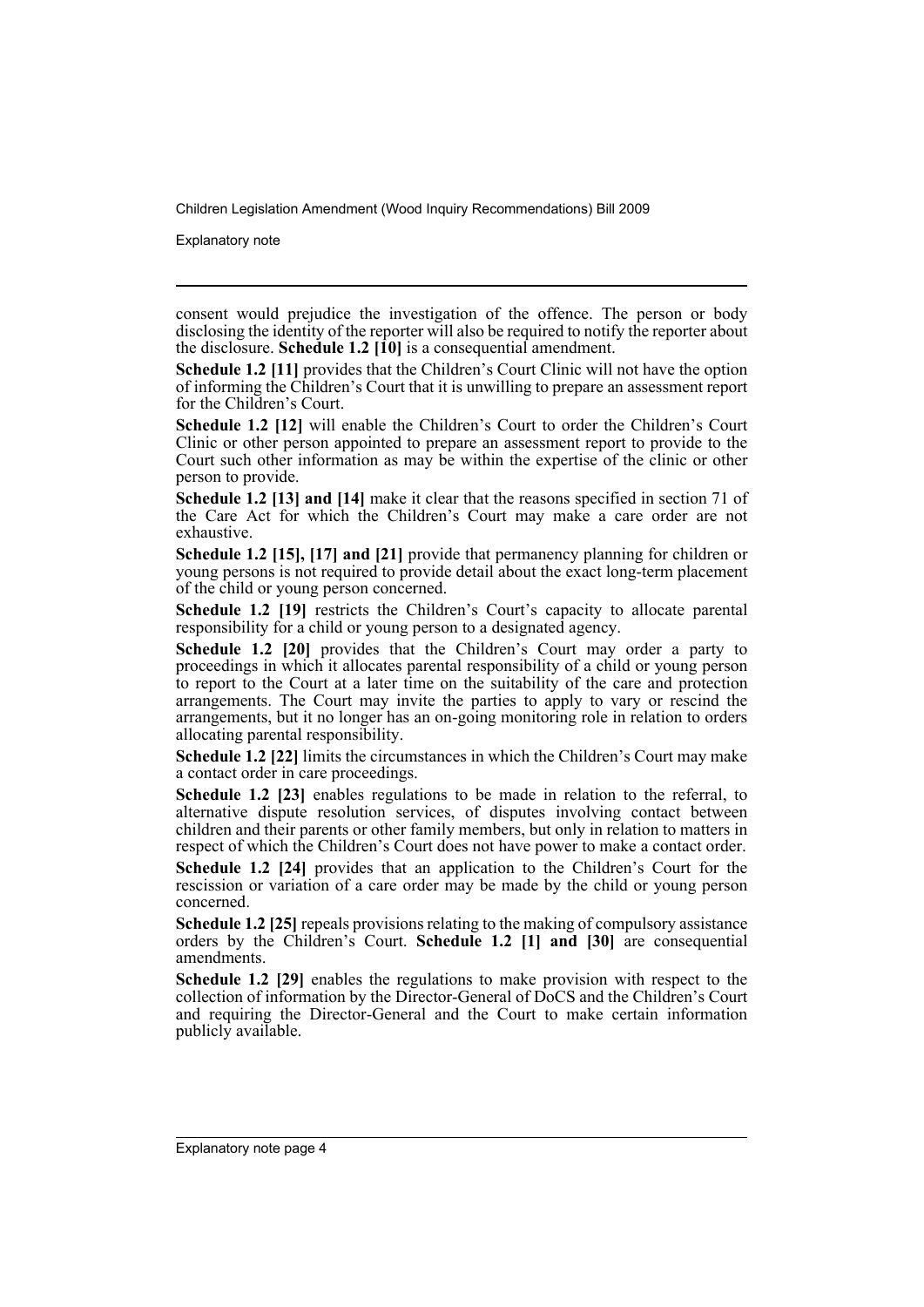consent would prejudice the investigation of the offence. The person or body disclosing the identity of the reporter will also be required to notify the reporter about the disclosure. **Schedule 1.2 [10]** is a consequential amendment.

**Schedule 1.2 [11]** provides that the Children's Court Clinic will not have the option of informing the Children's Court that it is unwilling to prepare an assessment report for the Children's Court.

**Schedule 1.2 [12]** will enable the Children's Court to order the Children's Court Clinic or other person appointed to prepare an assessment report to provide to the Court such other information as may be within the expertise of the clinic or other person to provide.

**Schedule 1.2 [13] and [14]** make it clear that the reasons specified in section 71 of the Care Act for which the Children's Court may make a care order are not exhaustive.

**Schedule 1.2 [15], [17] and [21]** provide that permanency planning for children or young persons is not required to provide detail about the exact long-term placement of the child or young person concerned.

**Schedule 1.2 [19]** restricts the Children's Court's capacity to allocate parental responsibility for a child or young person to a designated agency.

**Schedule 1.2 [20]** provides that the Children's Court may order a party to proceedings in which it allocates parental responsibility of a child or young person to report to the Court at a later time on the suitability of the care and protection arrangements. The Court may invite the parties to apply to vary or rescind the arrangements, but it no longer has an on-going monitoring role in relation to orders allocating parental responsibility.

**Schedule 1.2 [22]** limits the circumstances in which the Children's Court may make a contact order in care proceedings.

**Schedule 1.2 [23]** enables regulations to be made in relation to the referral, to alternative dispute resolution services, of disputes involving contact between children and their parents or other family members, but only in relation to matters in respect of which the Children's Court does not have power to make a contact order.

**Schedule 1.2 [24]** provides that an application to the Children's Court for the rescission or variation of a care order may be made by the child or young person concerned.

**Schedule 1.2 [25]** repeals provisions relating to the making of compulsory assistance orders by the Children's Court. **Schedule 1.2 [1] and [30]** are consequential amendments.

**Schedule 1.2 [29]** enables the regulations to make provision with respect to the collection of information by the Director-General of DoCS and the Children's Court and requiring the Director-General and the Court to make certain information publicly available.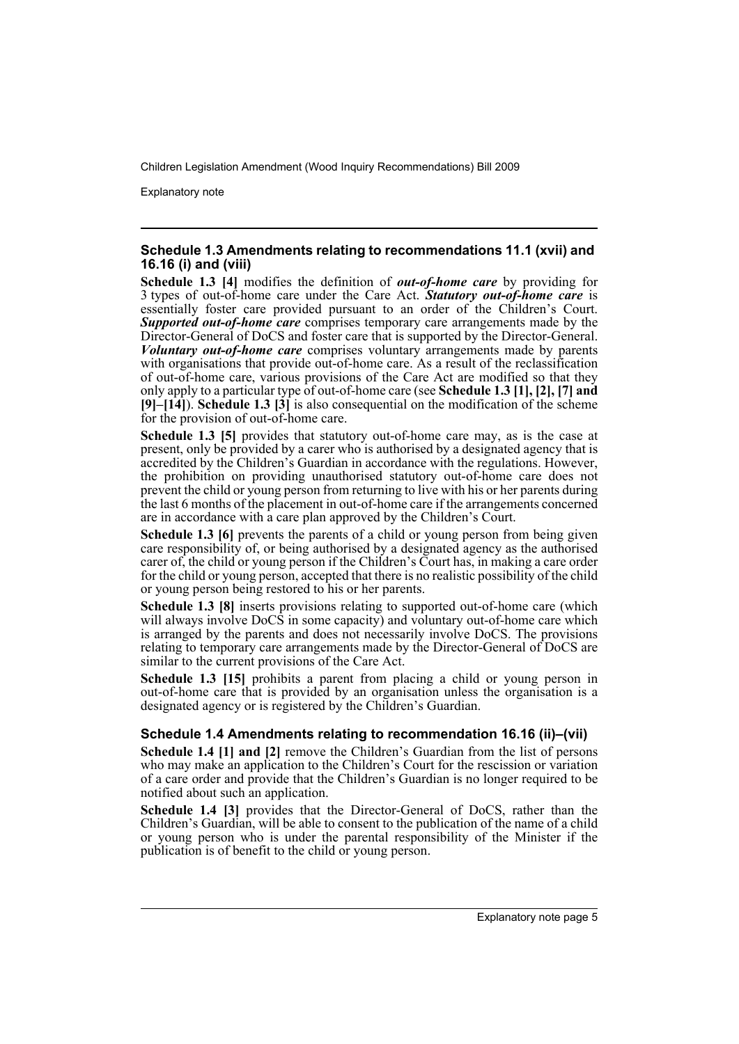### Schedule 1.3 Amendments relating to recommendations 11.1 (xvii) and 16.16 (i) and (viii)

**Schedule 1.3 [4]** modifies the definition of ***out-of-home care*** by providing for 3 types of out-of-home care under the Care Act. ***Statutory out-of-home care*** is essentially foster care provided pursuant to an order of the Children's Court. ***Supported out-of-home care*** comprises temporary care arrangements made by the Director-General of DoCS and foster care that is supported by the Director-General. ***Voluntary out-of-home care*** comprises voluntary arrangements made by parents with organisations that provide out-of-home care. As a result of the reclassification of out-of-home care, various provisions of the Care Act are modified so that they only apply to a particular type of out-of-home care (see **Schedule 1.3 [1], [2], [7] and [9]–[14]**). **Schedule 1.3 [3]** is also consequential on the modification of the scheme for the provision of out-of-home care.

**Schedule 1.3 [5]** provides that statutory out-of-home care may, as is the case at present, only be provided by a carer who is authorised by a designated agency that is accredited by the Children's Guardian in accordance with the regulations. However, the prohibition on providing unauthorised statutory out-of-home care does not prevent the child or young person from returning to live with his or her parents during the last 6 months of the placement in out-of-home care if the arrangements concerned are in accordance with a care plan approved by the Children's Court.

**Schedule 1.3 [6]** prevents the parents of a child or young person from being given care responsibility of, or being authorised by a designated agency as the authorised carer of, the child or young person if the Children's Court has, in making a care order for the child or young person, accepted that there is no realistic possibility of the child or young person being restored to his or her parents.

**Schedule 1.3 [8]** inserts provisions relating to supported out-of-home care (which will always involve DoCS in some capacity) and voluntary out-of-home care which is arranged by the parents and does not necessarily involve DoCS. The provisions relating to temporary care arrangements made by the Director-General of DoCS are similar to the current provisions of the Care Act.

**Schedule 1.3 [15]** prohibits a parent from placing a child or young person in out-of-home care that is provided by an organisation unless the organisation is a designated agency or is registered by the Children's Guardian.

### Schedule 1.4 Amendments relating to recommendation 16.16 (ii)–(vii)

**Schedule 1.4 [1] and [2]** remove the Children's Guardian from the list of persons who may make an application to the Children's Court for the rescission or variation of a care order and provide that the Children's Guardian is no longer required to be notified about such an application.

**Schedule 1.4 [3]** provides that the Director-General of DoCS, rather than the Children's Guardian, will be able to consent to the publication of the name of a child or young person who is under the parental responsibility of the Minister if the publication is of benefit to the child or young person.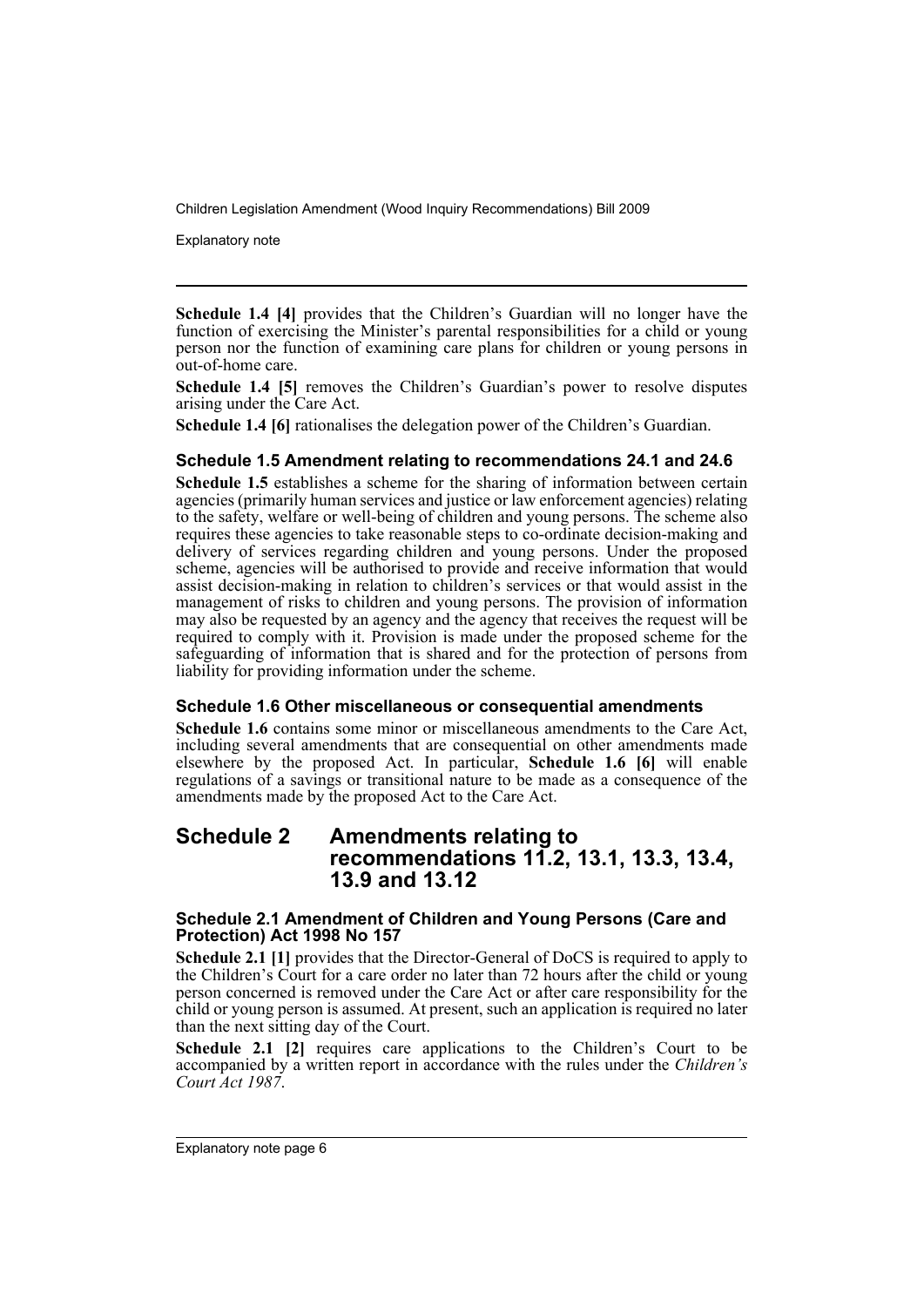**Schedule 1.4 [4]** provides that the Children's Guardian will no longer have the function of exercising the Minister's parental responsibilities for a child or young person nor the function of examining care plans for children or young persons in out-of-home care.

**Schedule 1.4 [5]** removes the Children's Guardian's power to resolve disputes arising under the Care Act.

**Schedule 1.4 [6]** rationalises the delegation power of the Children's Guardian.

### Schedule 1.5 Amendment relating to recommendations 24.1 and 24.6

**Schedule 1.5** establishes a scheme for the sharing of information between certain agencies (primarily human services and justice or law enforcement agencies) relating to the safety, welfare or well-being of children and young persons. The scheme also requires these agencies to take reasonable steps to co-ordinate decision-making and delivery of services regarding children and young persons. Under the proposed scheme, agencies will be authorised to provide and receive information that would assist decision-making in relation to children's services or that would assist in the management of risks to children and young persons. The provision of information may also be requested by an agency and the agency that receives the request will be required to comply with it. Provision is made under the proposed scheme for the safeguarding of information that is shared and for the protection of persons from liability for providing information under the scheme.

### Schedule 1.6 Other miscellaneous or consequential amendments

**Schedule 1.6** contains some minor or miscellaneous amendments to the Care Act, including several amendments that are consequential on other amendments made elsewhere by the proposed Act. In particular, **Schedule 1.6 [6]** will enable regulations of a savings or transitional nature to be made as a consequence of the amendments made by the proposed Act to the Care Act.

## Schedule 2 Amendments relating to recommendations 11.2, 13.1, 13.3, 13.4, 13.9 and 13.12

### Schedule 2.1 Amendment of Children and Young Persons (Care and Protection) Act 1998 No 157

**Schedule 2.1 [1]** provides that the Director-General of DoCS is required to apply to the Children's Court for a care order no later than 72 hours after the child or young person concerned is removed under the Care Act or after care responsibility for the child or young person is assumed. At present, such an application is required no later than the next sitting day of the Court.

**Schedule 2.1 [2]** requires care applications to the Children's Court to be accompanied by a written report in accordance with the rules under the *Children's Court Act 1987*.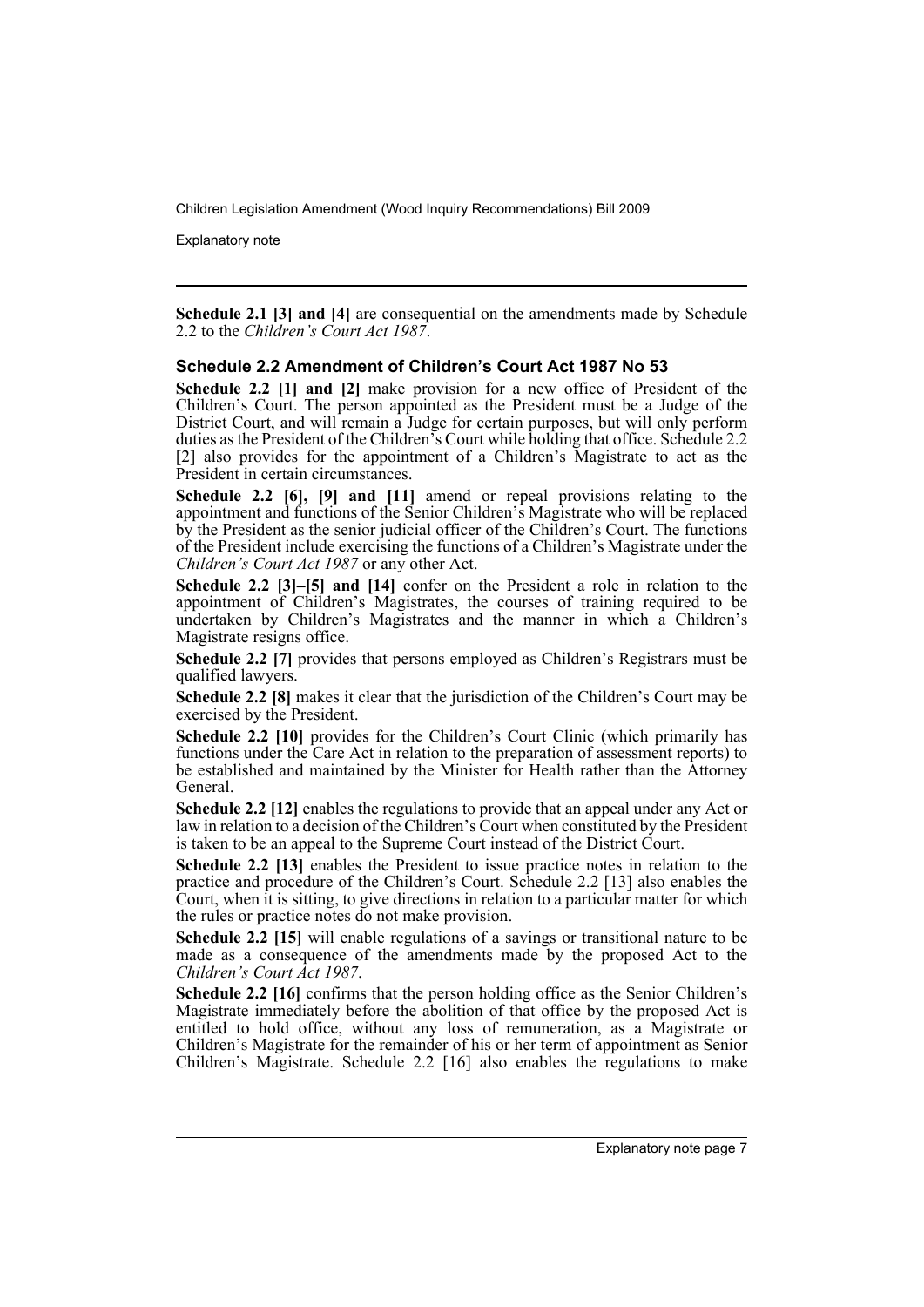**Schedule 2.1 [3] and [4]** are consequential on the amendments made by Schedule 2.2 to the *Children's Court Act 1987*.

### Schedule 2.2 Amendment of Children's Court Act 1987 No 53

**Schedule 2.2 [1] and [2]** make provision for a new office of President of the Children's Court. The person appointed as the President must be a Judge of the District Court, and will remain a Judge for certain purposes, but will only perform duties as the President of the Children's Court while holding that office. Schedule 2.2 [2] also provides for the appointment of a Children's Magistrate to act as the President in certain circumstances.

**Schedule 2.2 [6], [9] and [11]** amend or repeal provisions relating to the appointment and functions of the Senior Children's Magistrate who will be replaced by the President as the senior judicial officer of the Children's Court. The functions of the President include exercising the functions of a Children's Magistrate under the *Children's Court Act 1987* or any other Act.

**Schedule 2.2 [3]–[5] and [14]** confer on the President a role in relation to the appointment of Children's Magistrates, the courses of training required to be undertaken by Children's Magistrates and the manner in which a Children's Magistrate resigns office.

**Schedule 2.2 [7]** provides that persons employed as Children's Registrars must be qualified lawyers.

**Schedule 2.2 [8]** makes it clear that the jurisdiction of the Children's Court may be exercised by the President.

**Schedule 2.2 [10]** provides for the Children's Court Clinic (which primarily has functions under the Care Act in relation to the preparation of assessment reports) to be established and maintained by the Minister for Health rather than the Attorney General.

**Schedule 2.2 [12]** enables the regulations to provide that an appeal under any Act or law in relation to a decision of the Children's Court when constituted by the President is taken to be an appeal to the Supreme Court instead of the District Court.

**Schedule 2.2 [13]** enables the President to issue practice notes in relation to the practice and procedure of the Children's Court. Schedule 2.2 [13] also enables the Court, when it is sitting, to give directions in relation to a particular matter for which the rules or practice notes do not make provision.

**Schedule 2.2 [15]** will enable regulations of a savings or transitional nature to be made as a consequence of the amendments made by the proposed Act to the *Children's Court Act 1987*.

**Schedule 2.2 [16]** confirms that the person holding office as the Senior Children's Magistrate immediately before the abolition of that office by the proposed Act is entitled to hold office, without any loss of remuneration, as a Magistrate or Children's Magistrate for the remainder of his or her term of appointment as Senior Children's Magistrate. Schedule 2.2 [16] also enables the regulations to make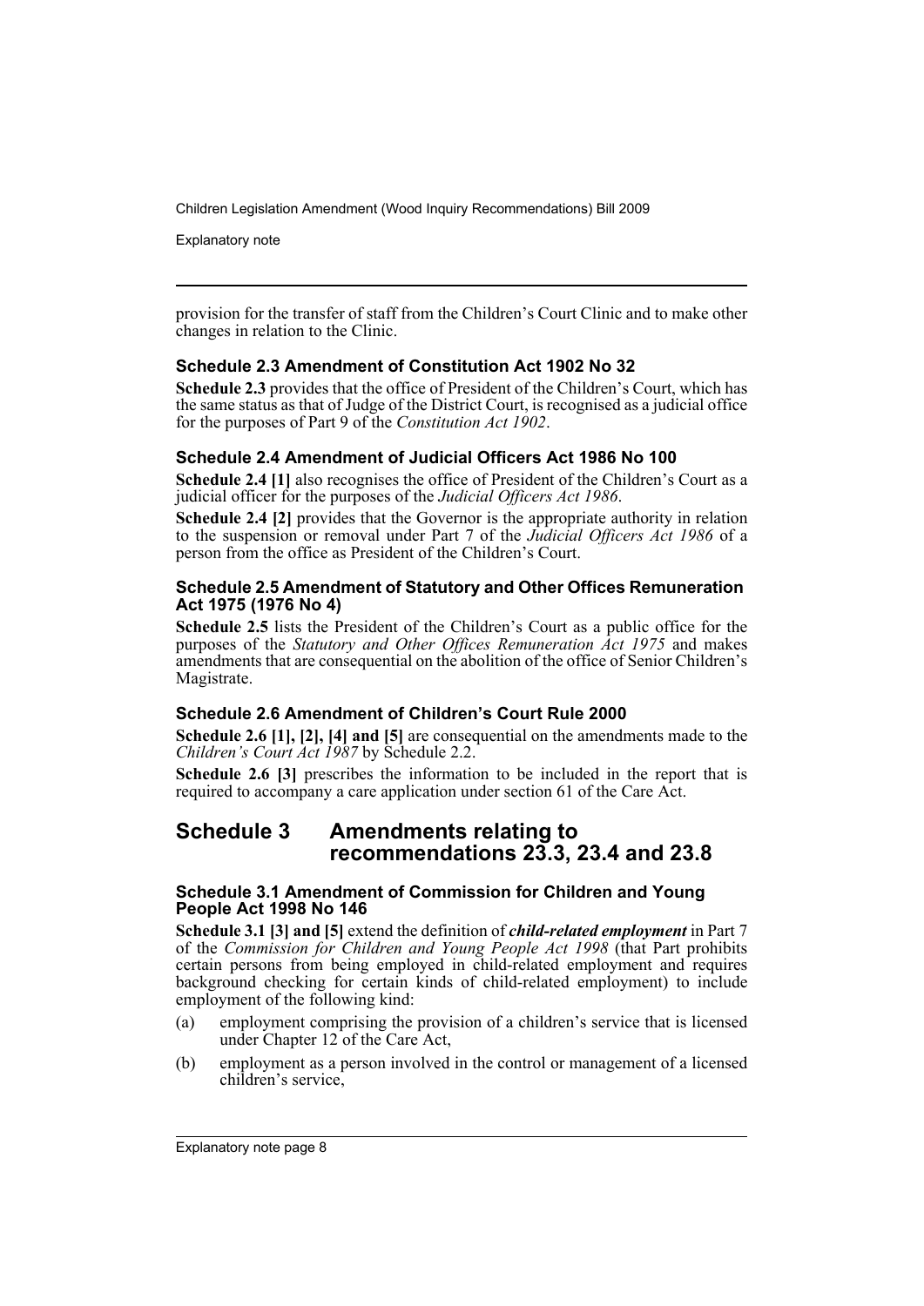provision for the transfer of staff from the Children's Court Clinic and to make other changes in relation to the Clinic.

### Schedule 2.3 Amendment of Constitution Act 1902 No 32

**Schedule 2.3** provides that the office of President of the Children's Court, which has the same status as that of Judge of the District Court, is recognised as a judicial office for the purposes of Part 9 of the *Constitution Act 1902*.

### Schedule 2.4 Amendment of Judicial Officers Act 1986 No 100

**Schedule 2.4 [1]** also recognises the office of President of the Children's Court as a judicial officer for the purposes of the *Judicial Officers Act 1986*.

**Schedule 2.4 [2]** provides that the Governor is the appropriate authority in relation to the suspension or removal under Part 7 of the *Judicial Officers Act 1986* of a person from the office as President of the Children's Court.

### Schedule 2.5 Amendment of Statutory and Other Offices Remuneration Act 1975 (1976 No 4)

**Schedule 2.5** lists the President of the Children's Court as a public office for the purposes of the *Statutory and Other Offices Remuneration Act 1975* and makes amendments that are consequential on the abolition of the office of Senior Children's Magistrate.

### Schedule 2.6 Amendment of Children's Court Rule 2000

**Schedule 2.6 [1], [2], [4] and [5]** are consequential on the amendments made to the *Children's Court Act 1987* by Schedule 2.2.

**Schedule 2.6 [3]** prescribes the information to be included in the report that is required to accompany a care application under section 61 of the Care Act.

## Schedule 3 Amendments relating to recommendations 23.3, 23.4 and 23.8

### Schedule 3.1 Amendment of Commission for Children and Young People Act 1998 No 146

**Schedule 3.1 [3] and [5]** extend the definition of ***child-related employment*** in Part 7 of the *Commission for Children and Young People Act 1998* (that Part prohibits certain persons from being employed in child-related employment and requires background checking for certain kinds of child-related employment) to include employment of the following kind:

(a) employment comprising the provision of a children's service that is licensed under Chapter 12 of the Care Act,

(b) employment as a person involved in the control or management of a licensed children's service,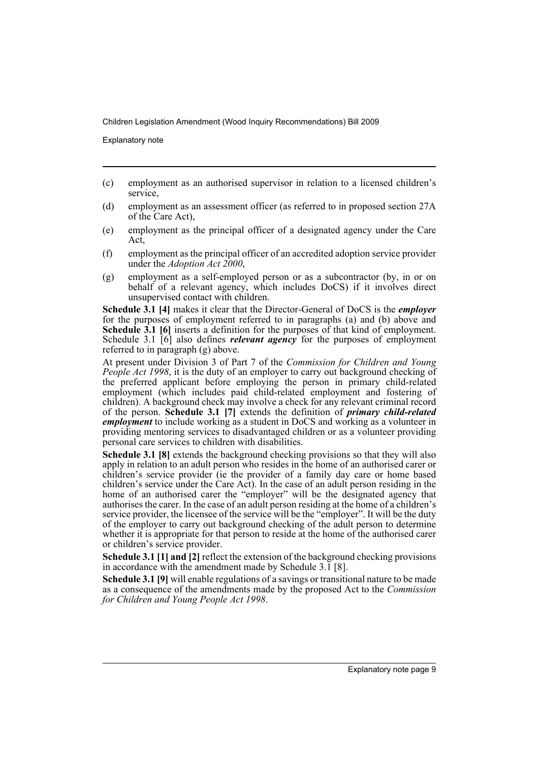(c) employment as an authorised supervisor in relation to a licensed children's service,

(d) employment as an assessment officer (as referred to in proposed section 27A of the Care Act),

(e) employment as the principal officer of a designated agency under the Care Act,

(f) employment as the principal officer of an accredited adoption service provider under the *Adoption Act 2000*,

(g) employment as a self-employed person or as a subcontractor (by, in or on behalf of a relevant agency, which includes DoCS) if it involves direct unsupervised contact with children.

**Schedule 3.1 [4]** makes it clear that the Director-General of DoCS is the ***employer*** for the purposes of employment referred to in paragraphs (a) and (b) above and **Schedule 3.1 [6]** inserts a definition for the purposes of that kind of employment. Schedule 3.1 [6] also defines ***relevant agency*** for the purposes of employment referred to in paragraph (g) above.

At present under Division 3 of Part 7 of the *Commission for Children and Young People Act 1998*, it is the duty of an employer to carry out background checking of the preferred applicant before employing the person in primary child-related employment (which includes paid child-related employment and fostering of children). A background check may involve a check for any relevant criminal record of the person. **Schedule 3.1 [7]** extends the definition of ***primary child-related employment*** to include working as a student in DoCS and working as a volunteer in providing mentoring services to disadvantaged children or as a volunteer providing personal care services to children with disabilities.

**Schedule 3.1 [8]** extends the background checking provisions so that they will also apply in relation to an adult person who resides in the home of an authorised carer or children's service provider (ie the provider of a family day care or home based children's service under the Care Act). In the case of an adult person residing in the home of an authorised carer the "employer" will be the designated agency that authorises the carer. In the case of an adult person residing at the home of a children's service provider, the licensee of the service will be the "employer". It will be the duty of the employer to carry out background checking of the adult person to determine whether it is appropriate for that person to reside at the home of the authorised carer or children's service provider.

**Schedule 3.1 [1] and [2]** reflect the extension of the background checking provisions in accordance with the amendment made by Schedule 3.1 [8].

**Schedule 3.1 [9]** will enable regulations of a savings or transitional nature to be made as a consequence of the amendments made by the proposed Act to the *Commission for Children and Young People Act 1998*.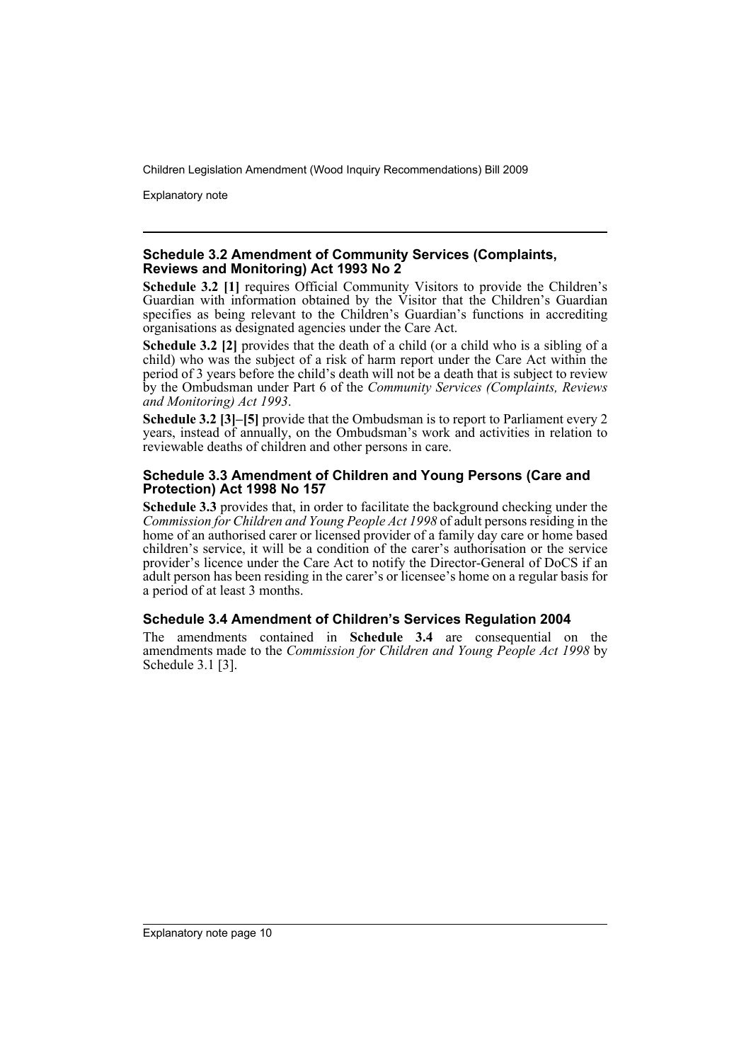### Schedule 3.2 Amendment of Community Services (Complaints, Reviews and Monitoring) Act 1993 No 2

**Schedule 3.2 [1]** requires Official Community Visitors to provide the Children's Guardian with information obtained by the Visitor that the Children's Guardian specifies as being relevant to the Children's Guardian's functions in accrediting organisations as designated agencies under the Care Act.

**Schedule 3.2 [2]** provides that the death of a child (or a child who is a sibling of a child) who was the subject of a risk of harm report under the Care Act within the period of 3 years before the child's death will not be a death that is subject to review by the Ombudsman under Part 6 of the *Community Services (Complaints, Reviews and Monitoring) Act 1993*.

**Schedule 3.2 [3]–[5]** provide that the Ombudsman is to report to Parliament every 2 years, instead of annually, on the Ombudsman's work and activities in relation to reviewable deaths of children and other persons in care.

### Schedule 3.3 Amendment of Children and Young Persons (Care and Protection) Act 1998 No 157

**Schedule 3.3** provides that, in order to facilitate the background checking under the *Commission for Children and Young People Act 1998* of adult persons residing in the home of an authorised carer or licensed provider of a family day care or home based children's service, it will be a condition of the carer's authorisation or the service provider's licence under the Care Act to notify the Director-General of DoCS if an adult person has been residing in the carer's or licensee's home on a regular basis for a period of at least 3 months.

### Schedule 3.4 Amendment of Children's Services Regulation 2004

The amendments contained in **Schedule 3.4** are consequential on the amendments made to the *Commission for Children and Young People Act 1998* by Schedule 3.1 [3].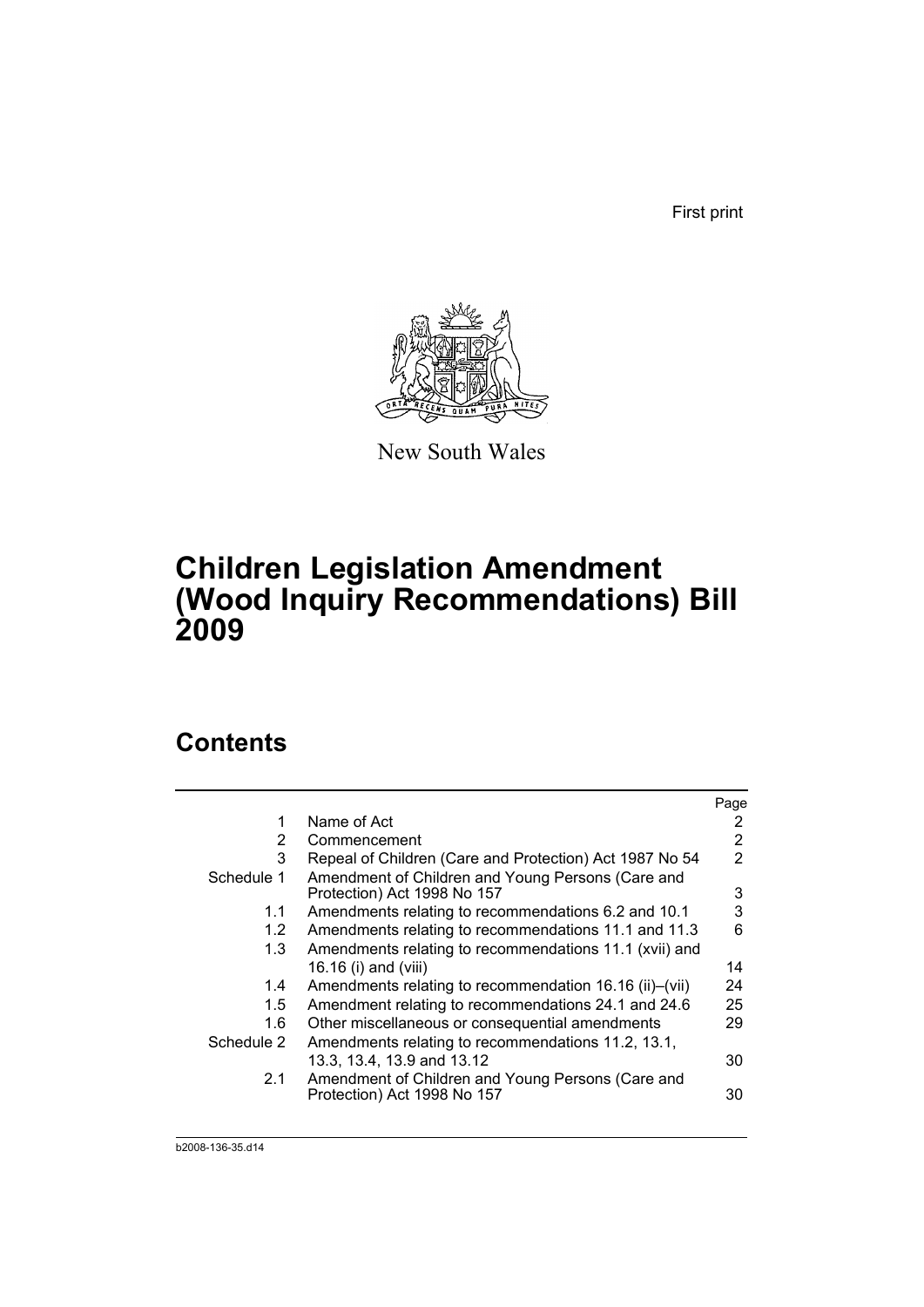First print

New South Wales

# Children Legislation Amendment (Wood Inquiry Recommendations) Bill 2009

## Contents

| | | Page |
|---|---|---|
| 1 | Name of Act | 2 |
| 2 | Commencement | 2 |
| 3 | Repeal of Children (Care and Protection) Act 1987 No 54 | 2 |
| Schedule 1 | Amendment of Children and Young Persons (Care and Protection) Act 1998 No 157 | 3 |
| 1.1 | Amendments relating to recommendations 6.2 and 10.1 | 3 |
| 1.2 | Amendments relating to recommendations 11.1 and 11.3 | 6 |
| 1.3 | Amendments relating to recommendations 11.1 (xvii) and 16.16 (i) and (viii) | 14 |
| 1.4 | Amendments relating to recommendation 16.16 (ii)–(vii) | 24 |
| 1.5 | Amendment relating to recommendations 24.1 and 24.6 | 25 |
| 1.6 | Other miscellaneous or consequential amendments | 29 |
| Schedule 2 | Amendments relating to recommendations 11.2, 13.1, 13.3, 13.4, 13.9 and 13.12 | 30 |
| 2.1 | Amendment of Children and Young Persons (Care and Protection) Act 1998 No 157 | 30 |

b2008-136-35.d14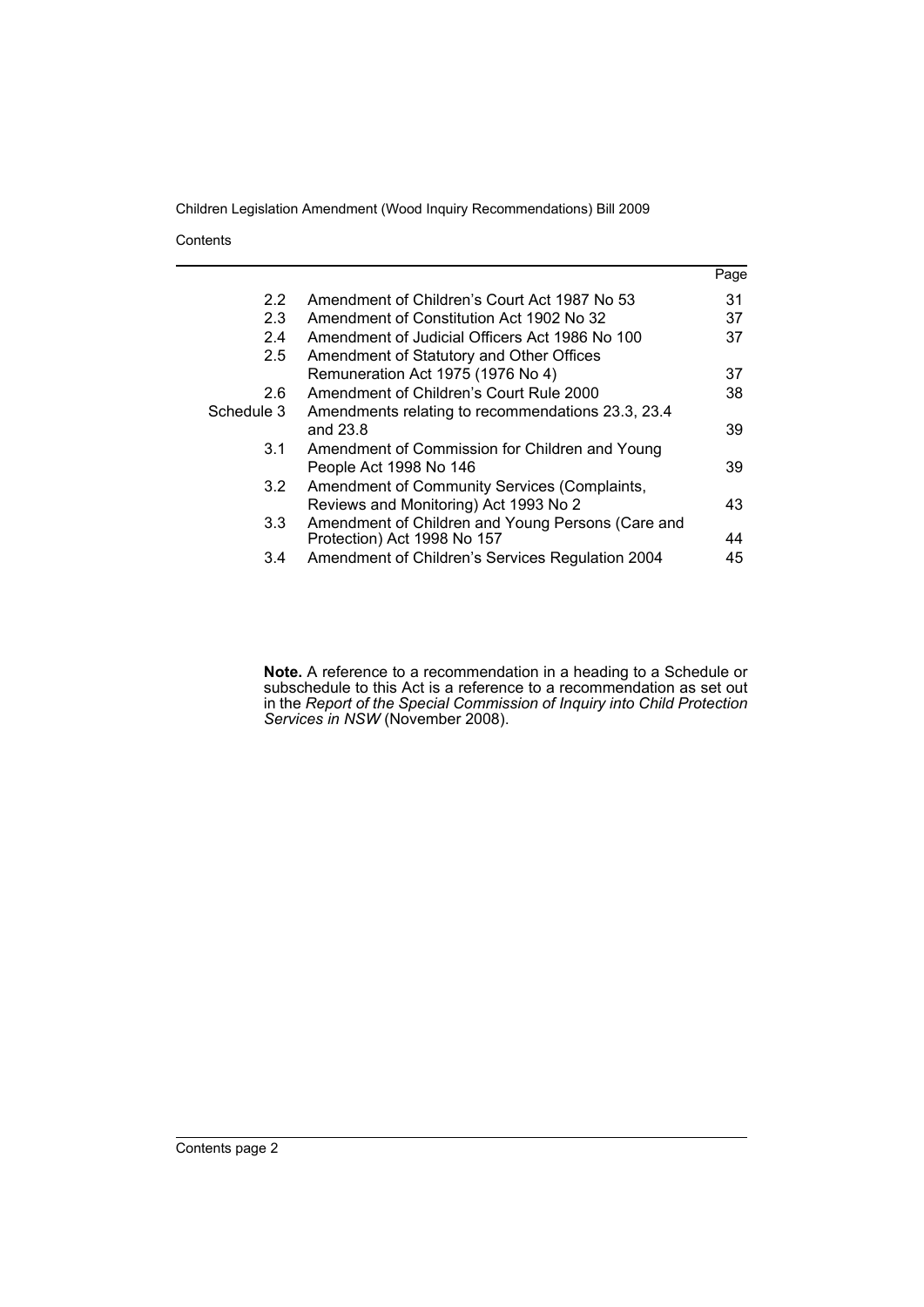| | | Page |
|---|---|---|
| 2.2 | Amendment of Children's Court Act 1987 No 53 | 31 |
| 2.3 | Amendment of Constitution Act 1902 No 32 | 37 |
| 2.4 | Amendment of Judicial Officers Act 1986 No 100 | 37 |
| 2.5 | Amendment of Statutory and Other Offices Remuneration Act 1975 (1976 No 4) | 37 |
| 2.6 | Amendment of Children's Court Rule 2000 | 38 |
| Schedule 3 | Amendments relating to recommendations 23.3, 23.4 and 23.8 | 39 |
| 3.1 | Amendment of Commission for Children and Young People Act 1998 No 146 | 39 |
| 3.2 | Amendment of Community Services (Complaints, Reviews and Monitoring) Act 1993 No 2 | 43 |
| 3.3 | Amendment of Children and Young Persons (Care and Protection) Act 1998 No 157 | 44 |
| 3.4 | Amendment of Children's Services Regulation 2004 | 45 |

**Note.** A reference to a recommendation in a heading to a Schedule or subschedule to this Act is a reference to a recommendation as set out in the *Report of the Special Commission of Inquiry into Child Protection Services in NSW* (November 2008).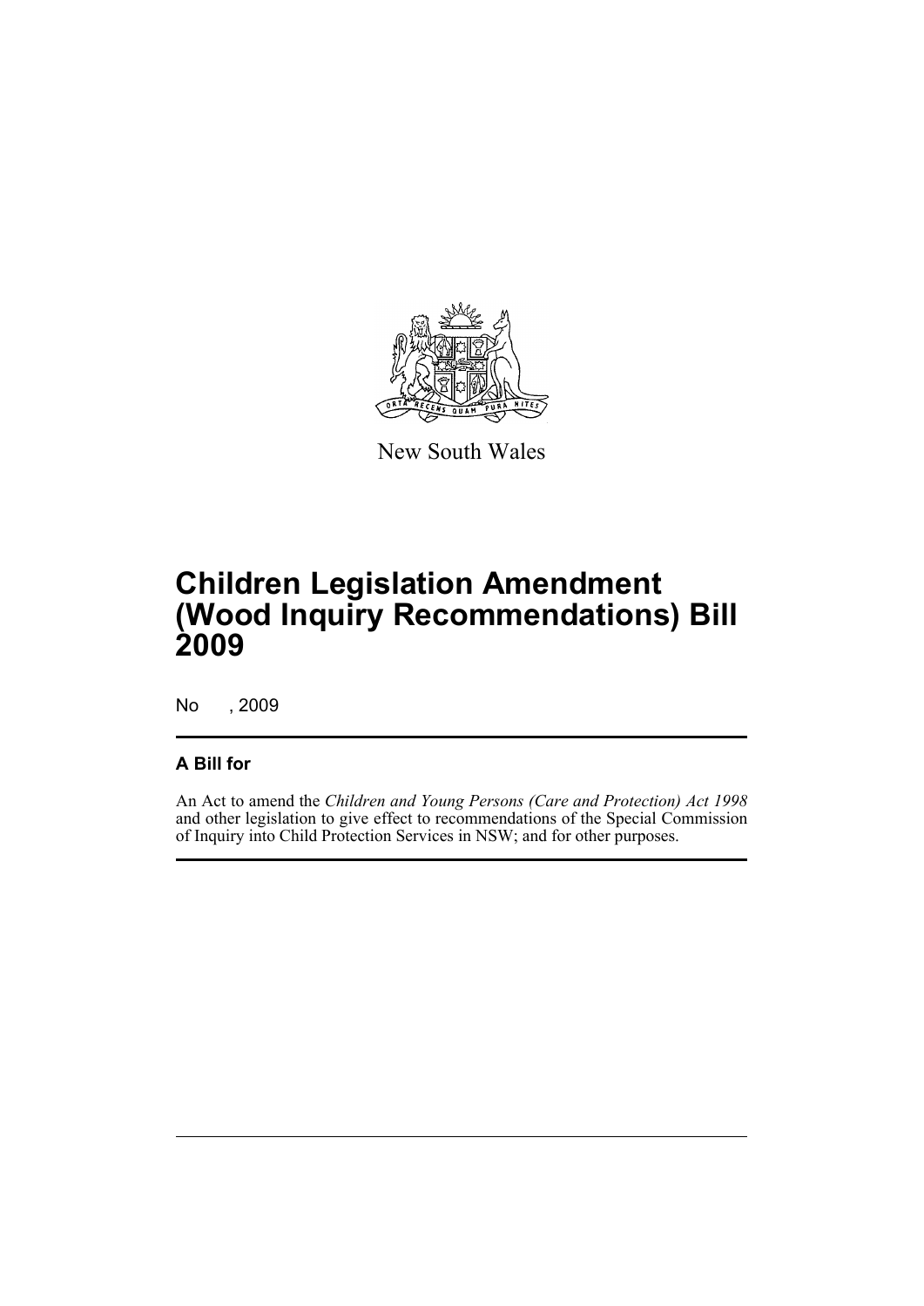New South Wales

# Children Legislation Amendment (Wood Inquiry Recommendations) Bill 2009

No , 2009

## A Bill for

An Act to amend the *Children and Young Persons (Care and Protection) Act 1998* and other legislation to give effect to recommendations of the Special Commission of Inquiry into Child Protection Services in NSW; and for other purposes.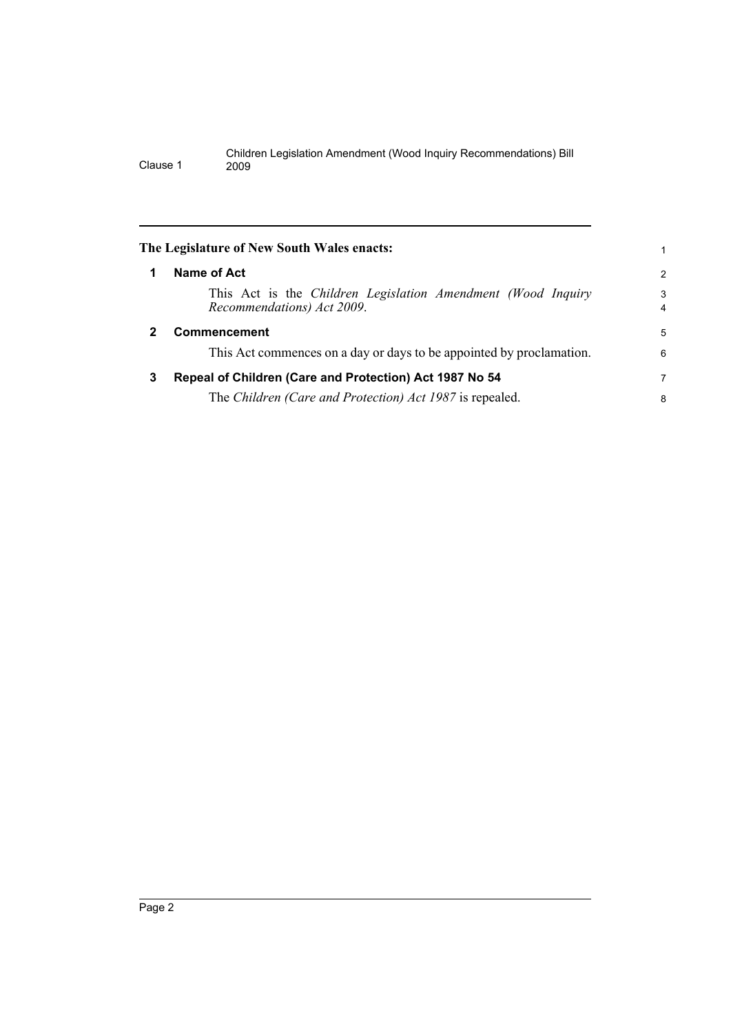**The Legislature of New South Wales enacts:**

## 1 Name of Act

This Act is the *Children Legislation Amendment (Wood Inquiry Recommendations) Act 2009*.

## 2 Commencement

This Act commences on a day or days to be appointed by proclamation.

## 3 Repeal of Children (Care and Protection) Act 1987 No 54

The *Children (Care and Protection) Act 1987* is repealed.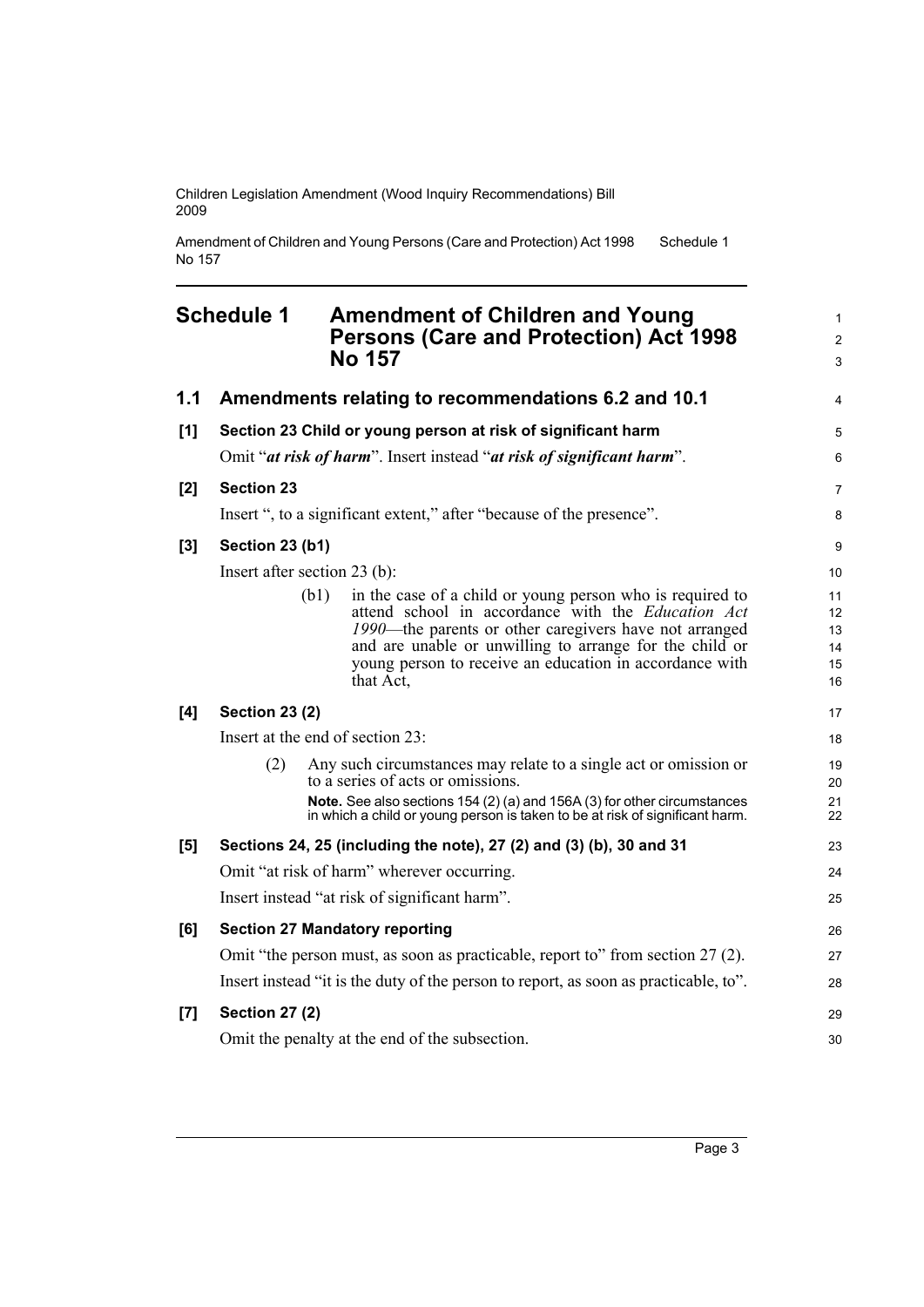## Schedule 1 Amendment of Children and Young Persons (Care and Protection) Act 1998 No 157

### 1.1 Amendments relating to recommendations 6.2 and 10.1

**[1] Section 23 Child or young person at risk of significant harm**

Omit "***at risk of harm***". Insert instead "***at risk of significant harm***".

**[2] Section 23**

Insert ", to a significant extent," after "because of the presence".

**[3] Section 23 (b1)**

Insert after section 23 (b):

> (b1) in the case of a child or young person who is required to attend school in accordance with the *Education Act 1990*—the parents or other caregivers have not arranged and are unable or unwilling to arrange for the child or young person to receive an education in accordance with that Act,

**[4] Section 23 (2)**

Insert at the end of section 23:

> (2) Any such circumstances may relate to a single act or omission or to a series of acts or omissions.
>
> **Note.** See also sections 154 (2) (a) and 156A (3) for other circumstances in which a child or young person is taken to be at risk of significant harm.

**[5] Sections 24, 25 (including the note), 27 (2) and (3) (b), 30 and 31**

Omit "at risk of harm" wherever occurring.

Insert instead "at risk of significant harm".

**[6] Section 27 Mandatory reporting**

Omit "the person must, as soon as practicable, report to" from section 27 (2).

Insert instead "it is the duty of the person to report, as soon as practicable, to".

**[7] Section 27 (2)**

Omit the penalty at the end of the subsection.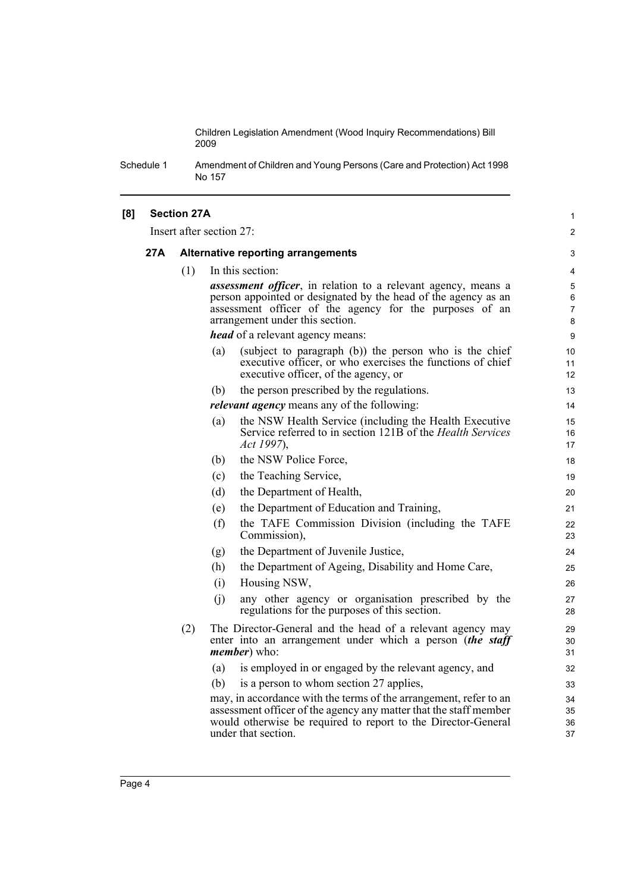**[8] Section 27A**

Insert after section 27:

### 27A Alternative reporting arrangements

(1) In this section:

***assessment officer***, in relation to a relevant agency, means a person appointed or designated by the head of the agency as an assessment officer of the agency for the purposes of an arrangement under this section.

***head*** of a relevant agency means:

- (a) (subject to paragraph (b)) the person who is the chief executive officer, or who exercises the functions of chief executive officer, of the agency, or
- (b) the person prescribed by the regulations.

***relevant agency*** means any of the following:

- (a) the NSW Health Service (including the Health Executive Service referred to in section 121B of the *Health Services Act 1997*),
- (b) the NSW Police Force,
- (c) the Teaching Service,
- (d) the Department of Health,
- (e) the Department of Education and Training,
- (f) the TAFE Commission Division (including the TAFE Commission),
- (g) the Department of Juvenile Justice,
- (h) the Department of Ageing, Disability and Home Care,
- (i) Housing NSW,
- (j) any other agency or organisation prescribed by the regulations for the purposes of this section.

(2) The Director-General and the head of a relevant agency may enter into an arrangement under which a person (***the staff member***) who:

- (a) is employed in or engaged by the relevant agency, and
- (b) is a person to whom section 27 applies,

may, in accordance with the terms of the arrangement, refer to an assessment officer of the agency any matter that the staff member would otherwise be required to report to the Director-General under that section.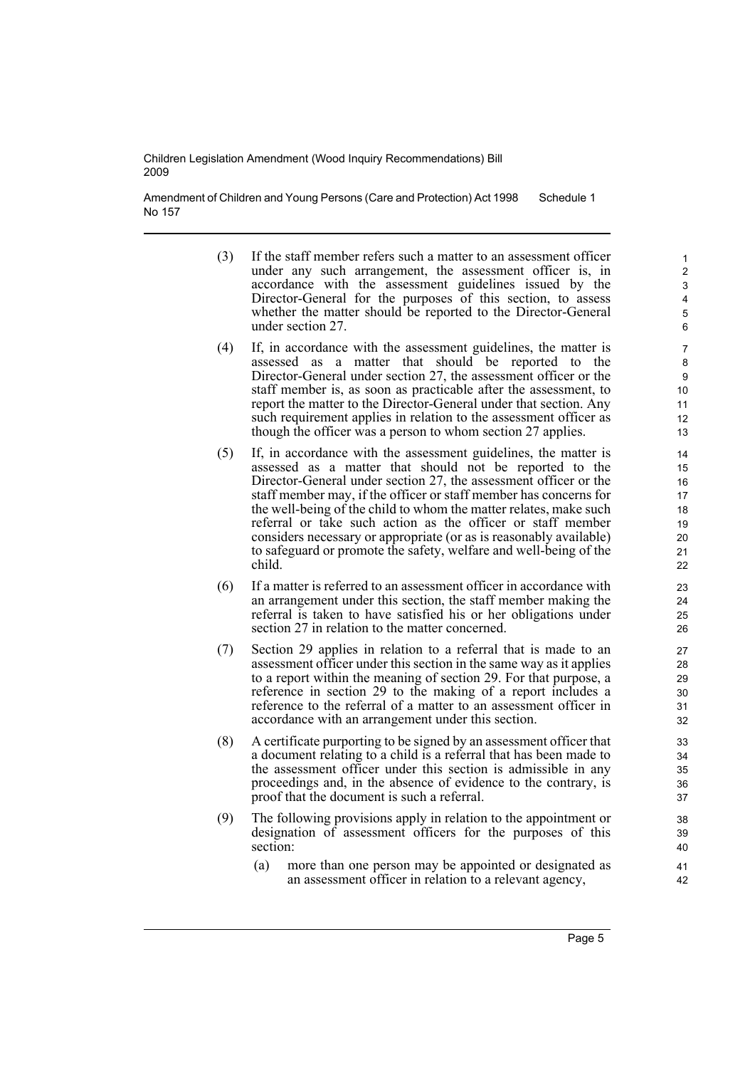(3) If the staff member refers such a matter to an assessment officer under any such arrangement, the assessment officer is, in accordance with the assessment guidelines issued by the Director-General for the purposes of this section, to assess whether the matter should be reported to the Director-General under section 27.

(4) If, in accordance with the assessment guidelines, the matter is assessed as a matter that should be reported to the Director-General under section 27, the assessment officer or the staff member is, as soon as practicable after the assessment, to report the matter to the Director-General under that section. Any such requirement applies in relation to the assessment officer as though the officer was a person to whom section 27 applies.

(5) If, in accordance with the assessment guidelines, the matter is assessed as a matter that should not be reported to the Director-General under section 27, the assessment officer or the staff member may, if the officer or staff member has concerns for the well-being of the child to whom the matter relates, make such referral or take such action as the officer or staff member considers necessary or appropriate (or as is reasonably available) to safeguard or promote the safety, welfare and well-being of the child.

(6) If a matter is referred to an assessment officer in accordance with an arrangement under this section, the staff member making the referral is taken to have satisfied his or her obligations under section 27 in relation to the matter concerned.

(7) Section 29 applies in relation to a referral that is made to an assessment officer under this section in the same way as it applies to a report within the meaning of section 29. For that purpose, a reference in section 29 to the making of a report includes a reference to the referral of a matter to an assessment officer in accordance with an arrangement under this section.

(8) A certificate purporting to be signed by an assessment officer that a document relating to a child is a referral that has been made to the assessment officer under this section is admissible in any proceedings and, in the absence of evidence to the contrary, is proof that the document is such a referral.

(9) The following provisions apply in relation to the appointment or designation of assessment officers for the purposes of this section:

   (a) more than one person may be appointed or designated as an assessment officer in relation to a relevant agency,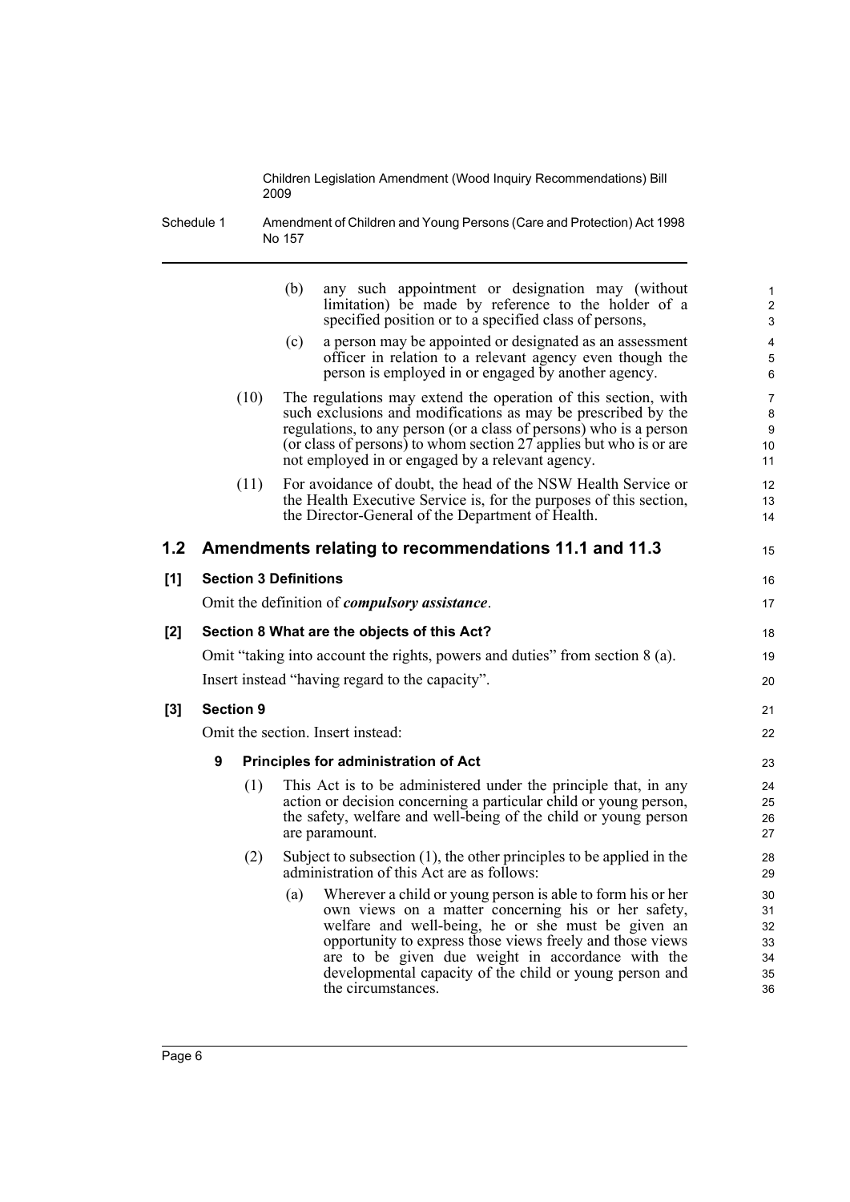(b) any such appointment or designation may (without limitation) be made by reference to the holder of a specified position or to a specified class of persons,

(c) a person may be appointed or designated as an assessment officer in relation to a relevant agency even though the person is employed in or engaged by another agency.

(10) The regulations may extend the operation of this section, with such exclusions and modifications as may be prescribed by the regulations, to any person (or a class of persons) who is a person (or class of persons) to whom section 27 applies but who is or are not employed in or engaged by a relevant agency.

(11) For avoidance of doubt, the head of the NSW Health Service or the Health Executive Service is, for the purposes of this section, the Director-General of the Department of Health.

## 1.2 Amendments relating to recommendations 11.1 and 11.3

### [1] Section 3 Definitions

Omit the definition of ***compulsory assistance***.

### [2] Section 8 What are the objects of this Act?

Omit "taking into account the rights, powers and duties" from section 8 (a).

Insert instead "having regard to the capacity".

### [3] Section 9

Omit the section. Insert instead:

#### 9 Principles for administration of Act

(1) This Act is to be administered under the principle that, in any action or decision concerning a particular child or young person, the safety, welfare and well-being of the child or young person are paramount.

(2) Subject to subsection (1), the other principles to be applied in the administration of this Act are as follows:

(a) Wherever a child or young person is able to form his or her own views on a matter concerning his or her safety, welfare and well-being, he or she must be given an opportunity to express those views freely and those views are to be given due weight in accordance with the developmental capacity of the child or young person and the circumstances.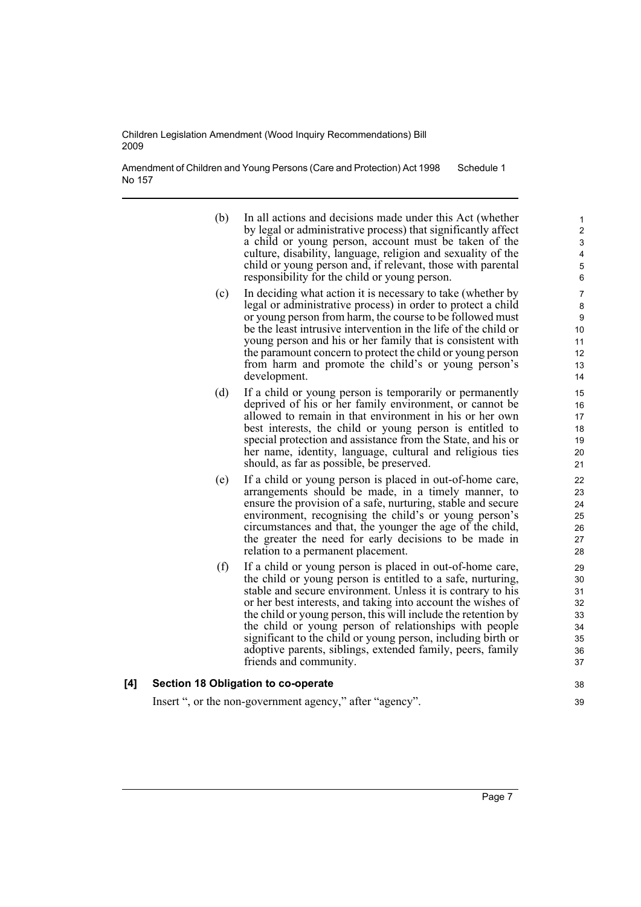(b) In all actions and decisions made under this Act (whether by legal or administrative process) that significantly affect a child or young person, account must be taken of the culture, disability, language, religion and sexuality of the child or young person and, if relevant, those with parental responsibility for the child or young person.

(c) In deciding what action it is necessary to take (whether by legal or administrative process) in order to protect a child or young person from harm, the course to be followed must be the least intrusive intervention in the life of the child or young person and his or her family that is consistent with the paramount concern to protect the child or young person from harm and promote the child's or young person's development.

(d) If a child or young person is temporarily or permanently deprived of his or her family environment, or cannot be allowed to remain in that environment in his or her own best interests, the child or young person is entitled to special protection and assistance from the State, and his or her name, identity, language, cultural and religious ties should, as far as possible, be preserved.

(e) If a child or young person is placed in out-of-home care, arrangements should be made, in a timely manner, to ensure the provision of a safe, nurturing, stable and secure environment, recognising the child's or young person's circumstances and that, the younger the age of the child, the greater the need for early decisions to be made in relation to a permanent placement.

(f) If a child or young person is placed in out-of-home care, the child or young person is entitled to a safe, nurturing, stable and secure environment. Unless it is contrary to his or her best interests, and taking into account the wishes of the child or young person, this will include the retention by the child or young person of relationships with people significant to the child or young person, including birth or adoptive parents, siblings, extended family, peers, family friends and community.

### [4] Section 18 Obligation to co-operate

Insert ", or the non-government agency," after "agency".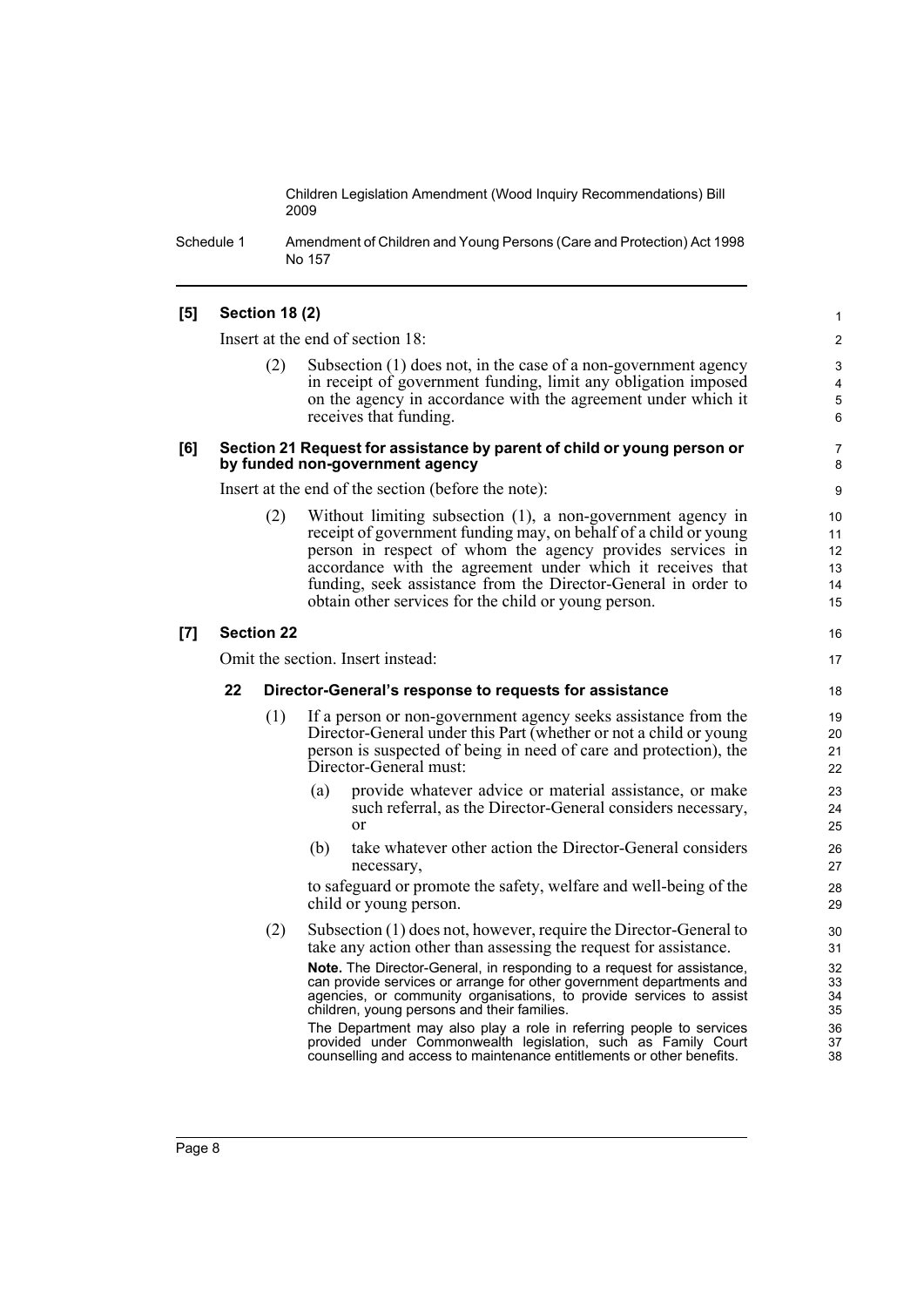**[5] Section 18 (2)**

Insert at the end of section 18:

(2) Subsection (1) does not, in the case of a non-government agency in receipt of government funding, limit any obligation imposed on the agency in accordance with the agreement under which it receives that funding.

**[6] Section 21 Request for assistance by parent of child or young person or by funded non-government agency**

Insert at the end of the section (before the note):

(2) Without limiting subsection (1), a non-government agency in receipt of government funding may, on behalf of a child or young person in respect of whom the agency provides services in accordance with the agreement under which it receives that funding, seek assistance from the Director-General in order to obtain other services for the child or young person.

**[7] Section 22**

Omit the section. Insert instead:

**22 Director-General's response to requests for assistance**

(1) If a person or non-government agency seeks assistance from the Director-General under this Part (whether or not a child or young person is suspected of being in need of care and protection), the Director-General must:

(a) provide whatever advice or material assistance, or make such referral, as the Director-General considers necessary, or

(b) take whatever other action the Director-General considers necessary,

to safeguard or promote the safety, welfare and well-being of the child or young person.

(2) Subsection (1) does not, however, require the Director-General to take any action other than assessing the request for assistance.

**Note.** The Director-General, in responding to a request for assistance, can provide services or arrange for other government departments and agencies, or community organisations, to provide services to assist children, young persons and their families.

The Department may also play a role in referring people to services provided under Commonwealth legislation, such as Family Court counselling and access to maintenance entitlements or other benefits.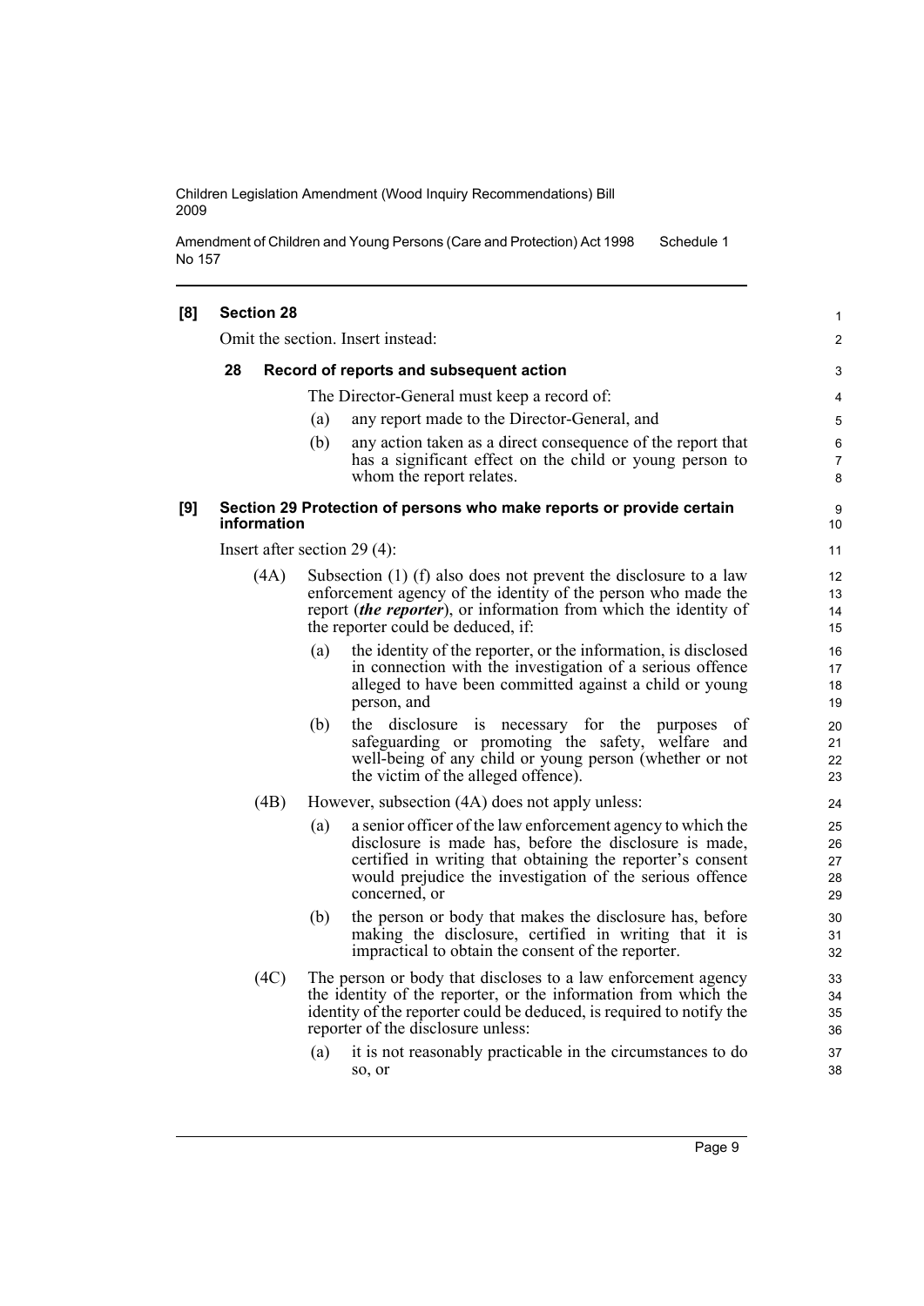**[8] Section 28**

Omit the section. Insert instead:

**28 Record of reports and subsequent action**

The Director-General must keep a record of:

(a) any report made to the Director-General, and

(b) any action taken as a direct consequence of the report that has a significant effect on the child or young person to whom the report relates.

**[9] Section 29 Protection of persons who make reports or provide certain information**

Insert after section 29 (4):

(4A) Subsection (1) (f) also does not prevent the disclosure to a law enforcement agency of the identity of the person who made the report (***the reporter***), or information from which the identity of the reporter could be deduced, if:

(a) the identity of the reporter, or the information, is disclosed in connection with the investigation of a serious offence alleged to have been committed against a child or young person, and

(b) the disclosure is necessary for the purposes of safeguarding or promoting the safety, welfare and well-being of any child or young person (whether or not the victim of the alleged offence).

(4B) However, subsection (4A) does not apply unless:

(a) a senior officer of the law enforcement agency to which the disclosure is made has, before the disclosure is made, certified in writing that obtaining the reporter's consent would prejudice the investigation of the serious offence concerned, or

(b) the person or body that makes the disclosure has, before making the disclosure, certified in writing that it is impractical to obtain the consent of the reporter.

(4C) The person or body that discloses to a law enforcement agency the identity of the reporter, or the information from which the identity of the reporter could be deduced, is required to notify the reporter of the disclosure unless:

(a) it is not reasonably practicable in the circumstances to do so, or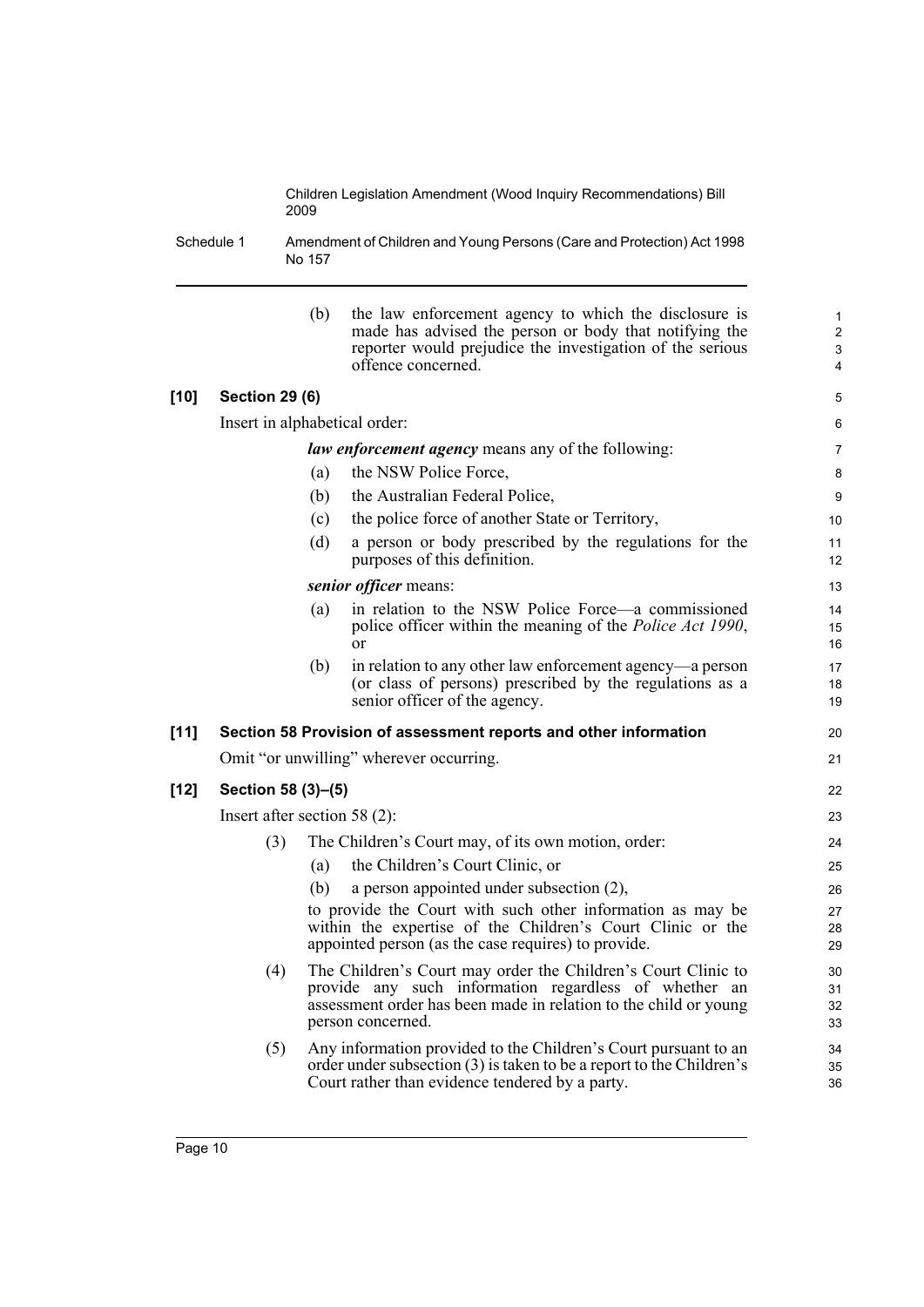(b) the law enforcement agency to which the disclosure is made has advised the person or body that notifying the reporter would prejudice the investigation of the serious offence concerned.

**[10] Section 29 (6)**

Insert in alphabetical order:

***law enforcement agency*** means any of the following:

(a) the NSW Police Force,

(b) the Australian Federal Police,

(c) the police force of another State or Territory,

(d) a person or body prescribed by the regulations for the purposes of this definition.

***senior officer*** means:

(a) in relation to the NSW Police Force—a commissioned police officer within the meaning of the *Police Act 1990*, or

(b) in relation to any other law enforcement agency—a person (or class of persons) prescribed by the regulations as a senior officer of the agency.

**[11] Section 58 Provision of assessment reports and other information**

Omit "or unwilling" wherever occurring.

**[12] Section 58 (3)–(5)**

Insert after section 58 (2):

(3) The Children's Court may, of its own motion, order:

(a) the Children's Court Clinic, or

(b) a person appointed under subsection (2),

to provide the Court with such other information as may be within the expertise of the Children's Court Clinic or the appointed person (as the case requires) to provide.

(4) The Children's Court may order the Children's Court Clinic to provide any such information regardless of whether an assessment order has been made in relation to the child or young person concerned.

(5) Any information provided to the Children's Court pursuant to an order under subsection (3) is taken to be a report to the Children's Court rather than evidence tendered by a party.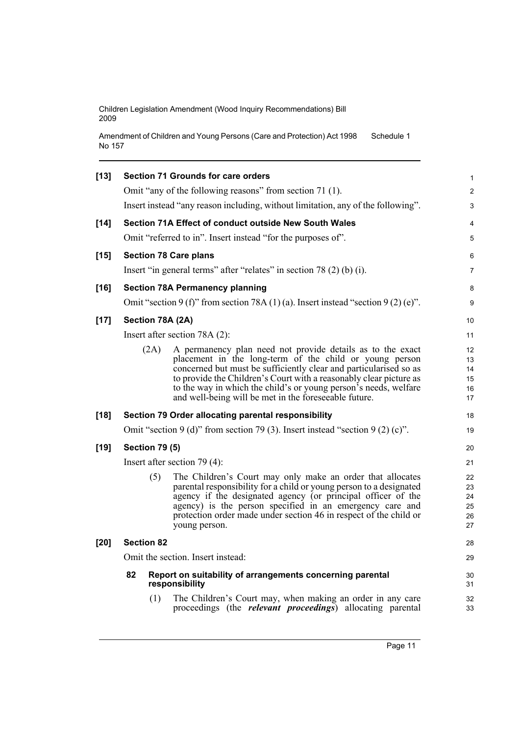**[13] Section 71 Grounds for care orders**

Omit "any of the following reasons" from section 71 (1).

Insert instead "any reason including, without limitation, any of the following".

**[14] Section 71A Effect of conduct outside New South Wales**

Omit "referred to in". Insert instead "for the purposes of".

**[15] Section 78 Care plans**

Insert "in general terms" after "relates" in section 78 (2) (b) (i).

**[16] Section 78A Permanency planning**

Omit "section 9 (f)" from section 78A (1) (a). Insert instead "section 9 (2) (e)".

**[17] Section 78A (2A)**

Insert after section 78A (2):

(2A) A permanency plan need not provide details as to the exact placement in the long-term of the child or young person concerned but must be sufficiently clear and particularised so as to provide the Children's Court with a reasonably clear picture as to the way in which the child's or young person's needs, welfare and well-being will be met in the foreseeable future.

**[18] Section 79 Order allocating parental responsibility**

Omit "section 9 (d)" from section 79 (3). Insert instead "section 9 (2) (c)".

**[19] Section 79 (5)**

Insert after section 79 (4):

(5) The Children's Court may only make an order that allocates parental responsibility for a child or young person to a designated agency if the designated agency (or principal officer of the agency) is the person specified in an emergency care and protection order made under section 46 in respect of the child or young person.

**[20] Section 82**

Omit the section. Insert instead:

**82 Report on suitability of arrangements concerning parental responsibility**

(1) The Children's Court may, when making an order in any care proceedings (the ***relevant proceedings***) allocating parental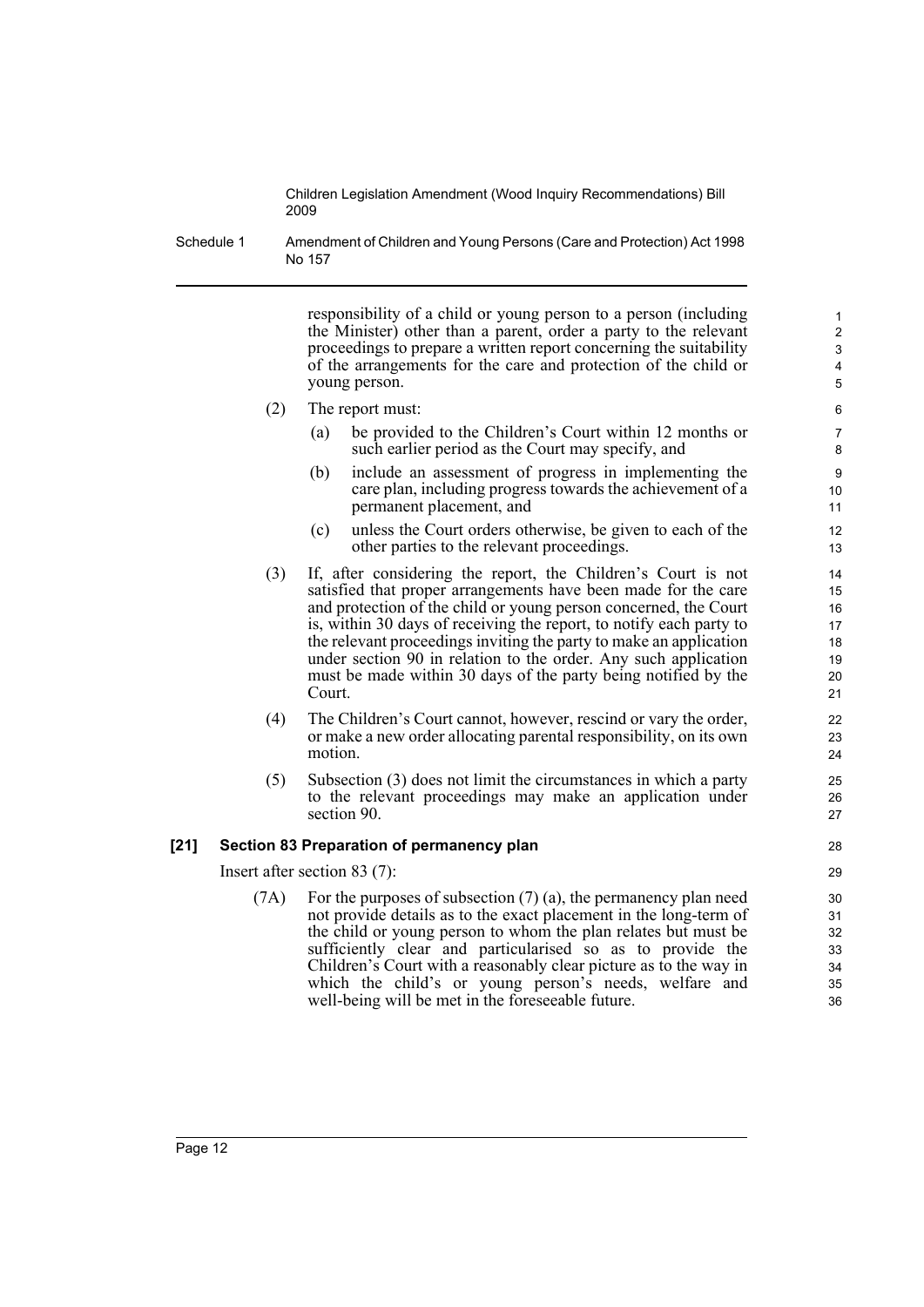responsibility of a child or young person to a person (including the Minister) other than a parent, order a party to the relevant proceedings to prepare a written report concerning the suitability of the arrangements for the care and protection of the child or young person.

(2) The report must:

(a) be provided to the Children's Court within 12 months or such earlier period as the Court may specify, and

(b) include an assessment of progress in implementing the care plan, including progress towards the achievement of a permanent placement, and

(c) unless the Court orders otherwise, be given to each of the other parties to the relevant proceedings.

(3) If, after considering the report, the Children's Court is not satisfied that proper arrangements have been made for the care and protection of the child or young person concerned, the Court is, within 30 days of receiving the report, to notify each party to the relevant proceedings inviting the party to make an application under section 90 in relation to the order. Any such application must be made within 30 days of the party being notified by the Court.

(4) The Children's Court cannot, however, rescind or vary the order, or make a new order allocating parental responsibility, on its own motion.

(5) Subsection (3) does not limit the circumstances in which a party to the relevant proceedings may make an application under section 90.

**[21] Section 83 Preparation of permanency plan**

Insert after section 83 (7):

(7A) For the purposes of subsection (7) (a), the permanency plan need not provide details as to the exact placement in the long-term of the child or young person to whom the plan relates but must be sufficiently clear and particularised so as to provide the Children's Court with a reasonably clear picture as to the way in which the child's or young person's needs, welfare and well-being will be met in the foreseeable future.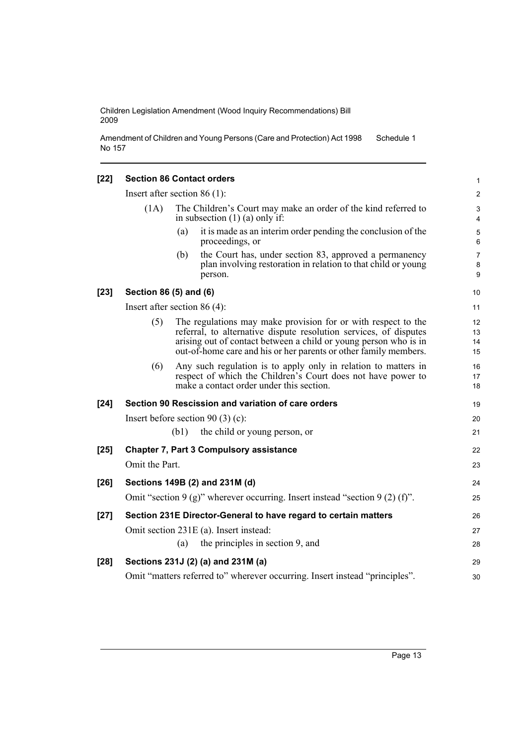**[22] Section 86 Contact orders**

Insert after section 86 (1):

(1A) The Children's Court may make an order of the kind referred to in subsection (1) (a) only if:

(a) it is made as an interim order pending the conclusion of the proceedings, or

(b) the Court has, under section 83, approved a permanency plan involving restoration in relation to that child or young person.

**[23] Section 86 (5) and (6)**

Insert after section 86 (4):

(5) The regulations may make provision for or with respect to the referral, to alternative dispute resolution services, of disputes arising out of contact between a child or young person who is in out-of-home care and his or her parents or other family members.

(6) Any such regulation is to apply only in relation to matters in respect of which the Children's Court does not have power to make a contact order under this section.

**[24] Section 90 Rescission and variation of care orders**

Insert before section 90 (3) (c):

(b1) the child or young person, or

**[25] Chapter 7, Part 3 Compulsory assistance**

Omit the Part.

**[26] Sections 149B (2) and 231M (d)**

Omit "section 9 (g)" wherever occurring. Insert instead "section 9 (2) (f)".

**[27] Section 231E Director-General to have regard to certain matters**

Omit section 231E (a). Insert instead:

(a) the principles in section 9, and

**[28] Sections 231J (2) (a) and 231M (a)**

Omit "matters referred to" wherever occurring. Insert instead "principles".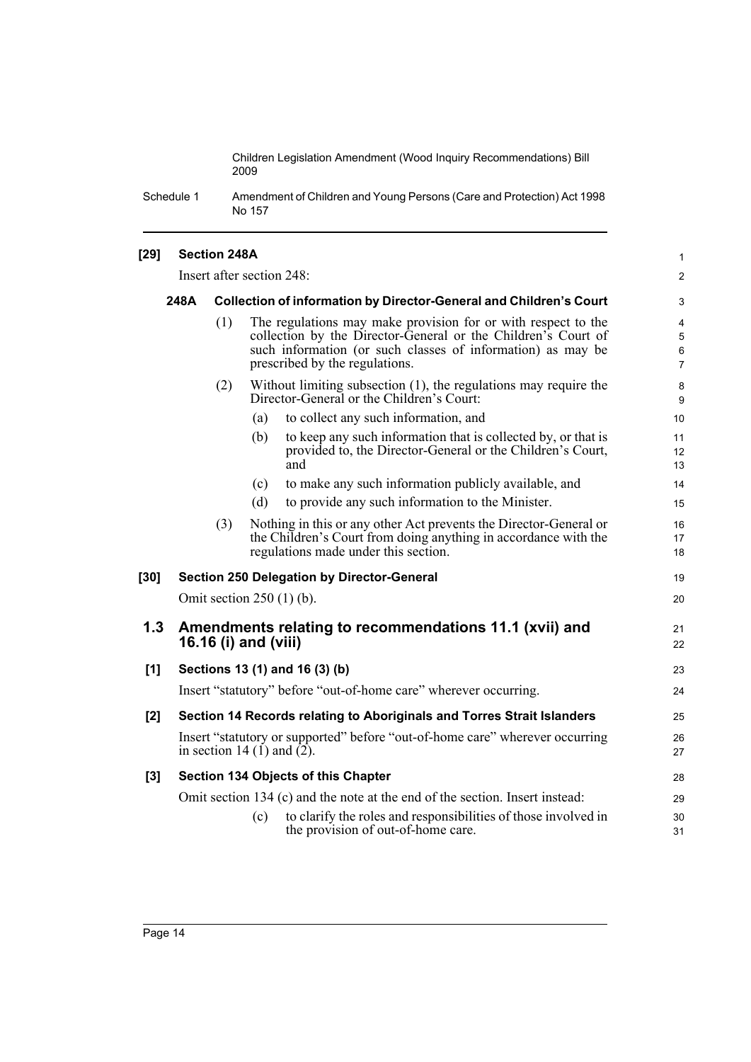**[29] Section 248A**

Insert after section 248:

**248A Collection of information by Director-General and Children's Court**

(1) The regulations may make provision for or with respect to the collection by the Director-General or the Children's Court of such information (or such classes of information) as may be prescribed by the regulations.

(2) Without limiting subsection (1), the regulations may require the Director-General or the Children's Court:

(a) to collect any such information, and

(b) to keep any such information that is collected by, or that is provided to, the Director-General or the Children's Court, and

(c) to make any such information publicly available, and

(d) to provide any such information to the Minister.

(3) Nothing in this or any other Act prevents the Director-General or the Children's Court from doing anything in accordance with the regulations made under this section.

**[30] Section 250 Delegation by Director-General**

Omit section 250 (1) (b).

## 1.3 Amendments relating to recommendations 11.1 (xvii) and 16.16 (i) and (viii)

**[1] Sections 13 (1) and 16 (3) (b)**

Insert "statutory" before "out-of-home care" wherever occurring.

**[2] Section 14 Records relating to Aboriginals and Torres Strait Islanders**

Insert "statutory or supported" before "out-of-home care" wherever occurring in section 14 (1) and (2).

**[3] Section 134 Objects of this Chapter**

Omit section 134 (c) and the note at the end of the section. Insert instead:

(c) to clarify the roles and responsibilities of those involved in the provision of out-of-home care.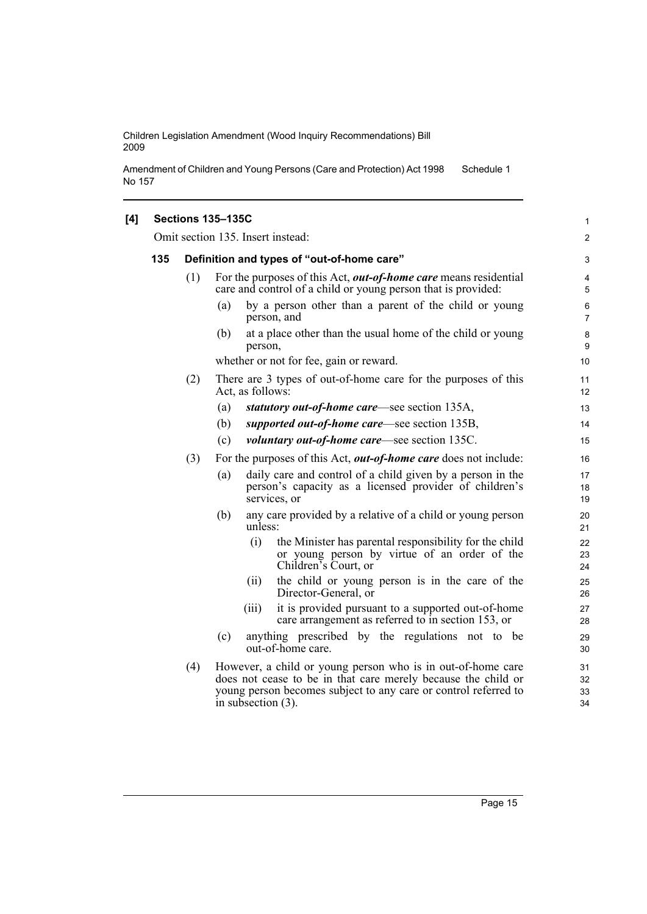**[4] Sections 135–135C**

Omit section 135. Insert instead:

**135 Definition and types of "out-of-home care"**

(1) For the purposes of this Act, ***out-of-home care*** means residential care and control of a child or young person that is provided:

(a) by a person other than a parent of the child or young person, and

(b) at a place other than the usual home of the child or young person,

whether or not for fee, gain or reward.

(2) There are 3 types of out-of-home care for the purposes of this Act, as follows:

(a) ***statutory out-of-home care***—see section 135A,

(b) ***supported out-of-home care***—see section 135B,

(c) ***voluntary out-of-home care***—see section 135C.

(3) For the purposes of this Act, ***out-of-home care*** does not include:

(a) daily care and control of a child given by a person in the person's capacity as a licensed provider of children's services, or

(b) any care provided by a relative of a child or young person unless:

(i) the Minister has parental responsibility for the child or young person by virtue of an order of the Children's Court, or

(ii) the child or young person is in the care of the Director-General, or

(iii) it is provided pursuant to a supported out-of-home care arrangement as referred to in section 153, or

(c) anything prescribed by the regulations not to be out-of-home care.

(4) However, a child or young person who is in out-of-home care does not cease to be in that care merely because the child or young person becomes subject to any care or control referred to in subsection (3).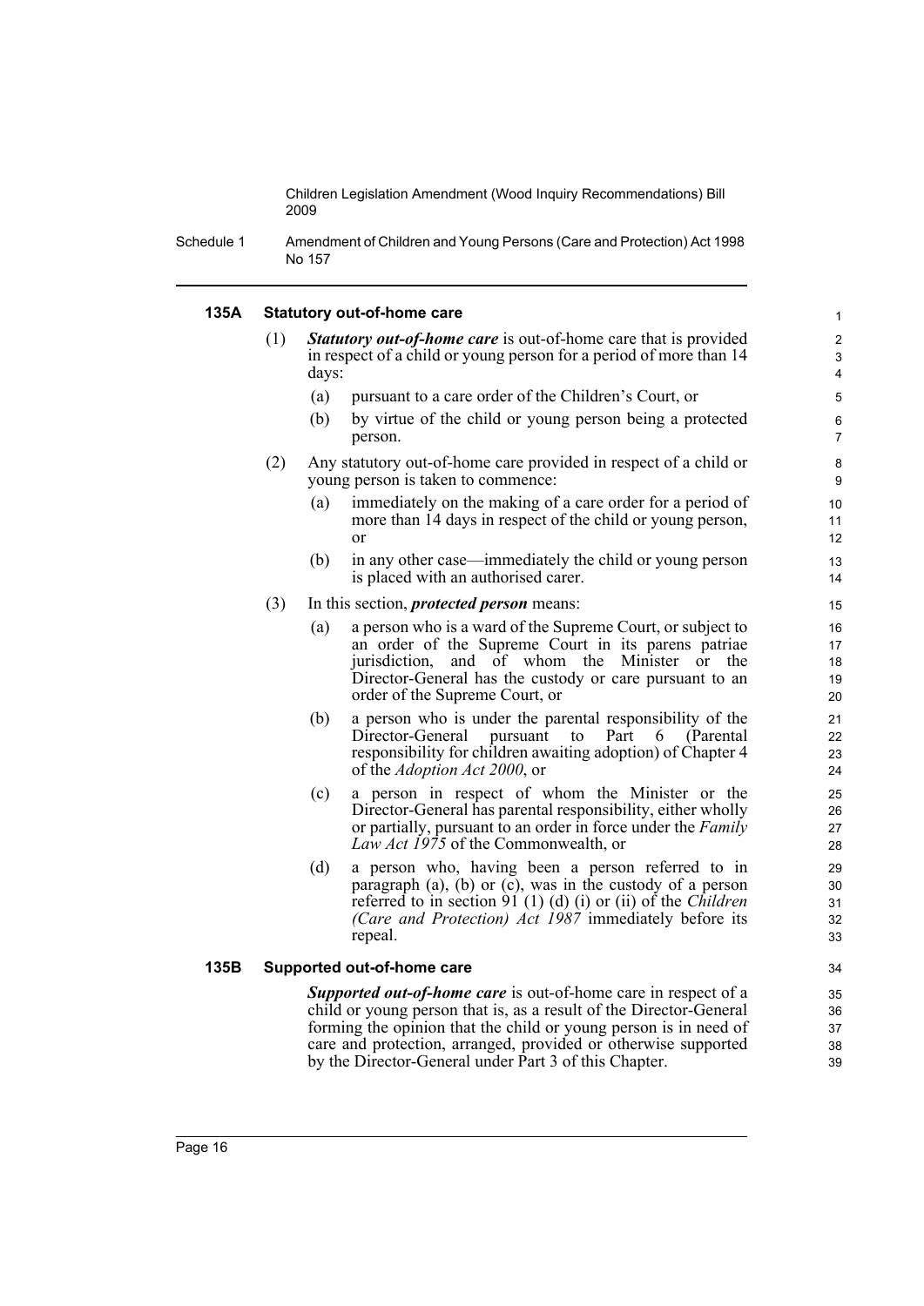#### 135A Statistical out-of-home care

(1) ***Statutory out-of-home care*** is out-of-home care that is provided in respect of a child or young person for a period of more than 14 days:

(a) pursuant to a care order of the Children's Court, or

(b) by virtue of the child or young person being a protected person.

(2) Any statutory out-of-home care provided in respect of a child or young person is taken to commence:

(a) immediately on the making of a care order for a period of more than 14 days in respect of the child or young person, or

(b) in any other case—immediately the child or young person is placed with an authorised carer.

(3) In this section, ***protected person*** means:

(a) a person who is a ward of the Supreme Court, or subject to an order of the Supreme Court in its parens patriae jurisdiction, and of whom the Minister or the Director-General has the custody or care pursuant to an order of the Supreme Court, or

(b) a person who is under the parental responsibility of the Director-General pursuant to Part 6 (Parental responsibility for children awaiting adoption) of Chapter 4 of the *Adoption Act 2000*, or

(c) a person in respect of whom the Minister or the Director-General has parental responsibility, either wholly or partially, pursuant to an order in force under the *Family Law Act 1975* of the Commonwealth, or

(d) a person who, having been a person referred to in paragraph (a), (b) or (c), was in the custody of a person referred to in section 91 (1) (d) (i) or (ii) of the *Children (Care and Protection) Act 1987* immediately before its repeal.

#### 135B Supported out-of-home care

***Supported out-of-home care*** is out-of-home care in respect of a child or young person that is, as a result of the Director-General forming the opinion that the child or young person is in need of care and protection, arranged, provided or otherwise supported by the Director-General under Part 3 of this Chapter.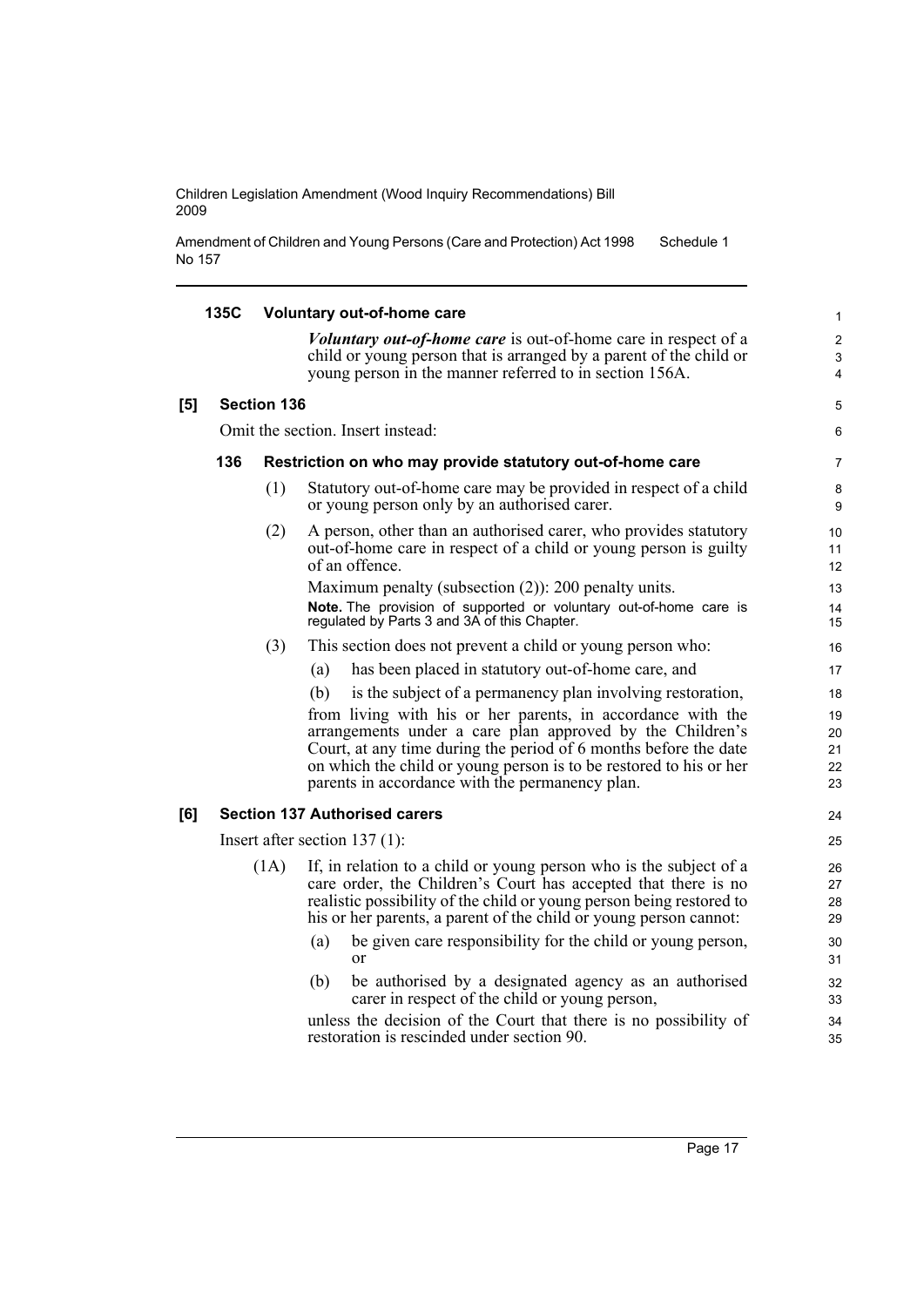#### 135C Voluntary out-of-home care

***Voluntary out-of-home care*** is out-of-home care in respect of a child or young person that is arranged by a parent of the child or young person in the manner referred to in section 156A.

### [5] Section 136

Omit the section. Insert instead:

#### 136 Restriction on who may provide statutory out-of-home care

(1) Statutory out-of-home care may be provided in respect of a child or young person only by an authorised carer.

(2) A person, other than an authorised carer, who provides statutory out-of-home care in respect of a child or young person is guilty of an offence.

Maximum penalty (subsection (2)): 200 penalty units.

**Note.** The provision of supported or voluntary out-of-home care is regulated by Parts 3 and 3A of this Chapter.

(3) This section does not prevent a child or young person who:

(a) has been placed in statutory out-of-home care, and

(b) is the subject of a permanency plan involving restoration,

from living with his or her parents, in accordance with the arrangements under a care plan approved by the Children's Court, at any time during the period of 6 months before the date on which the child or young person is to be restored to his or her parents in accordance with the permanency plan.

### [6] Section 137 Authorised carers

Insert after section 137 (1):

(1A) If, in relation to a child or young person who is the subject of a care order, the Children's Court has accepted that there is no realistic possibility of the child or young person being restored to his or her parents, a parent of the child or young person cannot:

(a) be given care responsibility for the child or young person, or

(b) be authorised by a designated agency as an authorised carer in respect of the child or young person,

unless the decision of the Court that there is no possibility of restoration is rescinded under section 90.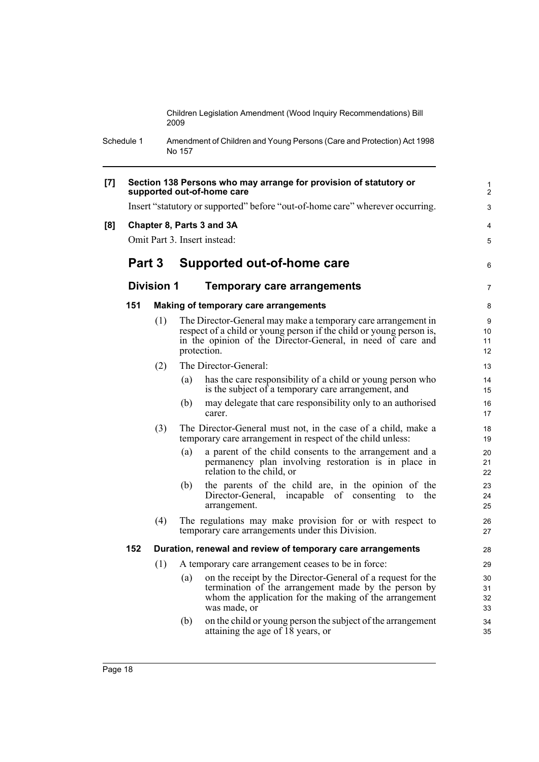**[7] Section 138 Persons who may arrange for provision of statutory or supported out-of-home care**

Insert "statutory or supported" before "out-of-home care" wherever occurring.

**[8] Chapter 8, Parts 3 and 3A**

Omit Part 3. Insert instead:

## Part 3 Supported out-of-home care

### Division 1 Temporary care arrangements

**151 Making of temporary care arrangements**

(1) The Director-General may make a temporary care arrangement in respect of a child or young person if the child or young person is, in the opinion of the Director-General, in need of care and protection.

(2) The Director-General:

(a) has the care responsibility of a child or young person who is the subject of a temporary care arrangement, and

(b) may delegate that care responsibility only to an authorised carer.

(3) The Director-General must not, in the case of a child, make a temporary care arrangement in respect of the child unless:

(a) a parent of the child consents to the arrangement and a permanency plan involving restoration is in place in relation to the child, or

(b) the parents of the child are, in the opinion of the Director-General, incapable of consenting to the arrangement.

(4) The regulations may make provision for or with respect to temporary care arrangements under this Division.

**152 Duration, renewal and review of temporary care arrangements**

(1) A temporary care arrangement ceases to be in force:

(a) on the receipt by the Director-General of a request for the termination of the arrangement made by the person by whom the application for the making of the arrangement was made, or

(b) on the child or young person the subject of the arrangement attaining the age of 18 years, or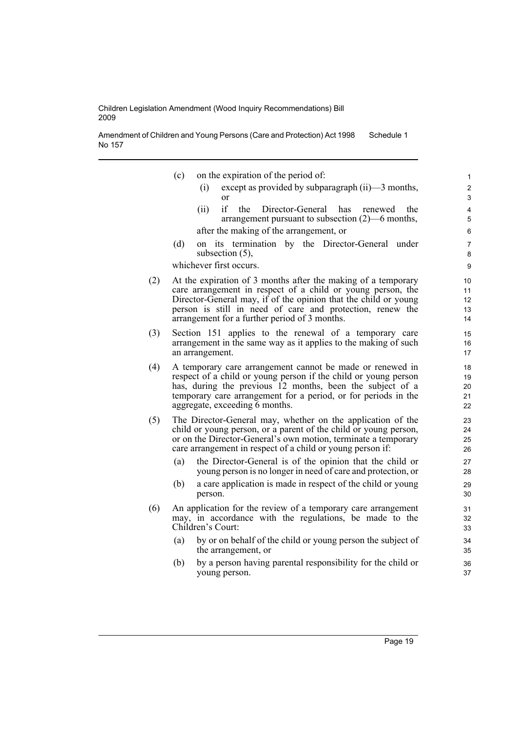(c) on the expiration of the period of:

(i) except as provided by subparagraph (ii)—3 months, or

(ii) if the Director-General has renewed the arrangement pursuant to subsection (2)—6 months,

after the making of the arrangement, or

(d) on its termination by the Director-General under subsection (5),

whichever first occurs.

(2) At the expiration of 3 months after the making of a temporary care arrangement in respect of a child or young person, the Director-General may, if of the opinion that the child or young person is still in need of care and protection, renew the arrangement for a further period of 3 months.

(3) Section 151 applies to the renewal of a temporary care arrangement in the same way as it applies to the making of such an arrangement.

(4) A temporary care arrangement cannot be made or renewed in respect of a child or young person if the child or young person has, during the previous 12 months, been the subject of a temporary care arrangement for a period, or for periods in the aggregate, exceeding 6 months.

(5) The Director-General may, whether on the application of the child or young person, or a parent of the child or young person, or on the Director-General's own motion, terminate a temporary care arrangement in respect of a child or young person if:

(a) the Director-General is of the opinion that the child or young person is no longer in need of care and protection, or

(b) a care application is made in respect of the child or young person.

(6) An application for the review of a temporary care arrangement may, in accordance with the regulations, be made to the Children's Court:

(a) by or on behalf of the child or young person the subject of the arrangement, or

(b) by a person having parental responsibility for the child or young person.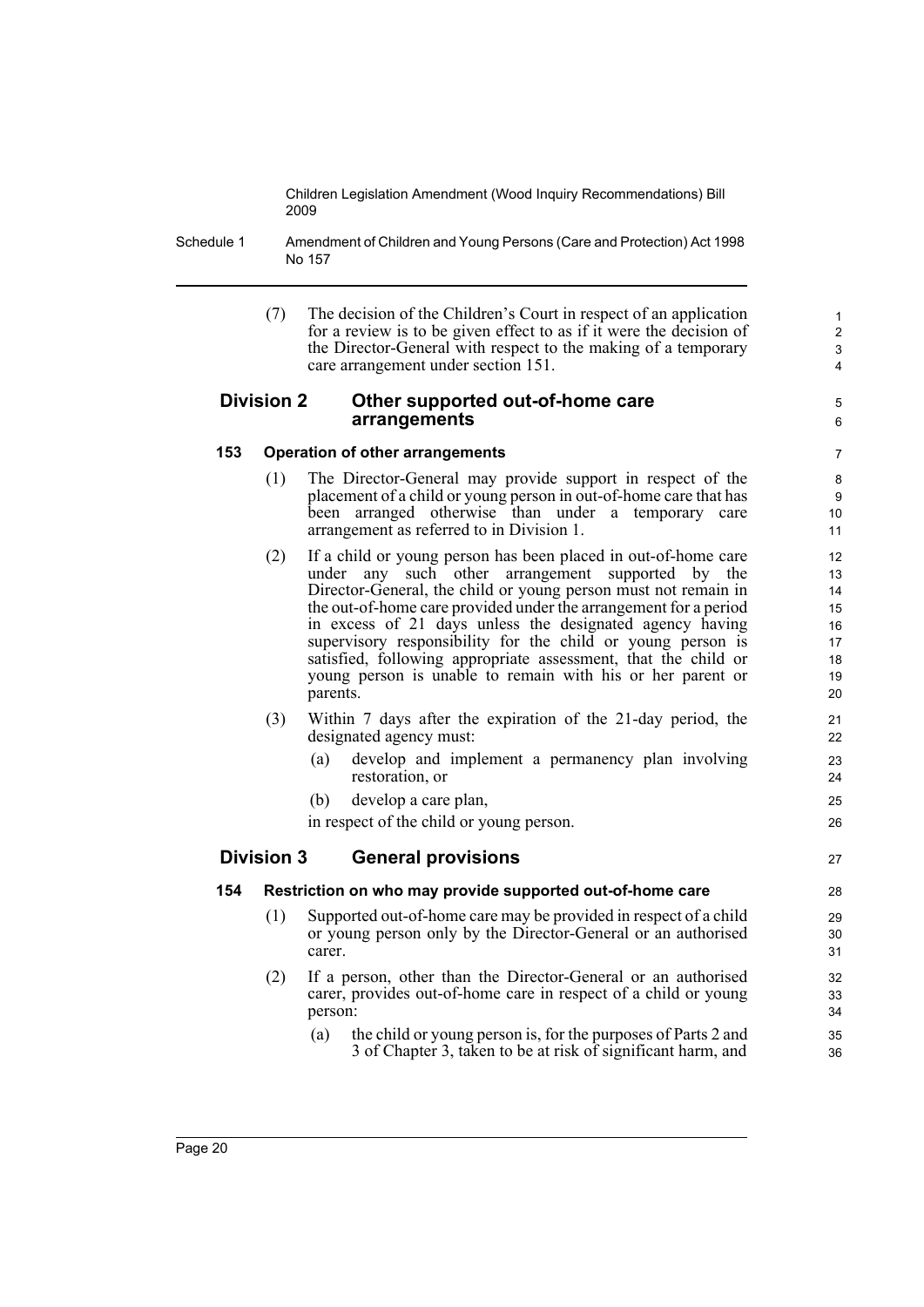(7) The decision of the Children's Court in respect of an application for a review is to be given effect to as if it were the decision of the Director-General with respect to the making of a temporary care arrangement under section 151.

## Division 2 Other supported out-of-home care arrangements

### 153 Operation of other arrangements

(1) The Director-General may provide support in respect of the placement of a child or young person in out-of-home care that has been arranged otherwise than under a temporary care arrangement as referred to in Division 1.

(2) If a child or young person has been placed in out-of-home care under any such other arrangement supported by the Director-General, the child or young person must not remain in the out-of-home care provided under the arrangement for a period in excess of 21 days unless the designated agency having supervisory responsibility for the child or young person is satisfied, following appropriate assessment, that the child or young person is unable to remain with his or her parent or parents.

(3) Within 7 days after the expiration of the 21-day period, the designated agency must:

- (a) develop and implement a permanency plan involving restoration, or
- (b) develop a care plan,

in respect of the child or young person.

## Division 3 General provisions

### 154 Restriction on who may provide supported out-of-home care

(1) Supported out-of-home care may be provided in respect of a child or young person only by the Director-General or an authorised carer.

(2) If a person, other than the Director-General or an authorised carer, provides out-of-home care in respect of a child or young person:

- (a) the child or young person is, for the purposes of Parts 2 and 3 of Chapter 3, taken to be at risk of significant harm, and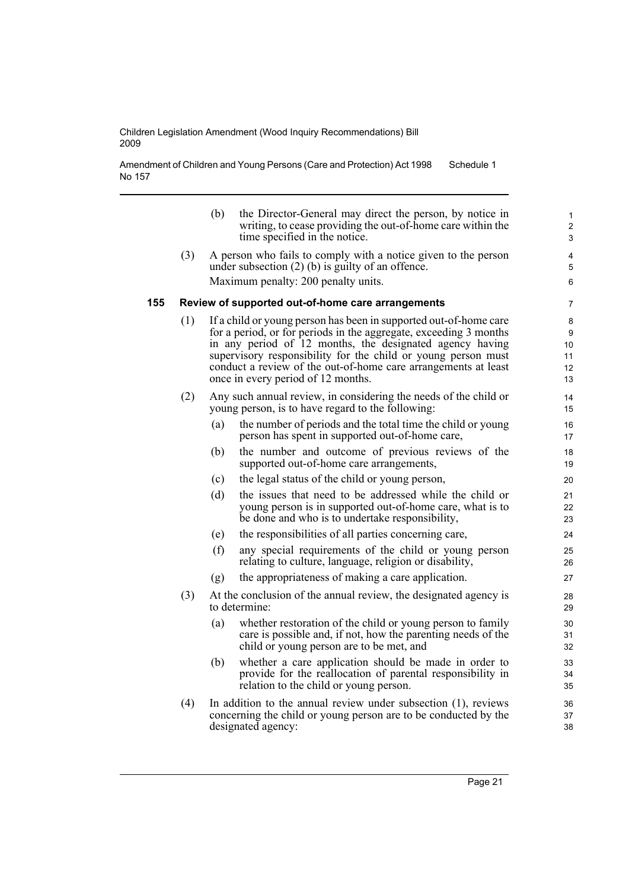(b) the Director-General may direct the person, by notice in writing, to cease providing the out-of-home care within the time specified in the notice.

(3) A person who fails to comply with a notice given to the person under subsection (2) (b) is guilty of an offence.

Maximum penalty: 200 penalty units.

**155 Review of supported out-of-home care arrangements**

(1) If a child or young person has been in supported out-of-home care for a period, or for periods in the aggregate, exceeding 3 months in any period of 12 months, the designated agency having supervisory responsibility for the child or young person must conduct a review of the out-of-home care arrangements at least once in every period of 12 months.

(2) Any such annual review, in considering the needs of the child or young person, is to have regard to the following:

(a) the number of periods and the total time the child or young person has spent in supported out-of-home care,

(b) the number and outcome of previous reviews of the supported out-of-home care arrangements,

(c) the legal status of the child or young person,

(d) the issues that need to be addressed while the child or young person is in supported out-of-home care, what is to be done and who is to undertake responsibility,

(e) the responsibilities of all parties concerning care,

(f) any special requirements of the child or young person relating to culture, language, religion or disability,

(g) the appropriateness of making a care application.

(3) At the conclusion of the annual review, the designated agency is to determine:

(a) whether restoration of the child or young person to family care is possible and, if not, how the parenting needs of the child or young person are to be met, and

(b) whether a care application should be made in order to provide for the reallocation of parental responsibility in relation to the child or young person.

(4) In addition to the annual review under subsection (1), reviews concerning the child or young person are to be conducted by the designated agency: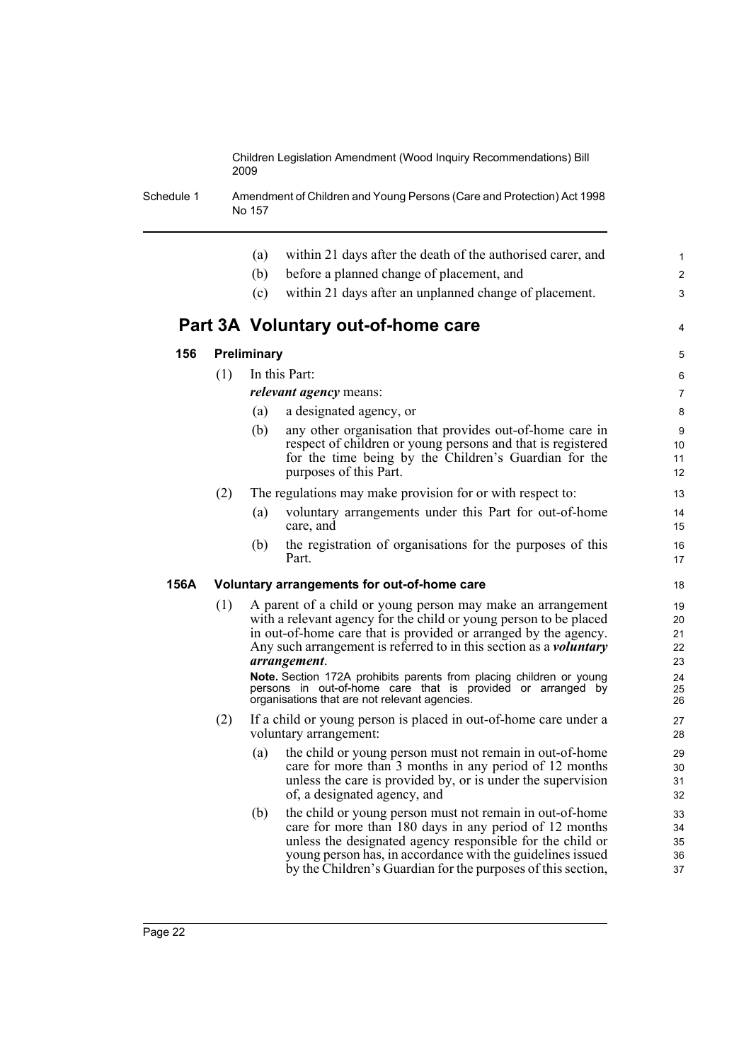(a) within 21 days after the death of the authorised carer, and

(b) before a planned change of placement, and

(c) within 21 days after an unplanned change of placement.

## Part 3A Voluntary out-of-home care

### 156 Preliminary

(1) In this Part:

***relevant agency*** means:

(a) a designated agency, or

(b) any other organisation that provides out-of-home care in respect of children or young persons and that is registered for the time being by the Children's Guardian for the purposes of this Part.

(2) The regulations may make provision for or with respect to:

(a) voluntary arrangements under this Part for out-of-home care, and

(b) the registration of organisations for the purposes of this Part.

### 156A Voluntary arrangements for out-of-home care

(1) A parent of a child or young person may make an arrangement with a relevant agency for the child or young person to be placed in out-of-home care that is provided or arranged by the agency. Any such arrangement is referred to in this section as a ***voluntary arrangement***.

**Note.** Section 172A prohibits parents from placing children or young persons in out-of-home care that is provided or arranged by organisations that are not relevant agencies.

(2) If a child or young person is placed in out-of-home care under a voluntary arrangement:

(a) the child or young person must not remain in out-of-home care for more than 3 months in any period of 12 months unless the care is provided by, or is under the supervision of, a designated agency, and

(b) the child or young person must not remain in out-of-home care for more than 180 days in any period of 12 months unless the designated agency responsible for the child or young person has, in accordance with the guidelines issued by the Children's Guardian for the purposes of this section,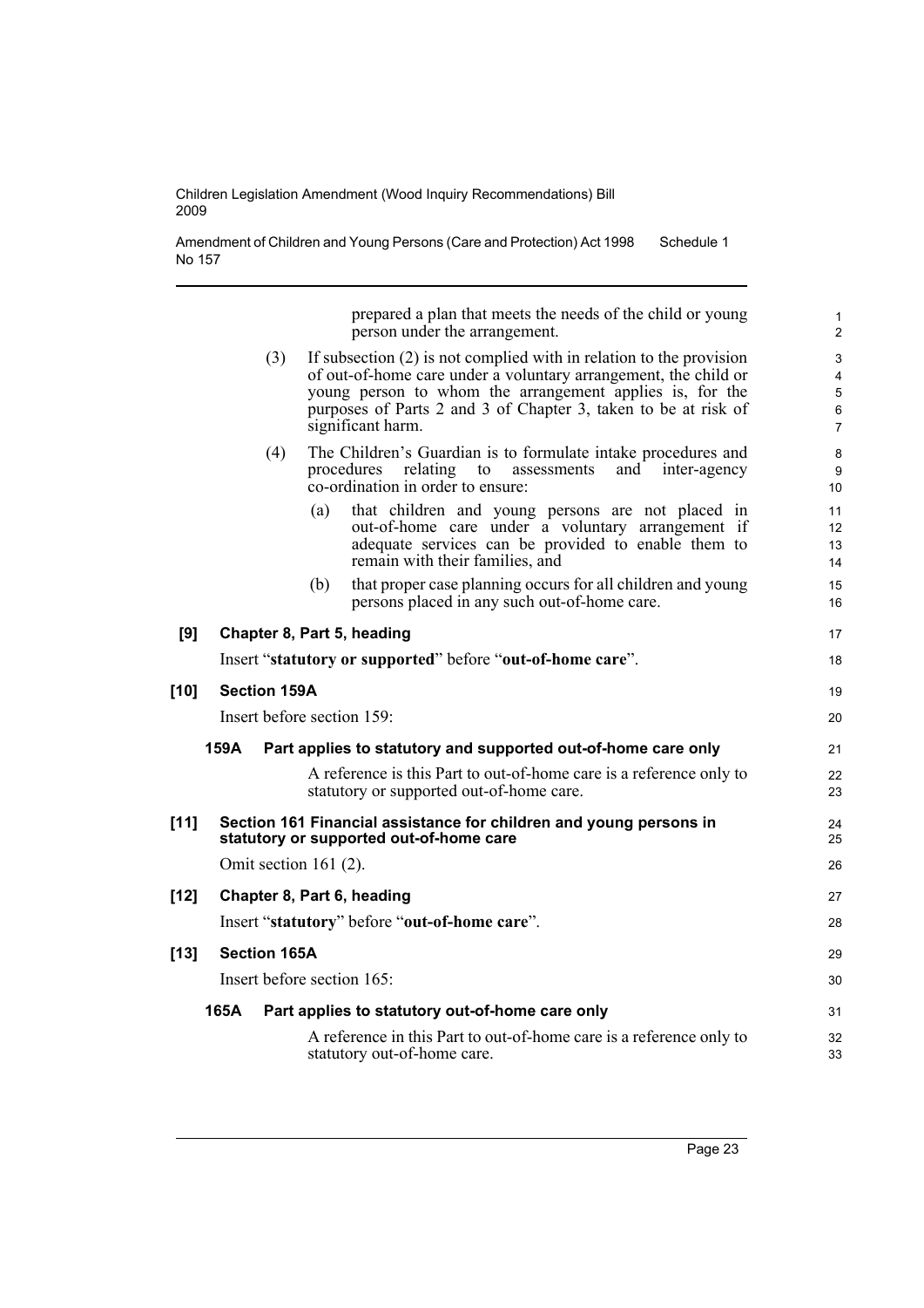prepared a plan that meets the needs of the child or young person under the arrangement.

(3) If subsection (2) is not complied with in relation to the provision of out-of-home care under a voluntary arrangement, the child or young person to whom the arrangement applies is, for the purposes of Parts 2 and 3 of Chapter 3, taken to be at risk of significant harm.

(4) The Children's Guardian is to formulate intake procedures and procedures relating to assessments and inter-agency co-ordination in order to ensure:

(a) that children and young persons are not placed in out-of-home care under a voluntary arrangement if adequate services can be provided to enable them to remain with their families, and

(b) that proper case planning occurs for all children and young persons placed in any such out-of-home care.

**[9] Chapter 8, Part 5, heading**

Insert "**statutory or supported**" before "**out-of-home care**".

**[10] Section 159A**

Insert before section 159:

**159A Part applies to statutory and supported out-of-home care only**

A reference is this Part to out-of-home care is a reference only to statutory or supported out-of-home care.

**[11] Section 161 Financial assistance for children and young persons in statutory or supported out-of-home care**

Omit section 161 (2).

**[12] Chapter 8, Part 6, heading**

Insert "**statutory**" before "**out-of-home care**".

**[13] Section 165A**

Insert before section 165:

**165A Part applies to statutory out-of-home care only**

A reference in this Part to out-of-home care is a reference only to statutory out-of-home care.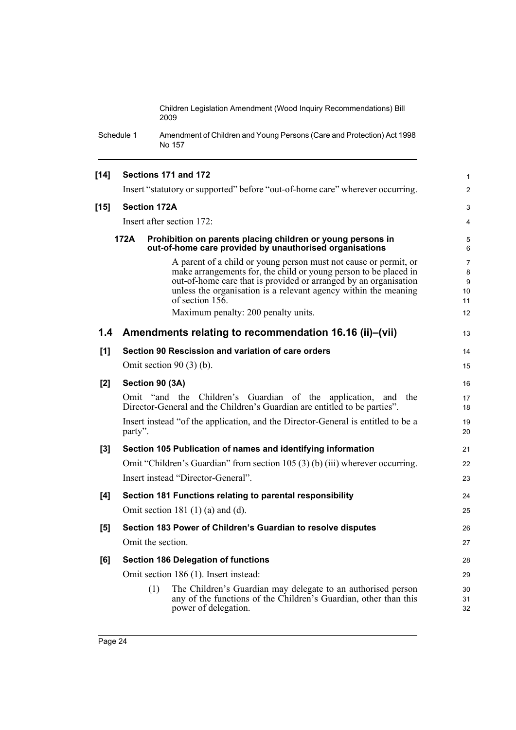**[14] Sections 171 and 172**

Insert "statutory or supported" before "out-of-home care" wherever occurring.

**[15] Section 172A**

Insert after section 172:

**172A Prohibition on parents placing children or young persons in out-of-home care provided by unauthorised organisations**

A parent of a child or young person must not cause or permit, or make arrangements for, the child or young person to be placed in out-of-home care that is provided or arranged by an organisation unless the organisation is a relevant agency within the meaning of section 156.

Maximum penalty: 200 penalty units.

## 1.4 Amendments relating to recommendation 16.16 (ii)–(vii)

**[1] Section 90 Rescission and variation of care orders**

Omit section 90 (3) (b).

**[2] Section 90 (3A)**

Omit "and the Children's Guardian of the application, and the Director-General and the Children's Guardian are entitled to be parties".

Insert instead "of the application, and the Director-General is entitled to be a party".

**[3] Section 105 Publication of names and identifying information**

Omit "Children's Guardian" from section 105 (3) (b) (iii) wherever occurring.

Insert instead "Director-General".

**[4] Section 181 Functions relating to parental responsibility**

Omit section 181 (1) (a) and (d).

**[5] Section 183 Power of Children's Guardian to resolve disputes**

Omit the section.

**[6] Section 186 Delegation of functions**

Omit section 186 (1). Insert instead:

(1) The Children's Guardian may delegate to an authorised person any of the functions of the Children's Guardian, other than this power of delegation.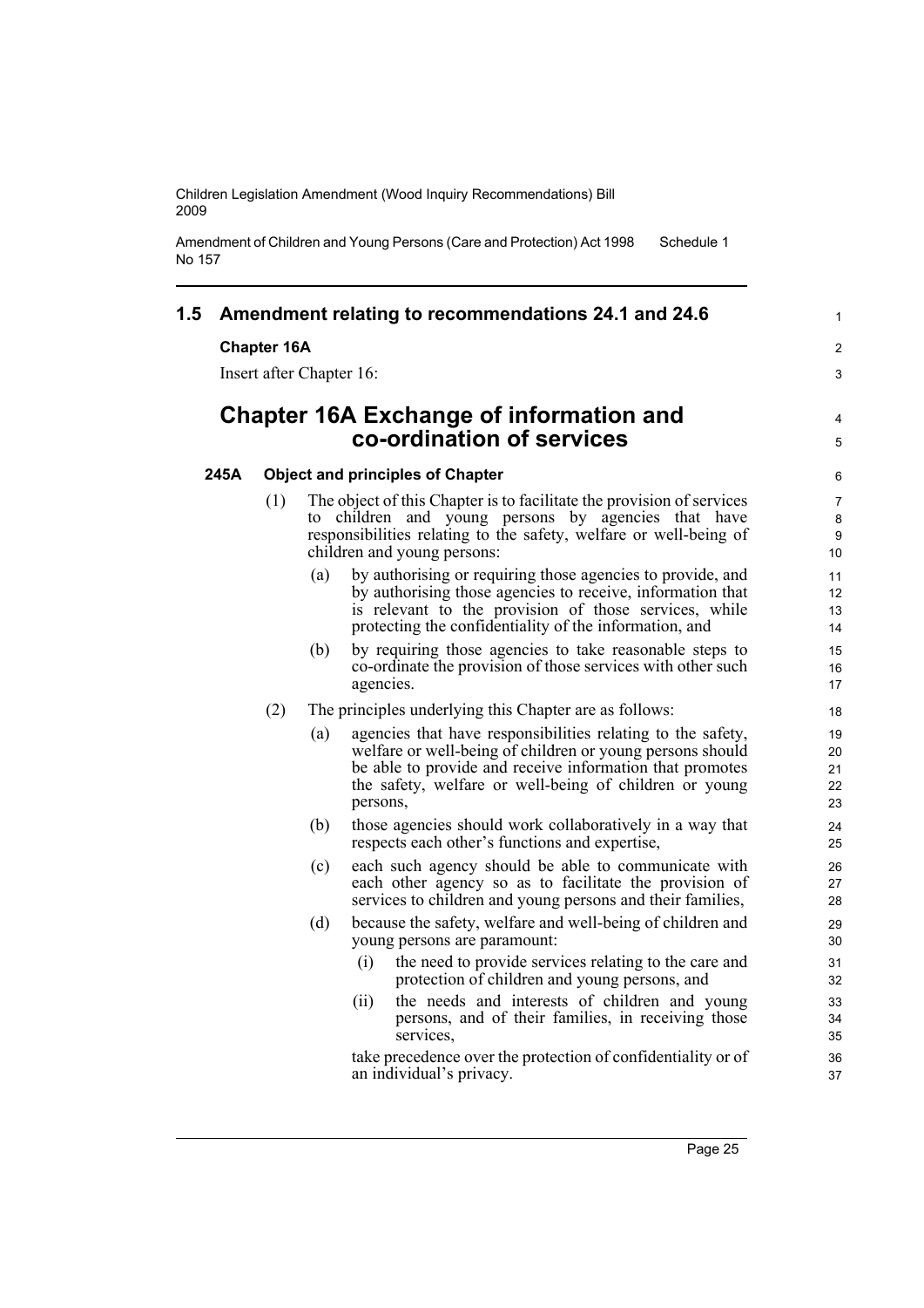## 1.5 Amendment relating to recommendations 24.1 and 24.6

**Chapter 16A**

Insert after Chapter 16:

# Chapter 16A Exchange of information and co-ordination of services

### 245A Object and principles of Chapter

(1) The object of this Chapter is to facilitate the provision of services to children and young persons by agencies that have responsibilities relating to the safety, welfare or well-being of children and young persons:

- (a) by authorising or requiring those agencies to provide, and by authorising those agencies to receive, information that is relevant to the provision of those services, while protecting the confidentiality of the information, and
- (b) by requiring those agencies to take reasonable steps to co-ordinate the provision of those services with other such agencies.

(2) The principles underlying this Chapter are as follows:

- (a) agencies that have responsibilities relating to the safety, welfare or well-being of children or young persons should be able to provide and receive information that promotes the safety, welfare or well-being of children or young persons,
- (b) those agencies should work collaboratively in a way that respects each other's functions and expertise,
- (c) each such agency should be able to communicate with each other agency so as to facilitate the provision of services to children and young persons and their families,
- (d) because the safety, welfare and well-being of children and young persons are paramount:
  - (i) the need to provide services relating to the care and protection of children and young persons, and
  - (ii) the needs and interests of children and young persons, and of their families, in receiving those services,

  take precedence over the protection of confidentiality or of an individual's privacy.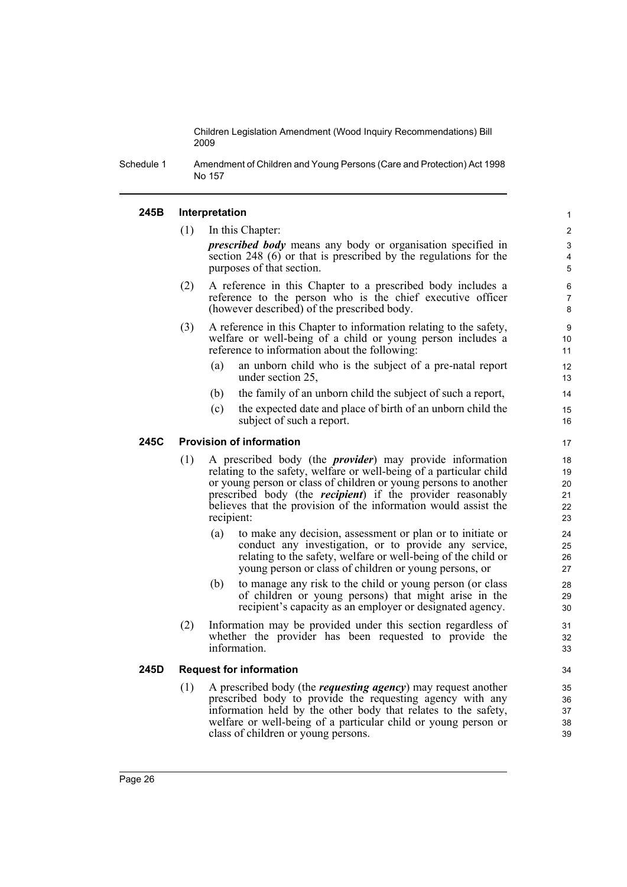#### 245B Interpretation

(1) In this Chapter:

***prescribed body*** means any body or organisation specified in section 248 (6) or that is prescribed by the regulations for the purposes of that section.

(2) A reference in this Chapter to a prescribed body includes a reference to the person who is the chief executive officer (however described) of the prescribed body.

(3) A reference in this Chapter to information relating to the safety, welfare or well-being of a child or young person includes a reference to information about the following:

- (a) an unborn child who is the subject of a pre-natal report under section 25,
- (b) the family of an unborn child the subject of such a report,
- (c) the expected date and place of birth of an unborn child the subject of such a report.

#### 245C Provision of information

(1) A prescribed body (the ***provider***) may provide information relating to the safety, welfare or well-being of a particular child or young person or class of children or young persons to another prescribed body (the ***recipient***) if the provider reasonably believes that the provision of the information would assist the recipient:

- (a) to make any decision, assessment or plan or to initiate or conduct any investigation, or to provide any service, relating to the safety, welfare or well-being of the child or young person or class of children or young persons, or
- (b) to manage any risk to the child or young person (or class of children or young persons) that might arise in the recipient's capacity as an employer or designated agency.

(2) Information may be provided under this section regardless of whether the provider has been requested to provide the information.

#### 245D Request for information

(1) A prescribed body (the ***requesting agency***) may request another prescribed body to provide the requesting agency with any information held by the other body that relates to the safety, welfare or well-being of a particular child or young person or class of children or young persons.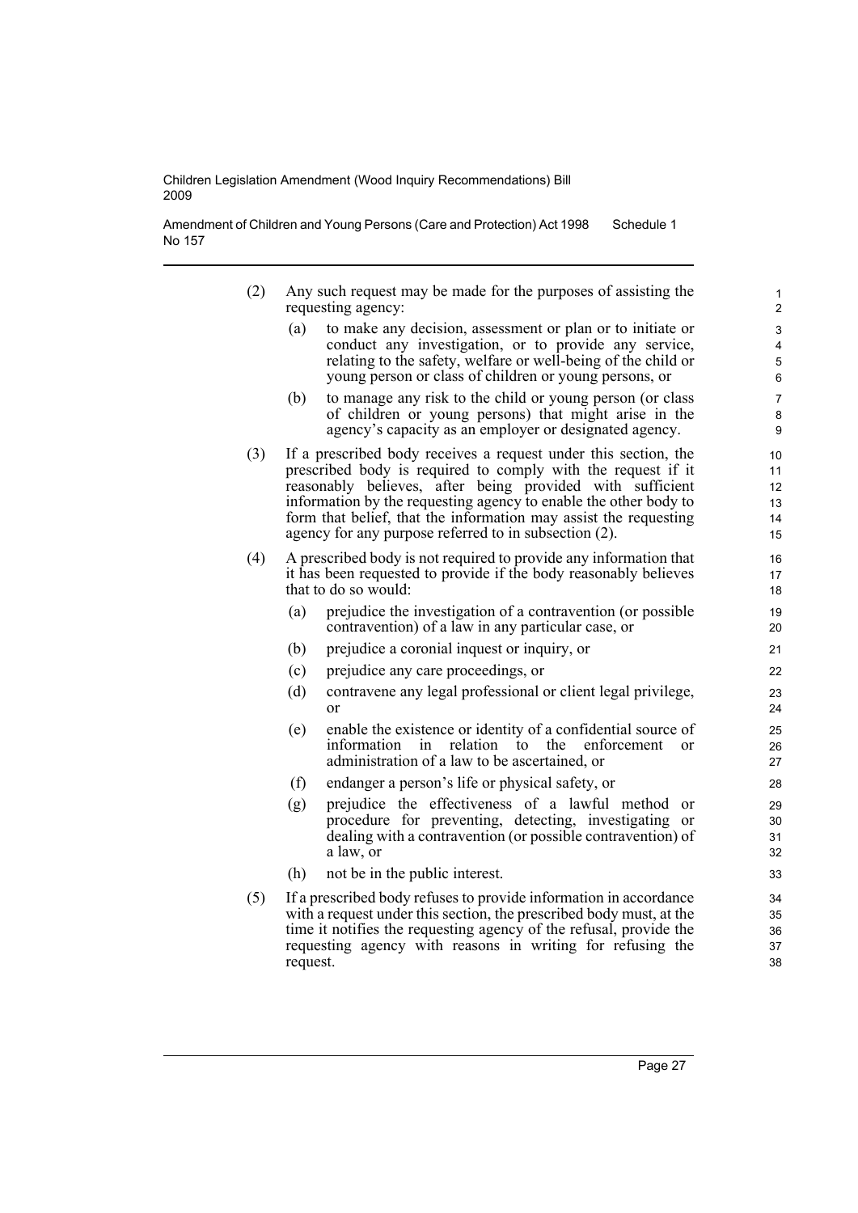(2) Any such request may be made for the purposes of assisting the requesting agency:

(a) to make any decision, assessment or plan or to initiate or conduct any investigation, or to provide any service, relating to the safety, welfare or well-being of the child or young person or class of children or young persons, or

(b) to manage any risk to the child or young person (or class of children or young persons) that might arise in the agency's capacity as an employer or designated agency.

(3) If a prescribed body receives a request under this section, the prescribed body is required to comply with the request if it reasonably believes, after being provided with sufficient information by the requesting agency to enable the other body to form that belief, that the information may assist the requesting agency for any purpose referred to in subsection (2).

(4) A prescribed body is not required to provide any information that it has been requested to provide if the body reasonably believes that to do so would:

(a) prejudice the investigation of a contravention (or possible contravention) of a law in any particular case, or

(b) prejudice a coronial inquest or inquiry, or

(c) prejudice any care proceedings, or

(d) contravene any legal professional or client legal privilege, or

(e) enable the existence or identity of a confidential source of information in relation to the enforcement or administration of a law to be ascertained, or

(f) endanger a person's life or physical safety, or

(g) prejudice the effectiveness of a lawful method or procedure for preventing, detecting, investigating or dealing with a contravention (or possible contravention) of a law, or

(h) not be in the public interest.

(5) If a prescribed body refuses to provide information in accordance with a request under this section, the prescribed body must, at the time it notifies the requesting agency of the refusal, provide the requesting agency with reasons in writing for refusing the request.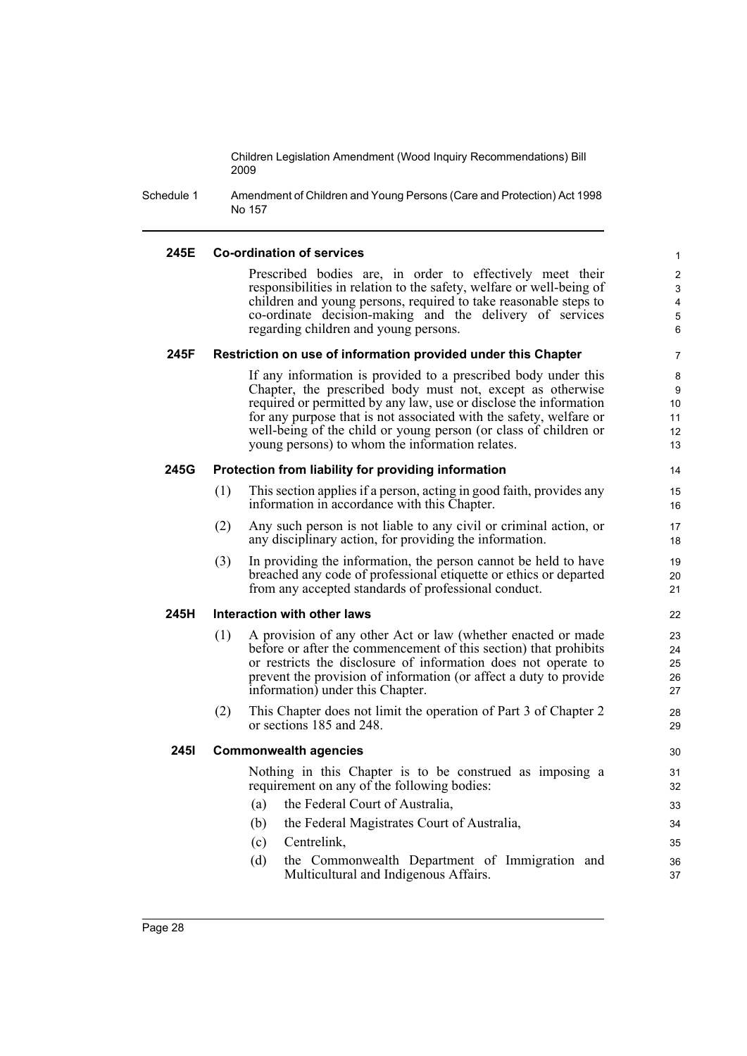#### 245E Co-ordination of services

Prescribed bodies are, in order to effectively meet their responsibilities in relation to the safety, welfare or well-being of children and young persons, required to take reasonable steps to co-ordinate decision-making and the delivery of services regarding children and young persons.

#### 245F Restriction on use of information provided under this Chapter

If any information is provided to a prescribed body under this Chapter, the prescribed body must not, except as otherwise required or permitted by any law, use or disclose the information for any purpose that is not associated with the safety, welfare or well-being of the child or young person (or class of children or young persons) to whom the information relates.

#### 245G Protection from liability for providing information

(1) This section applies if a person, acting in good faith, provides any information in accordance with this Chapter.

(2) Any such person is not liable to any civil or criminal action, or any disciplinary action, for providing the information.

(3) In providing the information, the person cannot be held to have breached any code of professional etiquette or ethics or departed from any accepted standards of professional conduct.

#### 245H Interaction with other laws

(1) A provision of any other Act or law (whether enacted or made before or after the commencement of this section) that prohibits or restricts the disclosure of information does not operate to prevent the provision of information (or affect a duty to provide information) under this Chapter.

(2) This Chapter does not limit the operation of Part 3 of Chapter 2 or sections 185 and 248.

#### 245I Commonwealth agencies

Nothing in this Chapter is to be construed as imposing a requirement on any of the following bodies:

(a) the Federal Court of Australia,

(b) the Federal Magistrates Court of Australia,

(c) Centrelink,

(d) the Commonwealth Department of Immigration and Multicultural and Indigenous Affairs.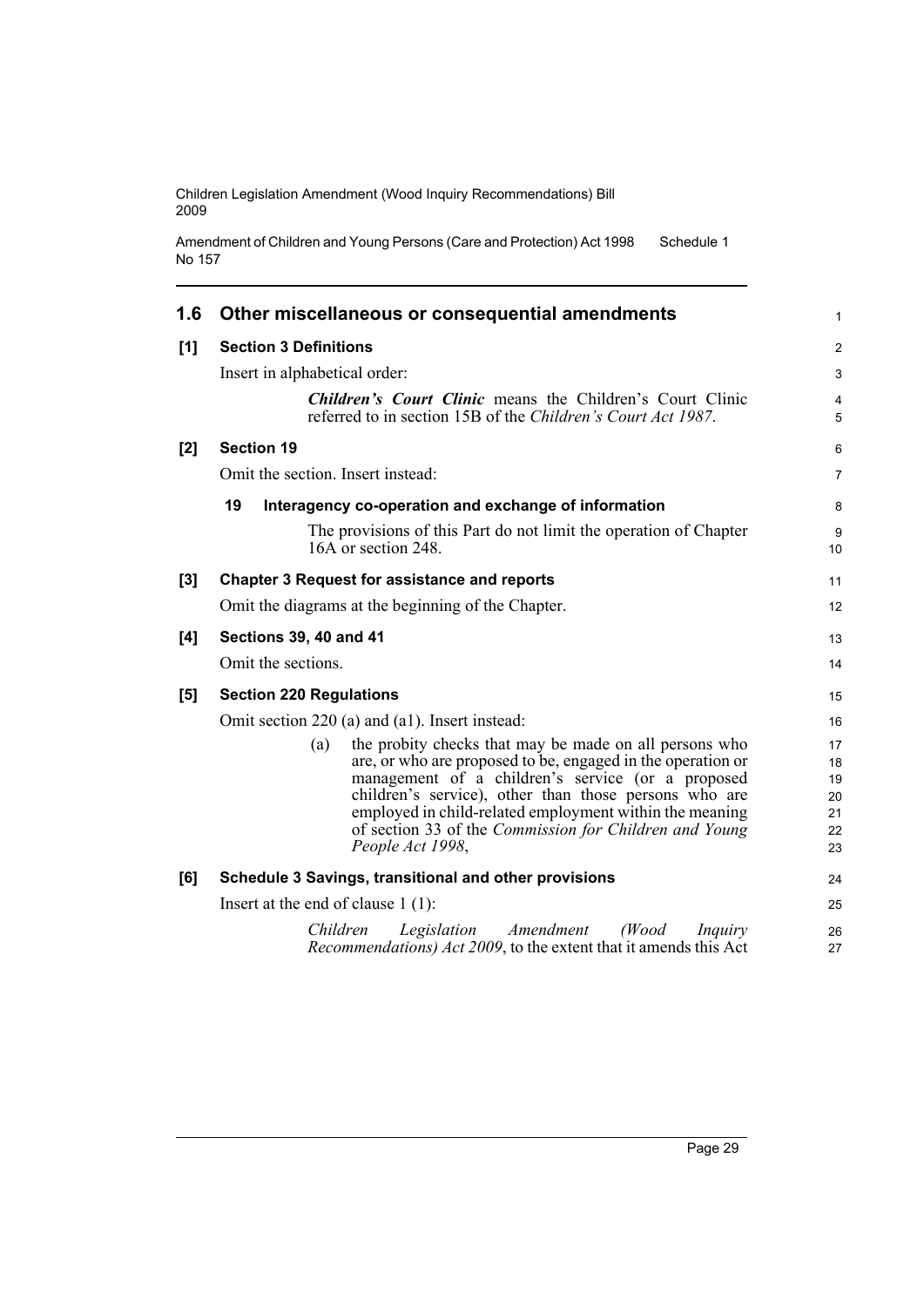## 1.6 Other miscellaneous or consequential amendments

### [1] Section 3 Definitions

Insert in alphabetical order:

> ***Children's Court Clinic*** means the Children's Court Clinic referred to in section 15B of the *Children's Court Act 1987*.

### [2] Section 19

Omit the section. Insert instead:

> **19 Interagency co-operation and exchange of information**
>
> The provisions of this Part do not limit the operation of Chapter 16A or section 248.

### [3] Chapter 3 Request for assistance and reports

Omit the diagrams at the beginning of the Chapter.

### [4] Sections 39, 40 and 41

Omit the sections.

### [5] Section 220 Regulations

Omit section 220 (a) and (a1). Insert instead:

> (a) the probity checks that may be made on all persons who are, or who are proposed to be, engaged in the operation or management of a children's service (or a proposed children's service), other than those persons who are employed in child-related employment within the meaning of section 33 of the *Commission for Children and Young People Act 1998*,

### [6] Schedule 3 Savings, transitional and other provisions

Insert at the end of clause 1 (1):

> *Children Legislation Amendment (Wood Inquiry Recommendations) Act 2009*, to the extent that it amends this Act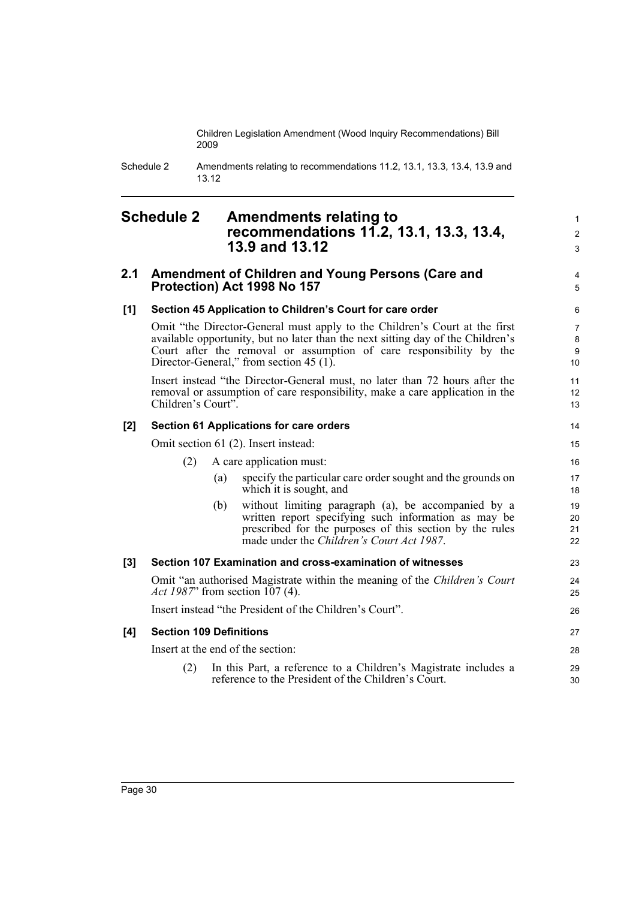# Schedule 2 Amendments relating to recommendations 11.2, 13.1, 13.3, 13.4, 13.9 and 13.12

## 2.1 Amendment of Children and Young Persons (Care and Protection) Act 1998 No 157

### [1] Section 45 Application to Children's Court for care order

Omit "the Director-General must apply to the Children's Court at the first available opportunity, but no later than the next sitting day of the Children's Court after the removal or assumption of care responsibility by the Director-General," from section 45 (1).

Insert instead "the Director-General must, no later than 72 hours after the removal or assumption of care responsibility, make a care application in the Children's Court".

### [2] Section 61 Applications for care orders

Omit section 61 (2). Insert instead:

(2) A care application must:

(a) specify the particular care order sought and the grounds on which it is sought, and

(b) without limiting paragraph (a), be accompanied by a written report specifying such information as may be prescribed for the purposes of this section by the rules made under the *Children's Court Act 1987*.

### [3] Section 107 Examination and cross-examination of witnesses

Omit "an authorised Magistrate within the meaning of the *Children's Court Act 1987*" from section 107 (4).

Insert instead "the President of the Children's Court".

### [4] Section 109 Definitions

Insert at the end of the section:

(2) In this Part, a reference to a Children's Magistrate includes a reference to the President of the Children's Court.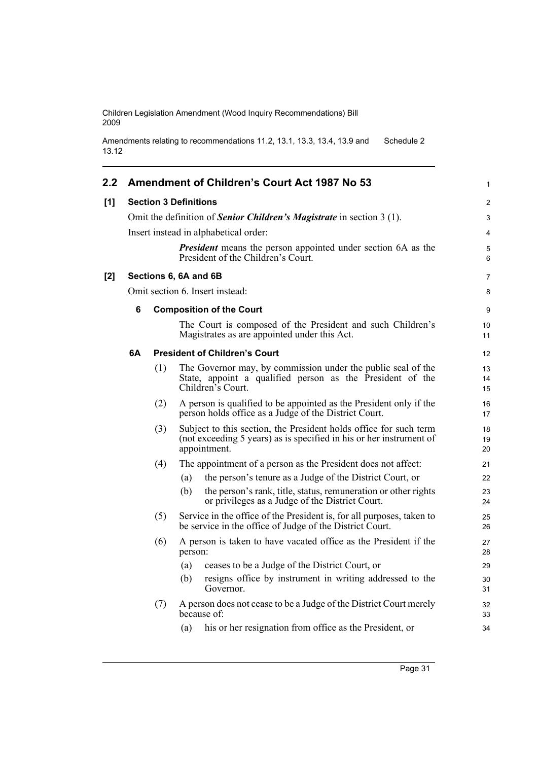## 2.2 Amendment of Children's Court Act 1987 No 53

**[1] Section 3 Definitions**

Omit the definition of ***Senior Children's Magistrate*** in section 3 (1).

Insert instead in alphabetical order:

> ***President*** means the person appointed under section 6A as the President of the Children's Court.

**[2] Sections 6, 6A and 6B**

Omit section 6. Insert instead:

**6 Composition of the Court**

The Court is composed of the President and such Children's Magistrates as are appointed under this Act.

**6A President of Children's Court**

(1) The Governor may, by commission under the public seal of the State, appoint a qualified person as the President of the Children's Court.

(2) A person is qualified to be appointed as the President only if the person holds office as a Judge of the District Court.

(3) Subject to this section, the President holds office for such term (not exceeding 5 years) as is specified in his or her instrument of appointment.

(4) The appointment of a person as the President does not affect:

- (a) the person's tenure as a Judge of the District Court, or
- (b) the person's rank, title, status, remuneration or other rights or privileges as a Judge of the District Court.

(5) Service in the office of the President is, for all purposes, taken to be service in the office of Judge of the District Court.

(6) A person is taken to have vacated office as the President if the person:

- (a) ceases to be a Judge of the District Court, or
- (b) resigns office by instrument in writing addressed to the Governor.

(7) A person does not cease to be a Judge of the District Court merely because of:

- (a) his or her resignation from office as the President, or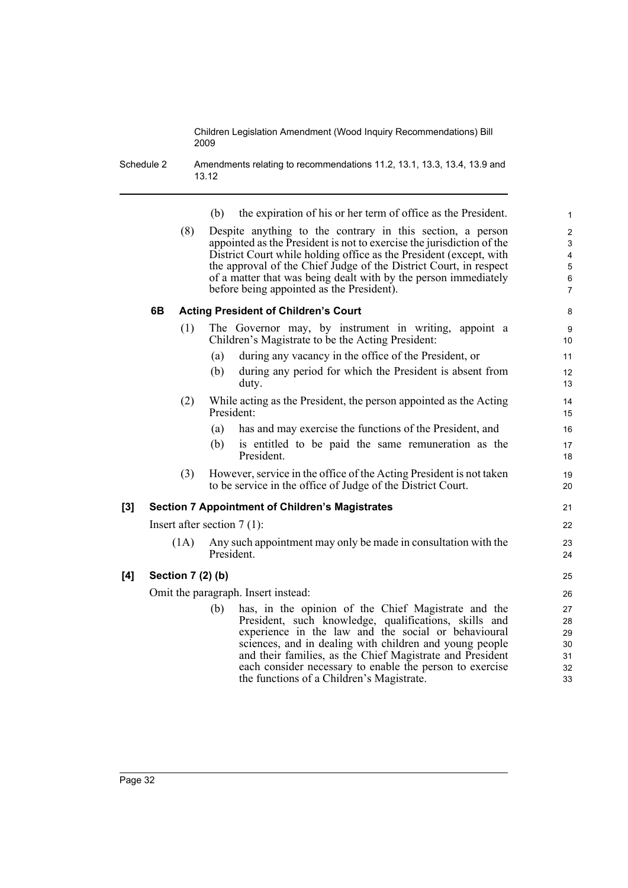(b) the expiration of his or her term of office as the President.

(8) Despite anything to the contrary in this section, a person appointed as the President is not to exercise the jurisdiction of the District Court while holding office as the President (except, with the approval of the Chief Judge of the District Court, in respect of a matter that was being dealt with by the person immediately before being appointed as the President).

**6B Acting President of Children's Court**

(1) The Governor may, by instrument in writing, appoint a Children's Magistrate to be the Acting President:

(a) during any vacancy in the office of the President, or

(b) during any period for which the President is absent from duty.

(2) While acting as the President, the person appointed as the Acting President:

(a) has and may exercise the functions of the President, and

(b) is entitled to be paid the same remuneration as the President.

(3) However, service in the office of the Acting President is not taken to be service in the office of Judge of the District Court.

**[3] Section 7 Appointment of Children's Magistrates**

Insert after section 7 (1):

(1A) Any such appointment may only be made in consultation with the President.

**[4] Section 7 (2) (b)**

Omit the paragraph. Insert instead:

(b) has, in the opinion of the Chief Magistrate and the President, such knowledge, qualifications, skills and experience in the law and the social or behavioural sciences, and in dealing with children and young people and their families, as the Chief Magistrate and President each consider necessary to enable the person to exercise the functions of a Children's Magistrate.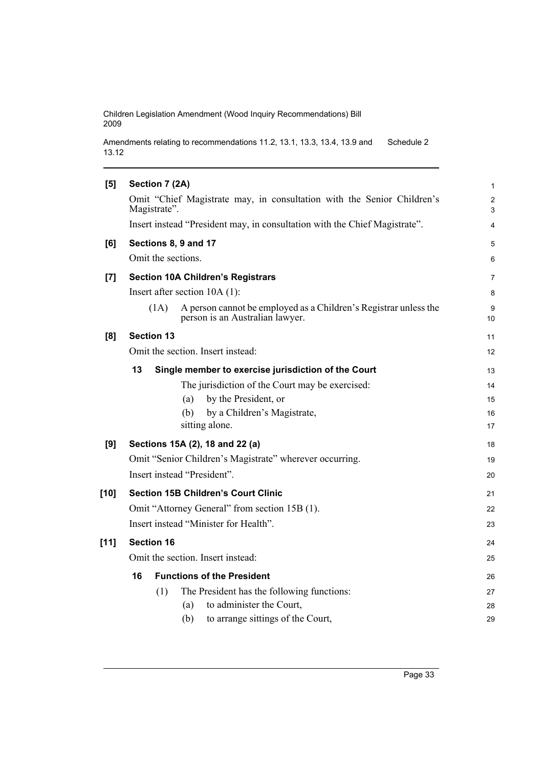**[5] Section 7 (2A)**

Omit "Chief Magistrate may, in consultation with the Senior Children's Magistrate".

Insert instead "President may, in consultation with the Chief Magistrate".

**[6] Sections 8, 9 and 17**

Omit the sections.

**[7] Section 10A Children's Registrars**

Insert after section 10A (1):

(1A) A person cannot be employed as a Children's Registrar unless the person is an Australian lawyer.

**[8] Section 13**

Omit the section. Insert instead:

**13 Single member to exercise jurisdiction of the Court**

The jurisdiction of the Court may be exercised:

(a) by the President, or

(b) by a Children's Magistrate,

sitting alone.

**[9] Sections 15A (2), 18 and 22 (a)**

Omit "Senior Children's Magistrate" wherever occurring.

Insert instead "President".

**[10] Section 15B Children's Court Clinic**

Omit "Attorney General" from section 15B (1).

Insert instead "Minister for Health".

**[11] Section 16**

Omit the section. Insert instead:

**16 Functions of the President**

(1) The President has the following functions:

(a) to administer the Court,

(b) to arrange sittings of the Court,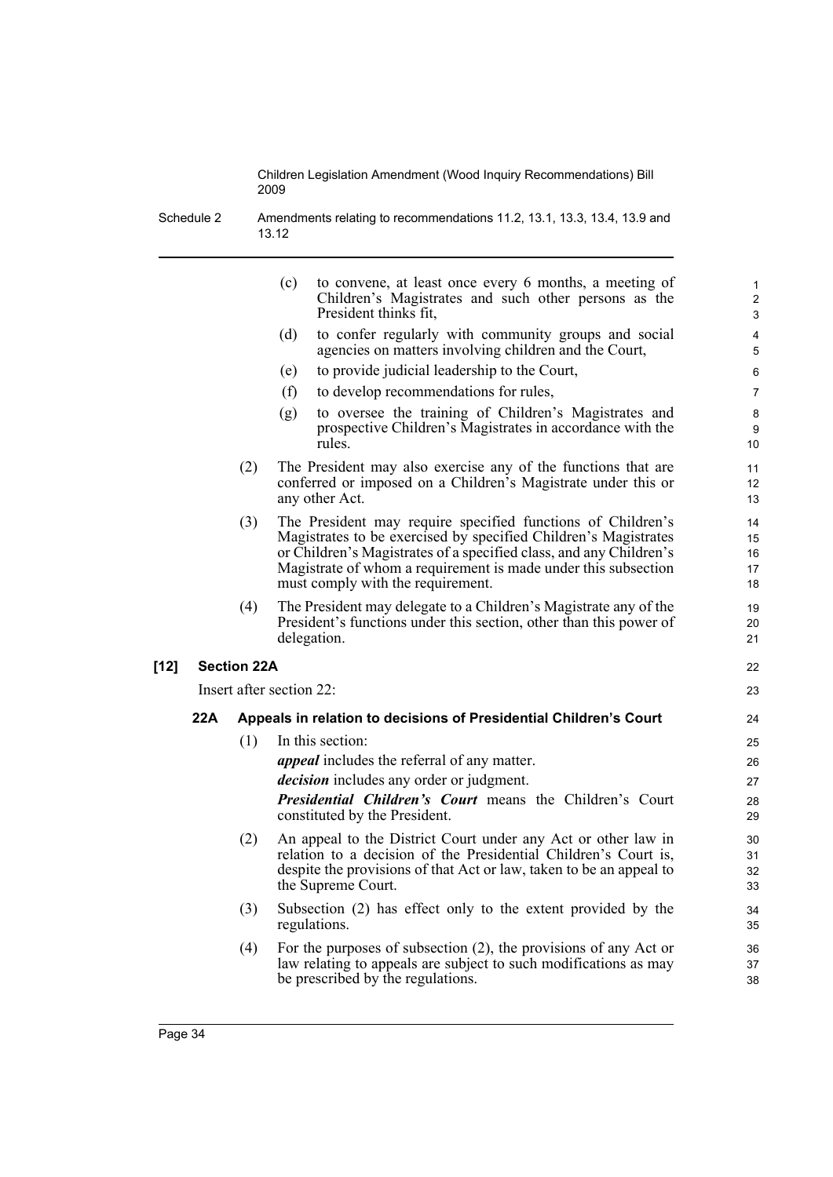(c) to convene, at least once every 6 months, a meeting of Children's Magistrates and such other persons as the President thinks fit,

(d) to confer regularly with community groups and social agencies on matters involving children and the Court,

(e) to provide judicial leadership to the Court,

(f) to develop recommendations for rules,

(g) to oversee the training of Children's Magistrates and prospective Children's Magistrates in accordance with the rules.

(2) The President may also exercise any of the functions that are conferred or imposed on a Children's Magistrate under this or any other Act.

(3) The President may require specified functions of Children's Magistrates to be exercised by specified Children's Magistrates or Children's Magistrates of a specified class, and any Children's Magistrate of whom a requirement is made under this subsection must comply with the requirement.

(4) The President may delegate to a Children's Magistrate any of the President's functions under this section, other than this power of delegation.

**[12] Section 22A**

Insert after section 22:

**22A Appeals in relation to decisions of Presidential Children's Court**

(1) In this section:

***appeal*** includes the referral of any matter.

***decision*** includes any order or judgment.

***Presidential Children's Court*** means the Children's Court constituted by the President.

(2) An appeal to the District Court under any Act or other law in relation to a decision of the Presidential Children's Court is, despite the provisions of that Act or law, taken to be an appeal to the Supreme Court.

(3) Subsection (2) has effect only to the extent provided by the regulations.

(4) For the purposes of subsection (2), the provisions of any Act or law relating to appeals are subject to such modifications as may be prescribed by the regulations.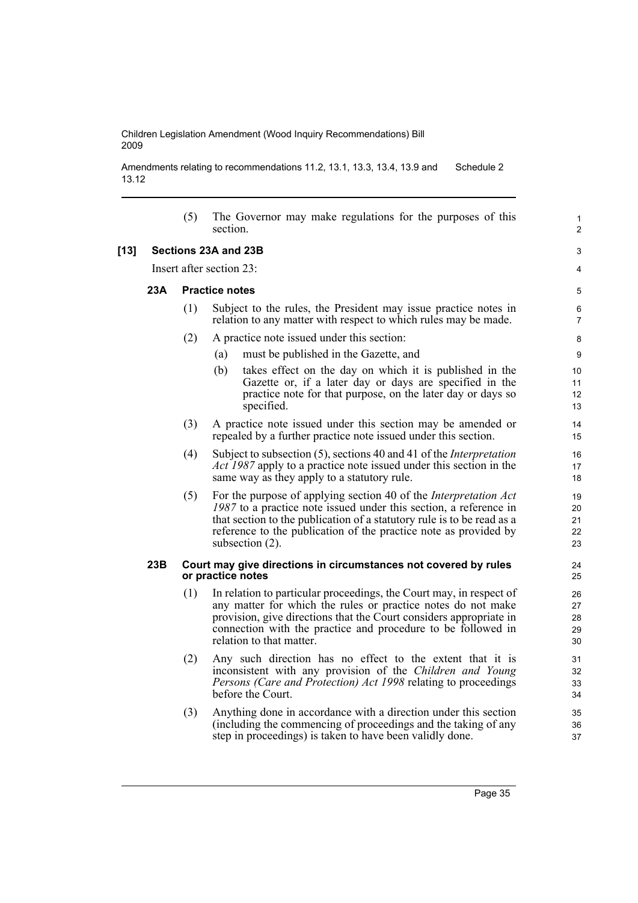(5) The Governor may make regulations for the purposes of this section.

**[13] Sections 23A and 23B**

Insert after section 23:

### 23A Practice notes

(1) Subject to the rules, the President may issue practice notes in relation to any matter with respect to which rules may be made.

(2) A practice note issued under this section:

(a) must be published in the Gazette, and

(b) takes effect on the day on which it is published in the Gazette or, if a later day or days are specified in the practice note for that purpose, on the later day or days so specified.

(3) A practice note issued under this section may be amended or repealed by a further practice note issued under this section.

(4) Subject to subsection (5), sections 40 and 41 of the *Interpretation Act 1987* apply to a practice note issued under this section in the same way as they apply to a statutory rule.

(5) For the purpose of applying section 40 of the *Interpretation Act 1987* to a practice note issued under this section, a reference in that section to the publication of a statutory rule is to be read as a reference to the publication of the practice note as provided by subsection (2).

### 23B Court may give directions in circumstances not covered by rules or practice notes

(1) In relation to particular proceedings, the Court may, in respect of any matter for which the rules or practice notes do not make provision, give directions that the Court considers appropriate in connection with the practice and procedure to be followed in relation to that matter.

(2) Any such direction has no effect to the extent that it is inconsistent with any provision of the *Children and Young Persons (Care and Protection) Act 1998* relating to proceedings before the Court.

(3) Anything done in accordance with a direction under this section (including the commencing of proceedings and the taking of any step in proceedings) is taken to have been validly done.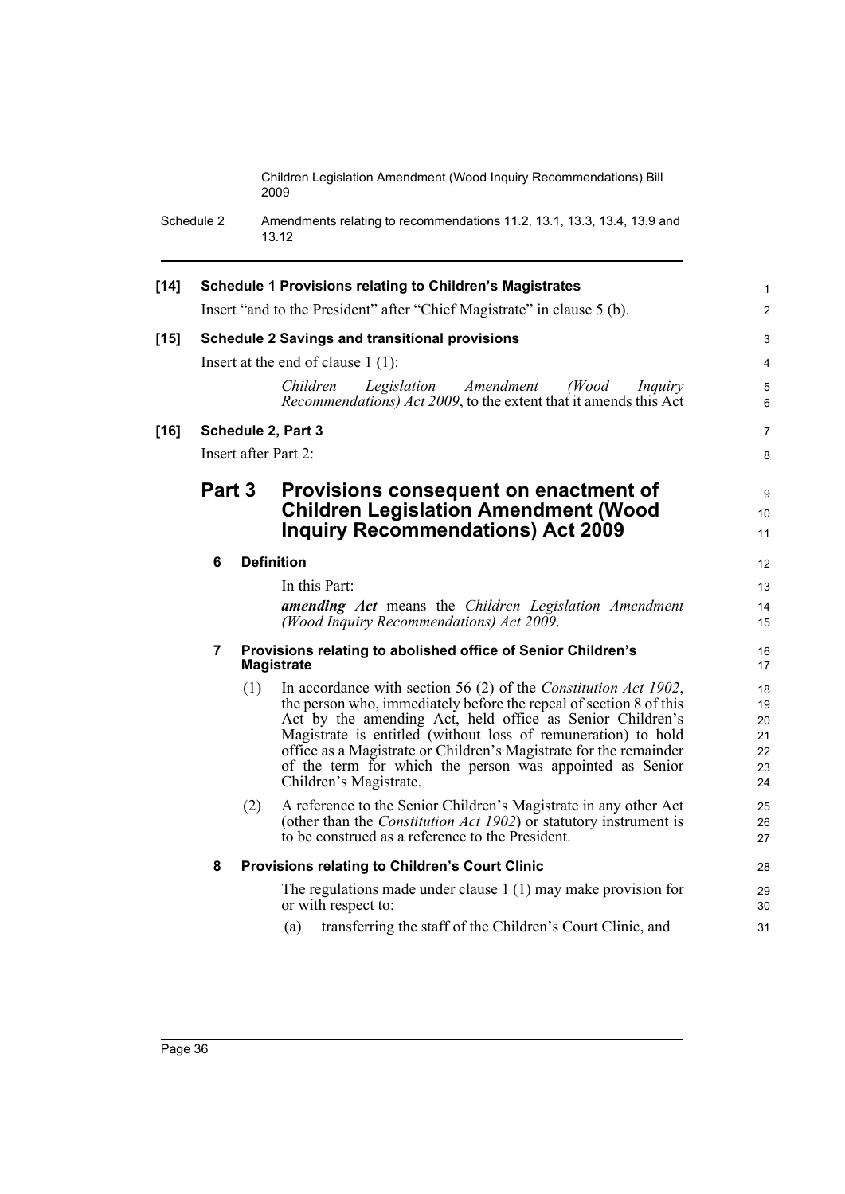**[14] Schedule 1 Provisions relating to Children's Magistrates**

Insert "and to the President" after "Chief Magistrate" in clause 5 (b).

**[15] Schedule 2 Savings and transitional provisions**

Insert at the end of clause 1 (1):

> *Children Legislation Amendment (Wood Inquiry Recommendations) Act 2009*, to the extent that it amends this Act

**[16] Schedule 2, Part 3**

Insert after Part 2:

## Part 3 Provisions consequent on enactment of Children Legislation Amendment (Wood Inquiry Recommendations) Act 2009

### 6 Definition

In this Part:

***amending Act*** means the *Children Legislation Amendment (Wood Inquiry Recommendations) Act 2009*.

### 7 Provisions relating to abolished office of Senior Children's Magistrate

(1) In accordance with section 56 (2) of the *Constitution Act 1902*, the person who, immediately before the repeal of section 8 of this Act by the amending Act, held office as Senior Children's Magistrate is entitled (without loss of remuneration) to hold office as a Magistrate or Children's Magistrate for the remainder of the term for which the person was appointed as Senior Children's Magistrate.

(2) A reference to the Senior Children's Magistrate in any other Act (other than the *Constitution Act 1902*) or statutory instrument is to be construed as a reference to the President.

### 8 Provisions relating to Children's Court Clinic

The regulations made under clause 1 (1) may make provision for or with respect to:

(a) transferring the staff of the Children's Court Clinic, and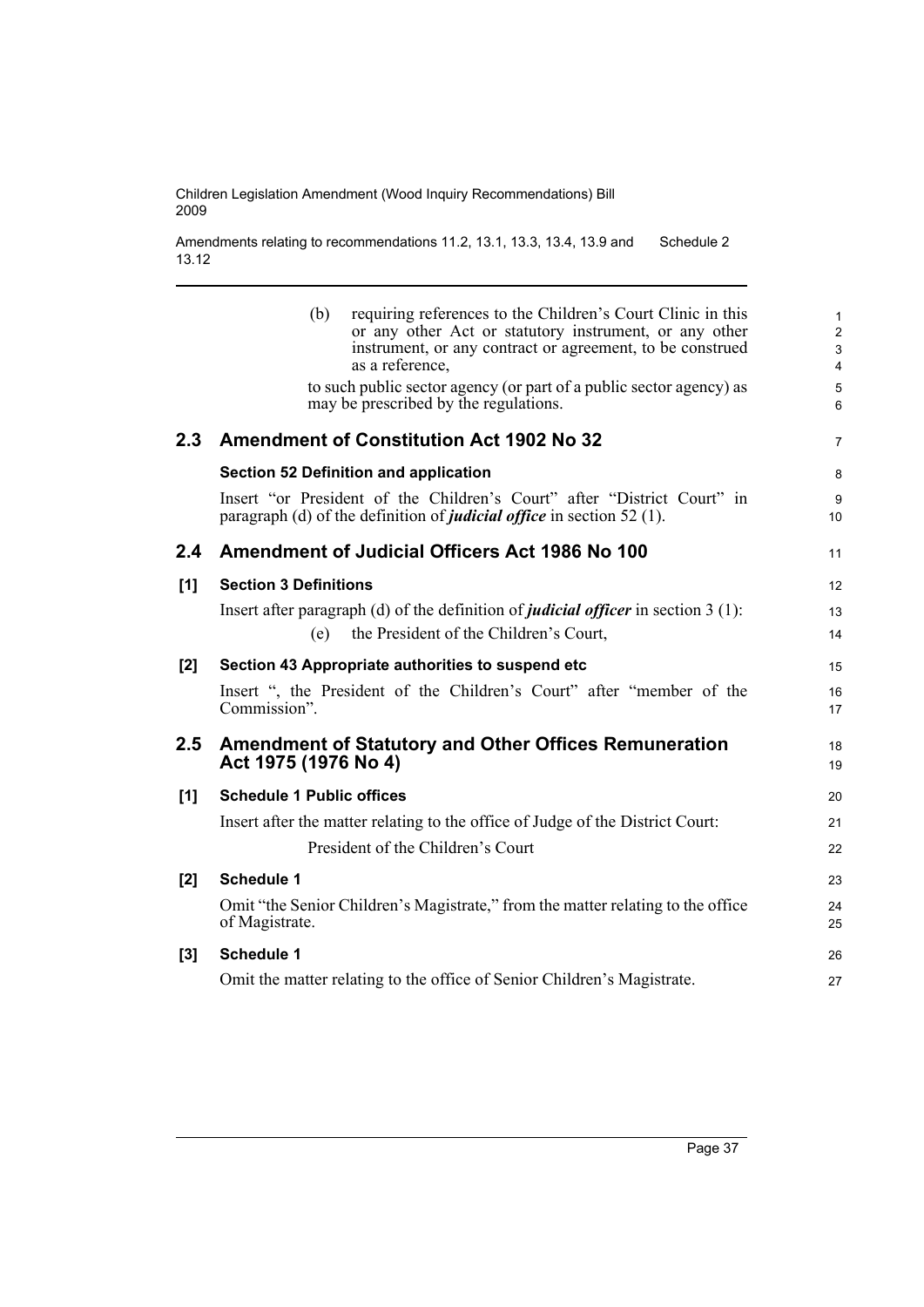(b) requiring references to the Children's Court Clinic in this or any other Act or statutory instrument, or any other instrument, or any contract or agreement, to be construed as a reference,

to such public sector agency (or part of a public sector agency) as may be prescribed by the regulations.

## 2.3 Amendment of Constitution Act 1902 No 32

### Section 52 Definition and application

Insert "or President of the Children's Court" after "District Court" in paragraph (d) of the definition of ***judicial office*** in section 52 (1).

## 2.4 Amendment of Judicial Officers Act 1986 No 100

### [1] Section 3 Definitions

Insert after paragraph (d) of the definition of ***judicial officer*** in section 3 (1):

(e) the President of the Children's Court,

### [2] Section 43 Appropriate authorities to suspend etc

Insert ", the President of the Children's Court" after "member of the Commission".

## 2.5 Amendment of Statutory and Other Offices Remuneration Act 1975 (1976 No 4)

### [1] Schedule 1 Public offices

Insert after the matter relating to the office of Judge of the District Court:

President of the Children's Court

### [2] Schedule 1

Omit "the Senior Children's Magistrate," from the matter relating to the office of Magistrate.

### [3] Schedule 1

Omit the matter relating to the office of Senior Children's Magistrate.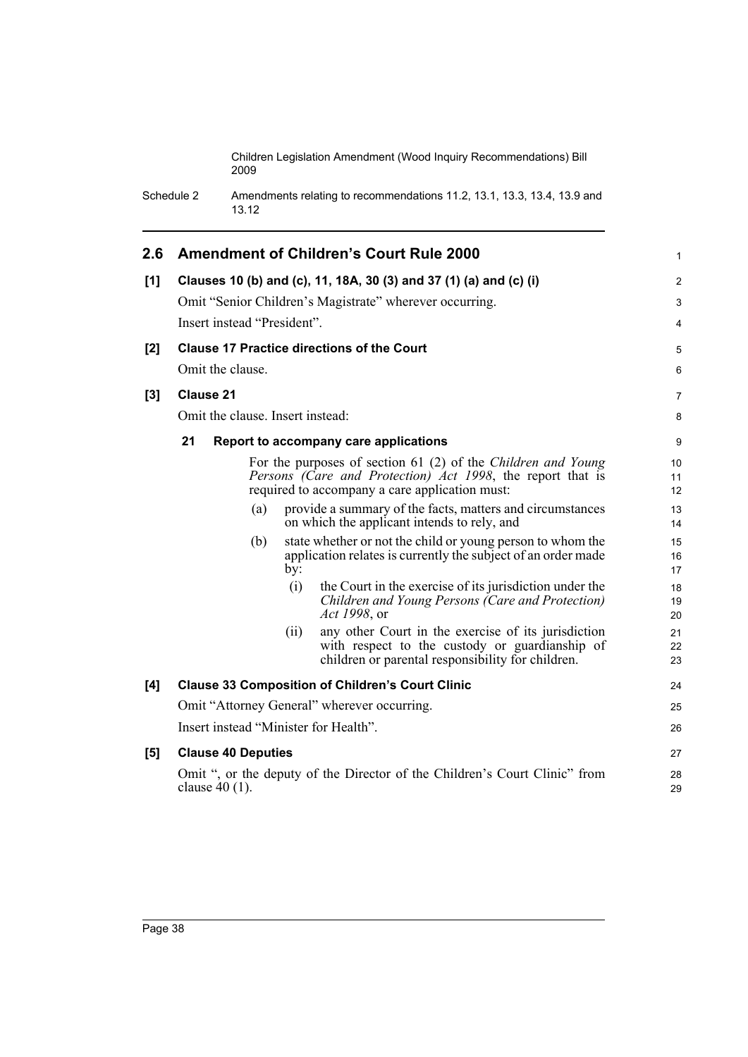## 2.6 Amendment of Children's Court Rule 2000

**[1] Clauses 10 (b) and (c), 11, 18A, 30 (3) and 37 (1) (a) and (c) (i)**

Omit "Senior Children's Magistrate" wherever occurring.

Insert instead "President".

**[2] Clause 17 Practice directions of the Court**

Omit the clause.

**[3] Clause 21**

Omit the clause. Insert instead:

**21 Report to accompany care applications**

For the purposes of section 61 (2) of the *Children and Young Persons (Care and Protection) Act 1998*, the report that is required to accompany a care application must:

(a) provide a summary of the facts, matters and circumstances on which the applicant intends to rely, and

(b) state whether or not the child or young person to whom the application relates is currently the subject of an order made by:

(i) the Court in the exercise of its jurisdiction under the *Children and Young Persons (Care and Protection) Act 1998*, or

(ii) any other Court in the exercise of its jurisdiction with respect to the custody or guardianship of children or parental responsibility for children.

**[4] Clause 33 Composition of Children's Court Clinic**

Omit "Attorney General" wherever occurring.

Insert instead "Minister for Health".

**[5] Clause 40 Deputies**

Omit ", or the deputy of the Director of the Children's Court Clinic" from clause 40 (1).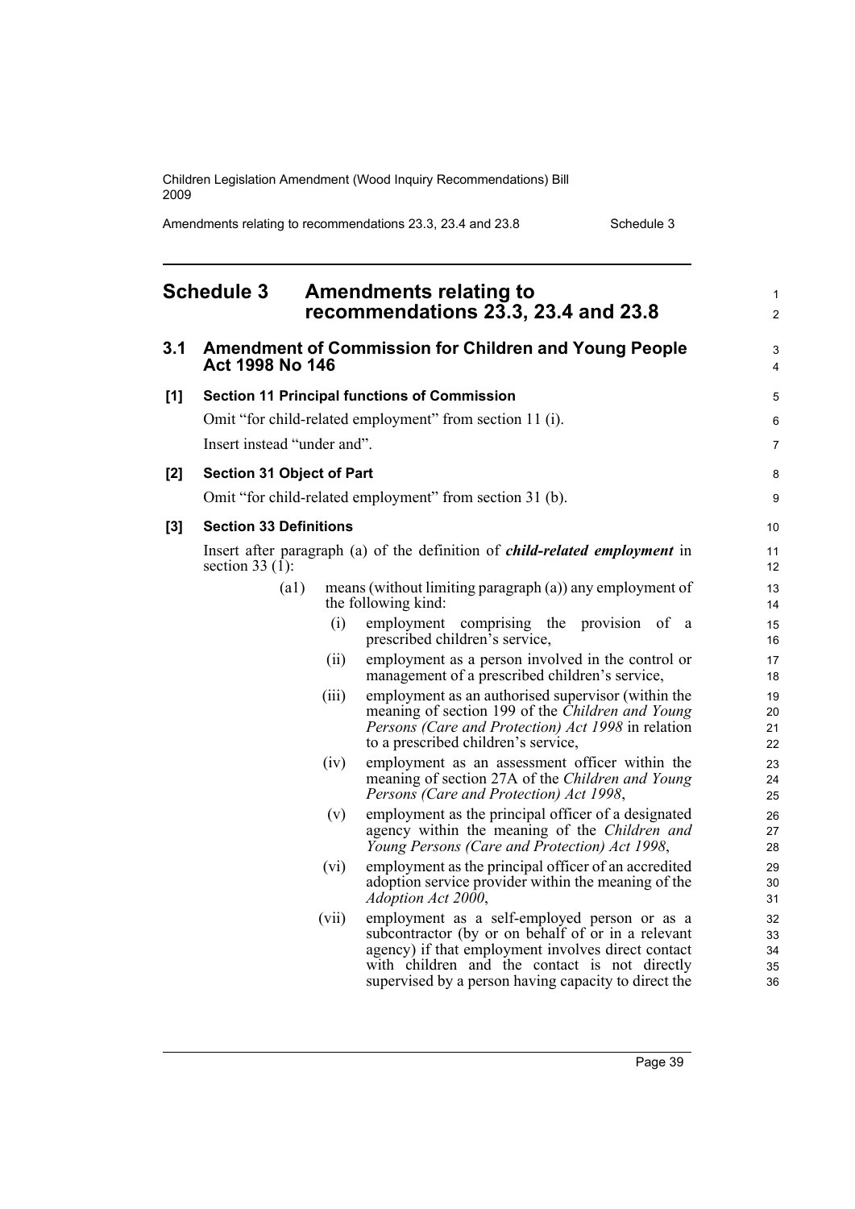## Schedule 3 Amendments relating to recommendations 23.3, 23.4 and 23.8

### 3.1 Amendment of Commission for Children and Young People Act 1998 No 146

**[1] Section 11 Principal functions of Commission**

Omit "for child-related employment" from section 11 (i).

Insert instead "under and".

**[2] Section 31 Object of Part**

Omit "for child-related employment" from section 31 (b).

**[3] Section 33 Definitions**

Insert after paragraph (a) of the definition of ***child-related employment*** in section 33 (1):

> (a1) means (without limiting paragraph (a)) any employment of the following kind:
>
> (i) employment comprising the provision of a prescribed children's service,
>
> (ii) employment as a person involved in the control or management of a prescribed children's service,
>
> (iii) employment as an authorised supervisor (within the meaning of section 199 of the *Children and Young Persons (Care and Protection) Act 1998* in relation to a prescribed children's service,
>
> (iv) employment as an assessment officer within the meaning of section 27A of the *Children and Young Persons (Care and Protection) Act 1998*,
>
> (v) employment as the principal officer of a designated agency within the meaning of the *Children and Young Persons (Care and Protection) Act 1998*,
>
> (vi) employment as the principal officer of an accredited adoption service provider within the meaning of the *Adoption Act 2000*,
>
> (vii) employment as a self-employed person or as a subcontractor (by or on behalf of or in a relevant agency) if that employment involves direct contact with children and the contact is not directly supervised by a person having capacity to direct the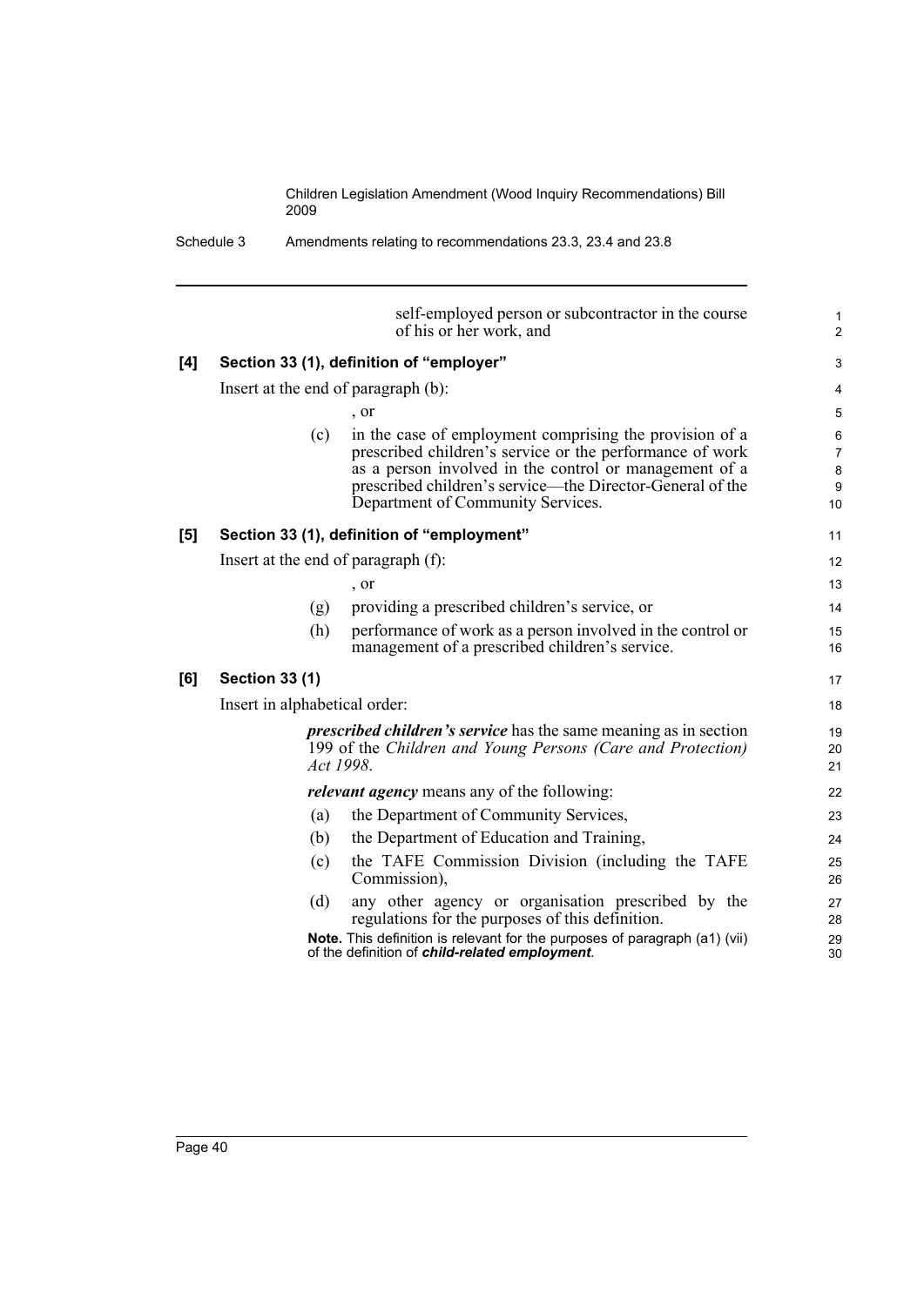self-employed person or subcontractor in the course of his or her work, and

**[4] Section 33 (1), definition of "employer"**

Insert at the end of paragraph (b):

, or

(c) in the case of employment comprising the provision of a prescribed children's service or the performance of work as a person involved in the control or management of a prescribed children's service—the Director-General of the Department of Community Services.

**[5] Section 33 (1), definition of "employment"**

Insert at the end of paragraph (f):

, or

(g) providing a prescribed children's service, or

(h) performance of work as a person involved in the control or management of a prescribed children's service.

**[6] Section 33 (1)**

Insert in alphabetical order:

***prescribed children's service*** has the same meaning as in section 199 of the *Children and Young Persons (Care and Protection) Act 1998*.

***relevant agency*** means any of the following:

(a) the Department of Community Services,

(b) the Department of Education and Training,

(c) the TAFE Commission Division (including the TAFE Commission),

(d) any other agency or organisation prescribed by the regulations for the purposes of this definition.

**Note.** This definition is relevant for the purposes of paragraph (a1) (vii) of the definition of ***child-related employment***.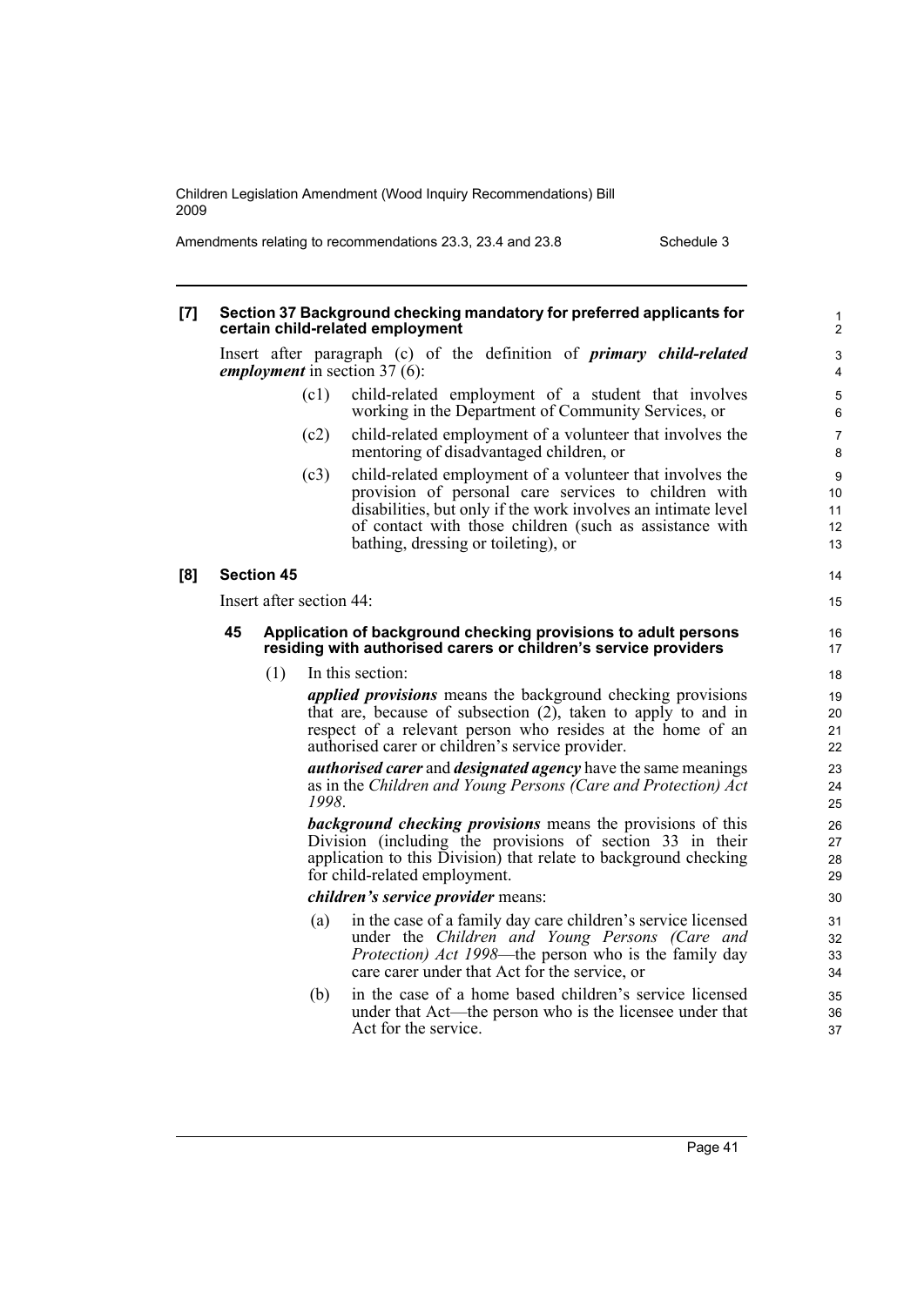**[7] Section 37 Background checking mandatory for preferred applicants for certain child-related employment**

Insert after paragraph (c) of the definition of ***primary child-related employment*** in section 37 (6):

(c1) child-related employment of a student that involves working in the Department of Community Services, or

(c2) child-related employment of a volunteer that involves the mentoring of disadvantaged children, or

(c3) child-related employment of a volunteer that involves the provision of personal care services to children with disabilities, but only if the work involves an intimate level of contact with those children (such as assistance with bathing, dressing or toileting), or

**[8] Section 45**

Insert after section 44:

**45 Application of background checking provisions to adult persons residing with authorised carers or children's service providers**

(1) In this section:

***applied provisions*** means the background checking provisions that are, because of subsection (2), taken to apply to and in respect of a relevant person who resides at the home of an authorised carer or children's service provider.

***authorised carer*** and ***designated agency*** have the same meanings as in the *Children and Young Persons (Care and Protection) Act 1998*.

***background checking provisions*** means the provisions of this Division (including the provisions of section 33 in their application to this Division) that relate to background checking for child-related employment.

***children's service provider*** means:

(a) in the case of a family day care children's service licensed under the *Children and Young Persons (Care and Protection) Act 1998*—the person who is the family day care carer under that Act for the service, or

(b) in the case of a home based children's service licensed under that Act—the person who is the licensee under that Act for the service.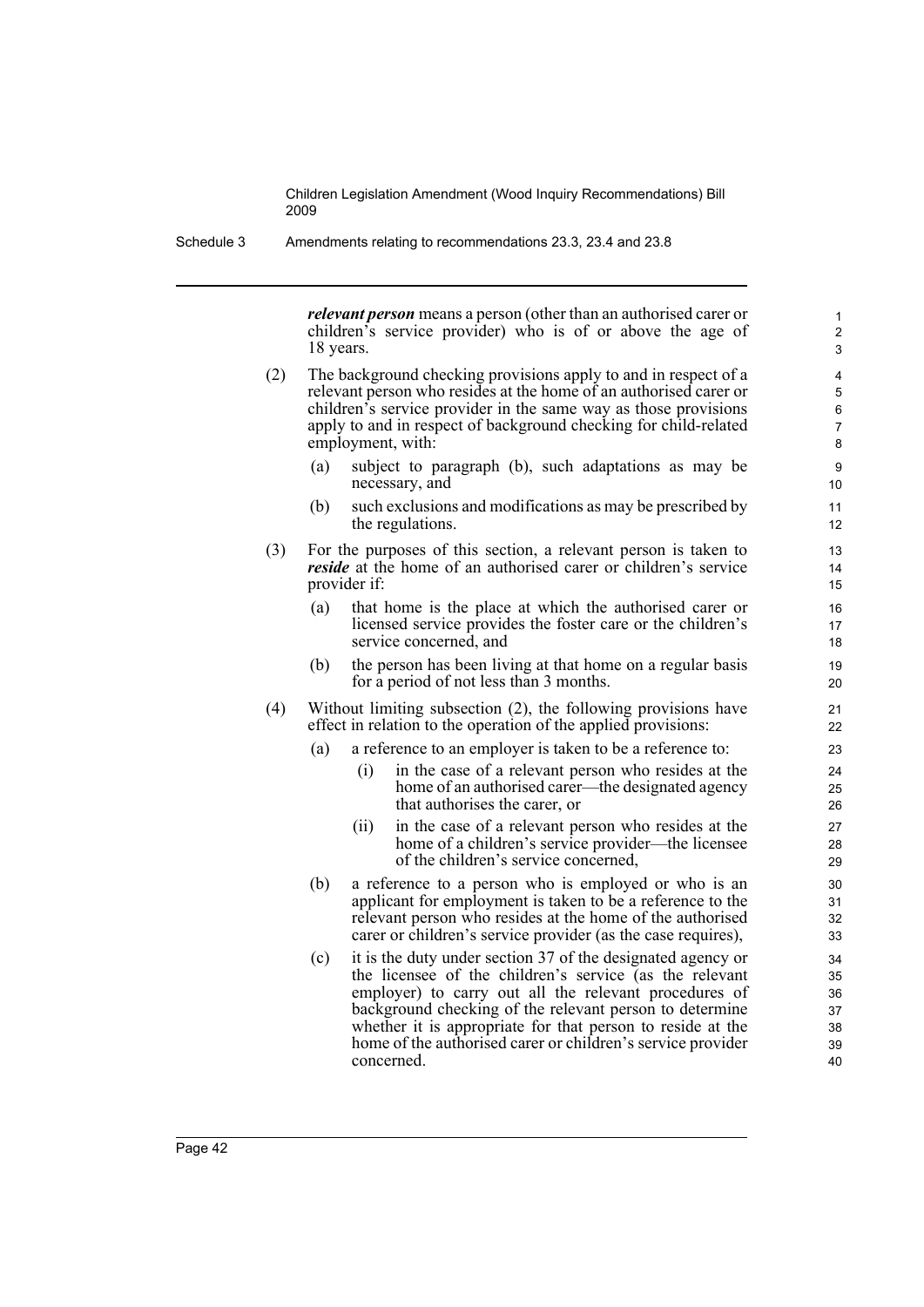***relevant person*** means a person (other than an authorised carer or children's service provider) who is of or above the age of 18 years.

(2) The background checking provisions apply to and in respect of a relevant person who resides at the home of an authorised carer or children's service provider in the same way as those provisions apply to and in respect of background checking for child-related employment, with:

(a) subject to paragraph (b), such adaptations as may be necessary, and

(b) such exclusions and modifications as may be prescribed by the regulations.

(3) For the purposes of this section, a relevant person is taken to ***reside*** at the home of an authorised carer or children's service provider if:

(a) that home is the place at which the authorised carer or licensed service provides the foster care or the children's service concerned, and

(b) the person has been living at that home on a regular basis for a period of not less than 3 months.

(4) Without limiting subsection (2), the following provisions have effect in relation to the operation of the applied provisions:

(a) a reference to an employer is taken to be a reference to:

(i) in the case of a relevant person who resides at the home of an authorised carer—the designated agency that authorises the carer, or

(ii) in the case of a relevant person who resides at the home of a children's service provider—the licensee of the children's service concerned,

(b) a reference to a person who is employed or who is an applicant for employment is taken to be a reference to the relevant person who resides at the home of the authorised carer or children's service provider (as the case requires),

(c) it is the duty under section 37 of the designated agency or the licensee of the children's service (as the relevant employer) to carry out all the relevant procedures of background checking of the relevant person to determine whether it is appropriate for that person to reside at the home of the authorised carer or children's service provider concerned.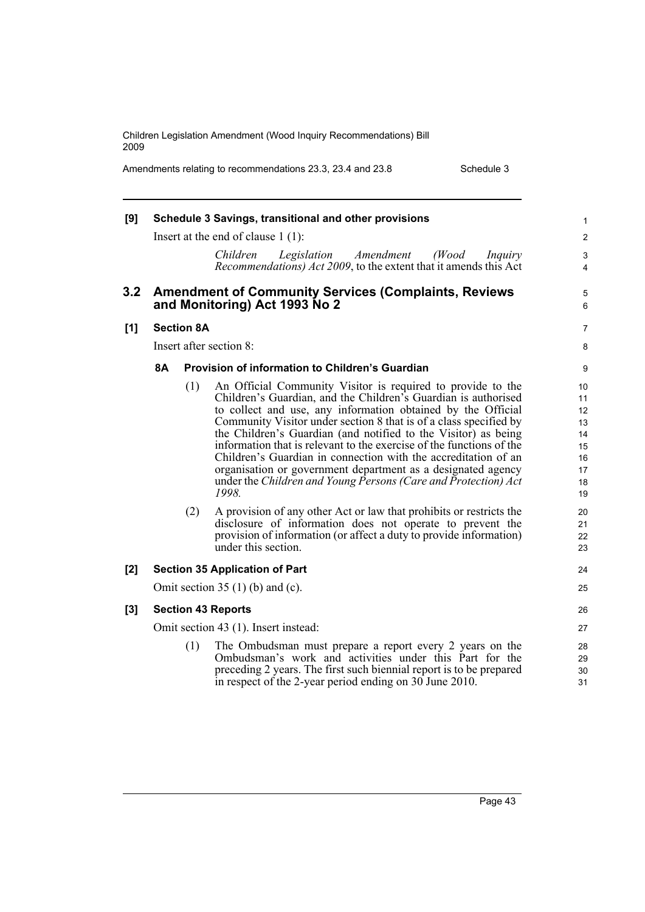**[9] Schedule 3 Savings, transitional and other provisions**

Insert at the end of clause 1 (1):

*Children Legislation Amendment (Wood Inquiry Recommendations) Act 2009*, to the extent that it amends this Act

## 3.2 Amendment of Community Services (Complaints, Reviews and Monitoring) Act 1993 No 2

**[1] Section 8A**

Insert after section 8:

**8A Provision of information to Children's Guardian**

(1) An Official Community Visitor is required to provide to the Children's Guardian, and the Children's Guardian is authorised to collect and use, any information obtained by the Official Community Visitor under section 8 that is of a class specified by the Children's Guardian (and notified to the Visitor) as being information that is relevant to the exercise of the functions of the Children's Guardian in connection with the accreditation of an organisation or government department as a designated agency under the *Children and Young Persons (Care and Protection) Act 1998*.

(2) A provision of any other Act or law that prohibits or restricts the disclosure of information does not operate to prevent the provision of information (or affect a duty to provide information) under this section.

**[2] Section 35 Application of Part**

Omit section 35 (1) (b) and (c).

**[3] Section 43 Reports**

Omit section 43 (1). Insert instead:

(1) The Ombudsman must prepare a report every 2 years on the Ombudsman's work and activities under this Part for the preceding 2 years. The first such biennial report is to be prepared in respect of the 2-year period ending on 30 June 2010.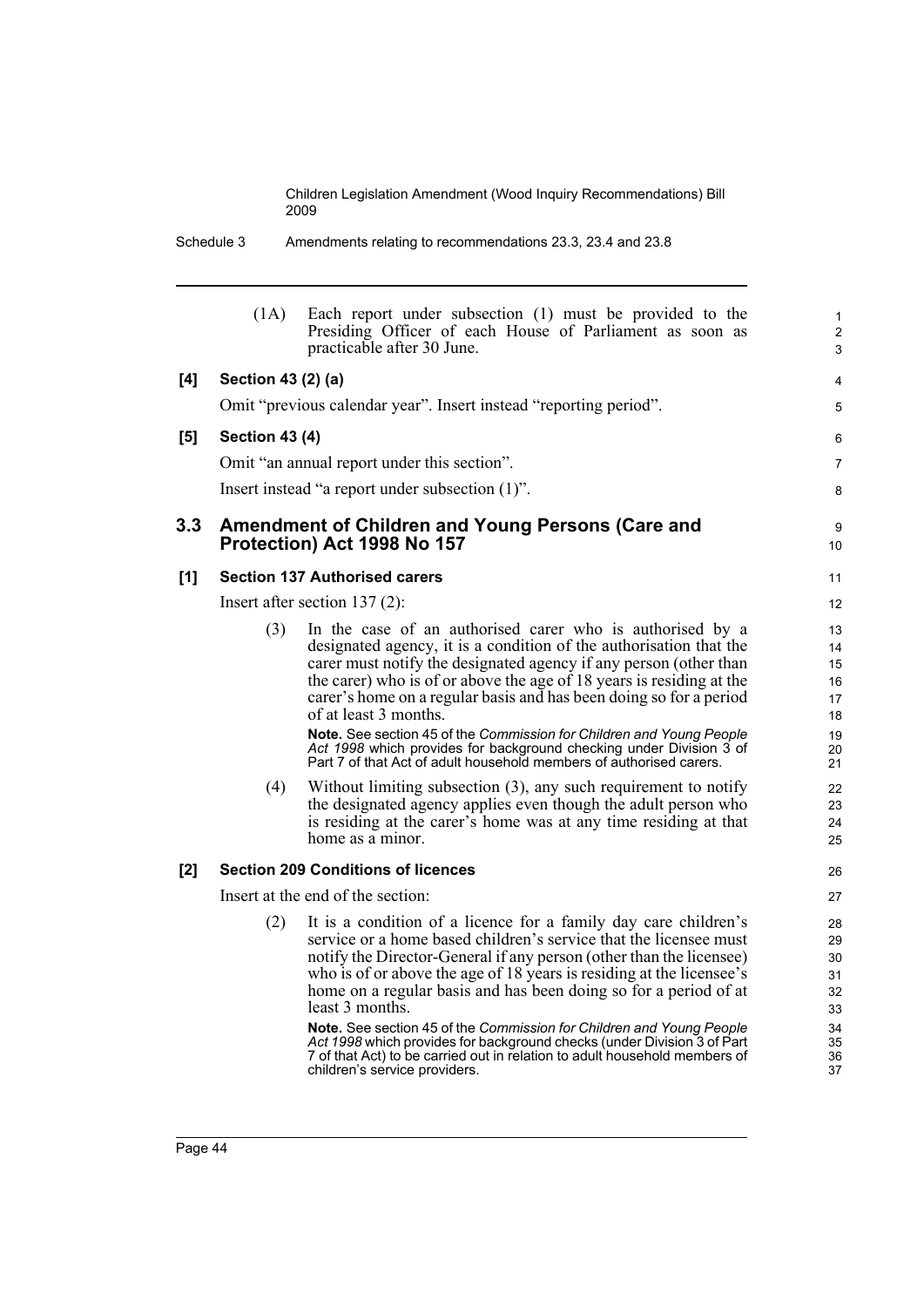(1A) Each report under subsection (1) must be provided to the Presiding Officer of each House of Parliament as soon as practicable after 30 June.

**[4] Section 43 (2) (a)**

Omit "previous calendar year". Insert instead "reporting period".

**[5] Section 43 (4)**

Omit "an annual report under this section".

Insert instead "a report under subsection (1)".

## 3.3 Amendment of Children and Young Persons (Care and Protection) Act 1998 No 157

**[1] Section 137 Authorised carers**

Insert after section 137 (2):

(3) In the case of an authorised carer who is authorised by a designated agency, it is a condition of the authorisation that the carer must notify the designated agency if any person (other than the carer) who is of or above the age of 18 years is residing at the carer's home on a regular basis and has been doing so for a period of at least 3 months.

**Note.** See section 45 of the *Commission for Children and Young People Act 1998* which provides for background checking under Division 3 of Part 7 of that Act of adult household members of authorised carers.

(4) Without limiting subsection (3), any such requirement to notify the designated agency applies even though the adult person who is residing at the carer's home was at any time residing at that home as a minor.

**[2] Section 209 Conditions of licences**

Insert at the end of the section:

(2) It is a condition of a licence for a family day care children's service or a home based children's service that the licensee must notify the Director-General if any person (other than the licensee) who is of or above the age of 18 years is residing at the licensee's home on a regular basis and has been doing so for a period of at least 3 months.

**Note.** See section 45 of the *Commission for Children and Young People Act 1998* which provides for background checks (under Division 3 of Part 7 of that Act) to be carried out in relation to adult household members of children's service providers.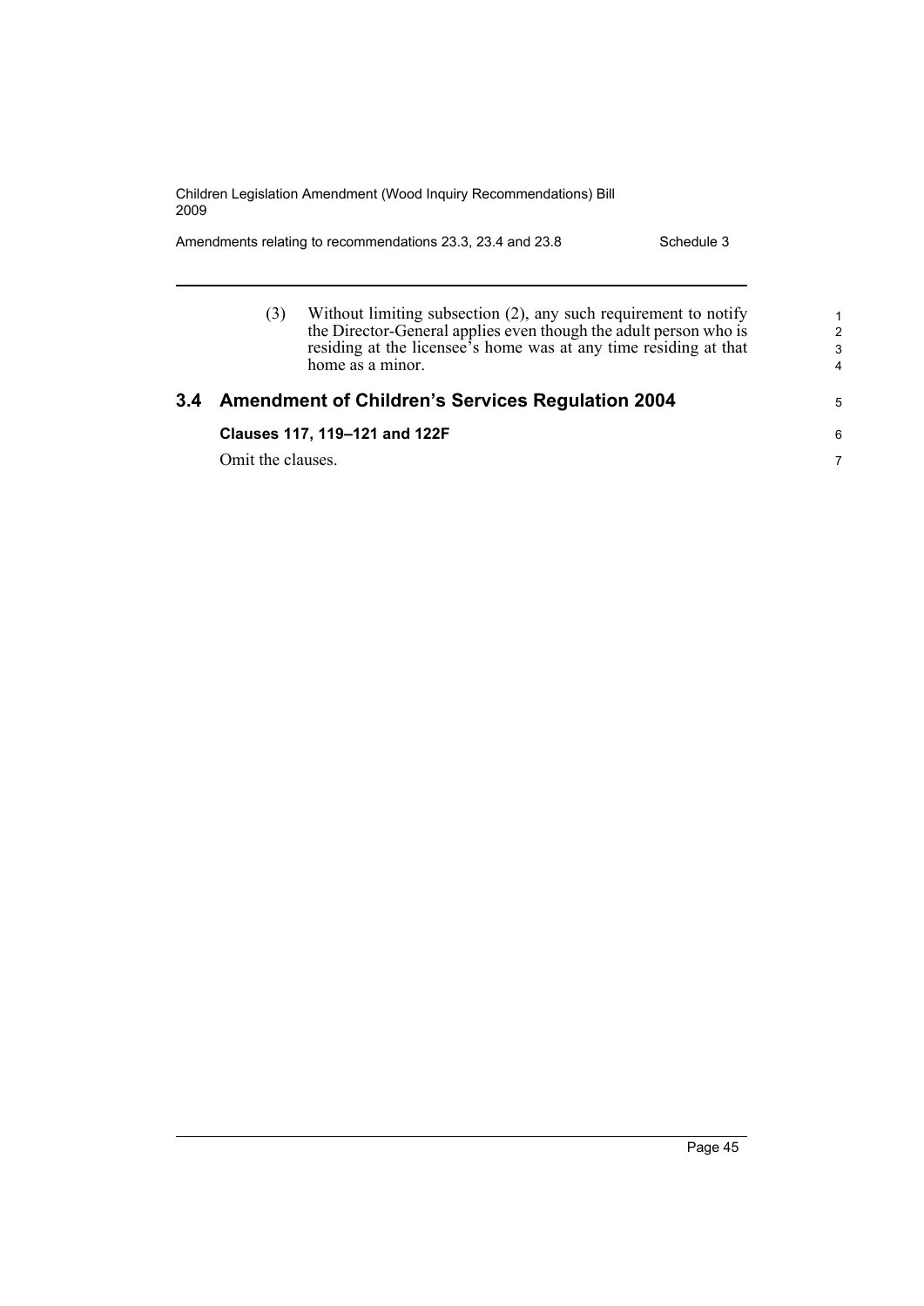(3) Without limiting subsection (2), any such requirement to notify the Director-General applies even though the adult person who is residing at the licensee's home was at any time residing at that home as a minor.

## 3.4 Amendment of Children's Services Regulation 2004

**Clauses 117, 119–121 and 122F**

Omit the clauses.